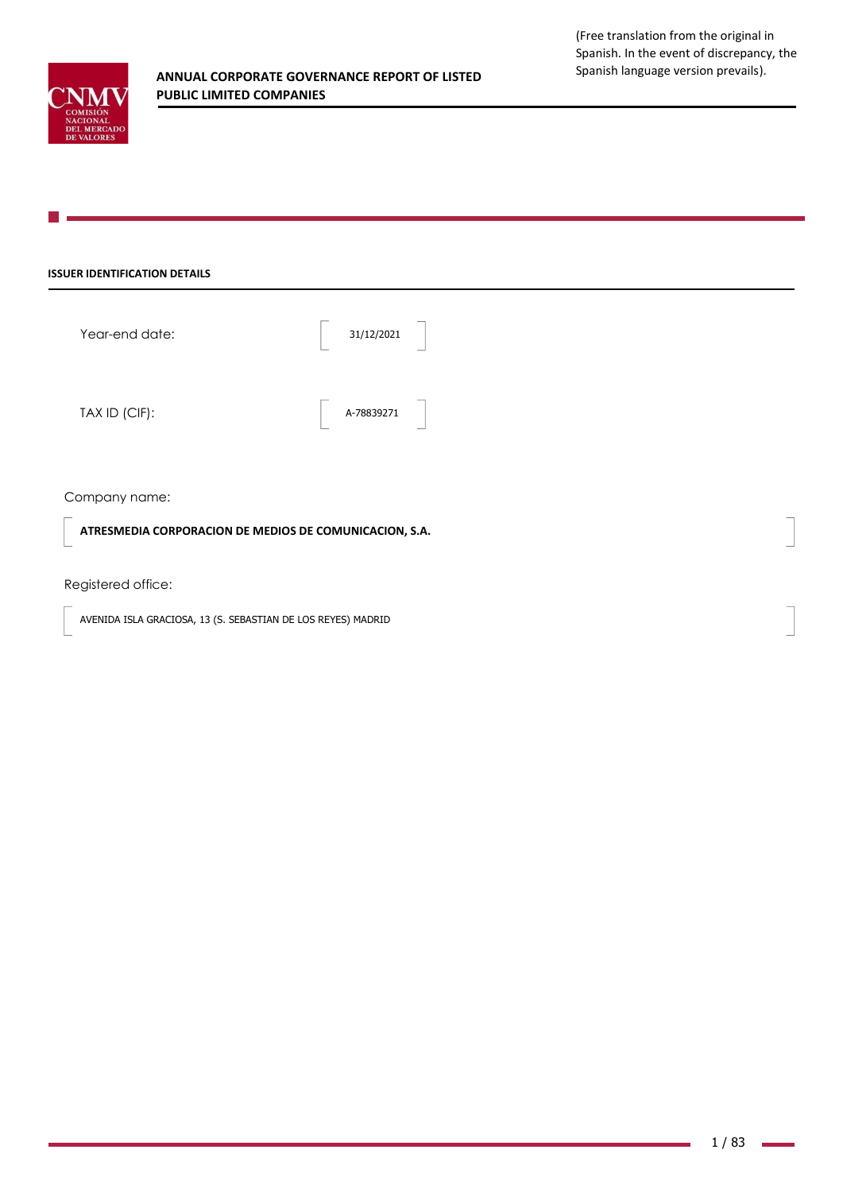(Free translation from the original in Spanish. In the event of discrepancy, the Spanish language version prevails).

# ANNUAL CORPORATE GOVERNANCE REPORT OF LISTED PUBLIC LIMITED COMPANIES

## ISSUER IDENTIFICATION DETAILS

Year-end date: 31/12/2021

TAX ID (CIF): A-78839271

Company name:

**ATRESMEDIA CORPORACION DE MEDIOS DE COMUNICACION, S.A.**

Registered office:

AVENIDA ISLA GRACIOSA, 13 (S. SEBASTIAN DE LOS REYES) MADRID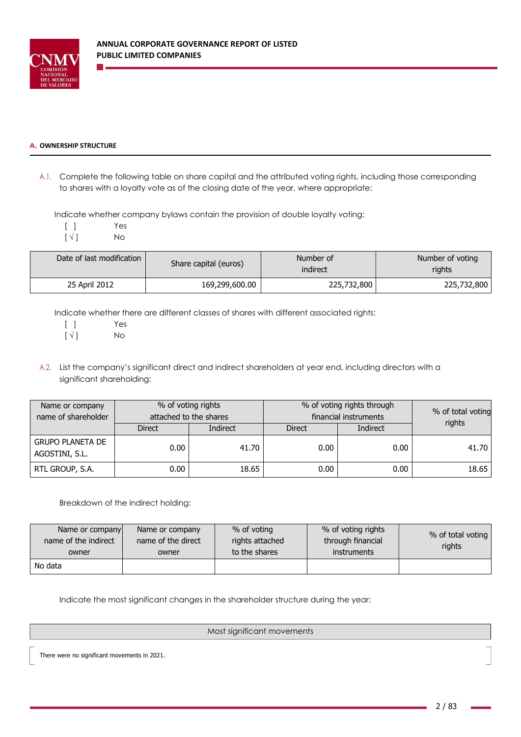## A. OWNERSHIP STRUCTURE

A.1. Complete the following table on share capital and the attributed voting rights, including those corresponding to shares with a loyalty vote as of the closing date of the year, where appropriate:

Indicate whether company bylaws contain the provision of double loyalty voting:

[ ] Yes
[ √ ] No

| Date of last modification | Share capital (euros) | Number of indirect | Number of voting rights |
|---|---|---|---|
| 25 April 2012 | 169,299,600.00 | 225,732,800 | 225,732,800 |

Indicate whether there are different classes of shares with different associated rights:

[ ] Yes
[ √ ] No

A.2. List the company's significant direct and indirect shareholders at year end, including directors with a significant shareholding:

| Name or company name of shareholder | % of voting rights attached to the shares | | % of voting rights through financial instruments | | % of total voting rights |
|---|---|---|---|---|---|
| | Direct | Indirect | Direct | Indirect | |
| GRUPO PLANETA DE AGOSTINI, S.L. | 0.00 | 41.70 | 0.00 | 0.00 | 41.70 |
| RTL GROUP, S.A. | 0.00 | 18.65 | 0.00 | 0.00 | 18.65 |

Breakdown of the indirect holding:

| Name or company name of the indirect owner | Name or company name of the direct owner | % of voting rights attached to the shares | % of voting rights through financial instruments | % of total voting rights |
|---|---|---|---|---|
| No data | | | | |

Indicate the most significant changes in the shareholder structure during the year:

| Most significant movements |
|---|
| There were no significant movements in 2021. |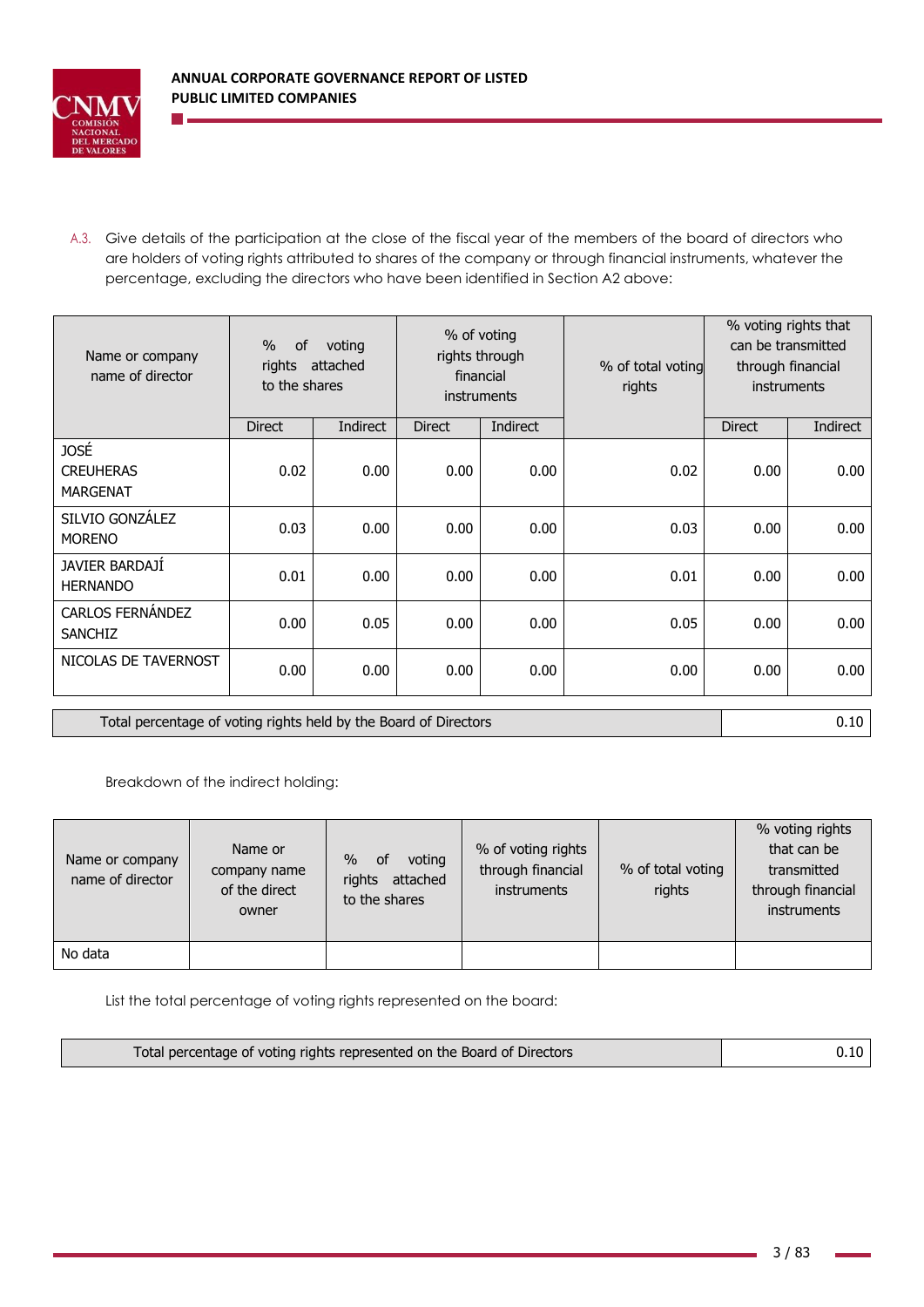A.3. Give details of the participation at the close of the fiscal year of the members of the board of directors who are holders of voting rights attributed to shares of the company or through financial instruments, whatever the percentage, excluding the directors who have been identified in Section A2 above:

| Name or company name of director | % of voting rights attached to the shares | | % of voting rights through financial instruments | | % of total voting rights | % voting rights that can be transmitted through financial instruments | |
|---|---|---|---|---|---|---|---|
| | Direct | Indirect | Direct | Indirect | | Direct | Indirect |
| JOSÉ CREUHERAS MARGENAT | 0.02 | 0.00 | 0.00 | 0.00 | 0.02 | 0.00 | 0.00 |
| SILVIO GONZÁLEZ MORENO | 0.03 | 0.00 | 0.00 | 0.00 | 0.03 | 0.00 | 0.00 |
| JAVIER BARDAJÍ HERNANDO | 0.01 | 0.00 | 0.00 | 0.00 | 0.01 | 0.00 | 0.00 |
| CARLOS FERNÁNDEZ SANCHIZ | 0.00 | 0.05 | 0.00 | 0.00 | 0.05 | 0.00 | 0.00 |
| NICOLAS DE TAVERNOST | 0.00 | 0.00 | 0.00 | 0.00 | 0.00 | 0.00 | 0.00 |

| Total percentage of voting rights held by the Board of Directors | 0.10 |
|---|---|

Breakdown of the indirect holding:

| Name or company name of director | Name or company name of the direct owner | % of voting rights attached to the shares | % of voting rights through financial instruments | % of total voting rights | % voting rights that can be transmitted through financial instruments |
|---|---|---|---|---|---|
| No data | | | | | |

List the total percentage of voting rights represented on the board:

| Total percentage of voting rights represented on the Board of Directors | 0.10 |
|---|---|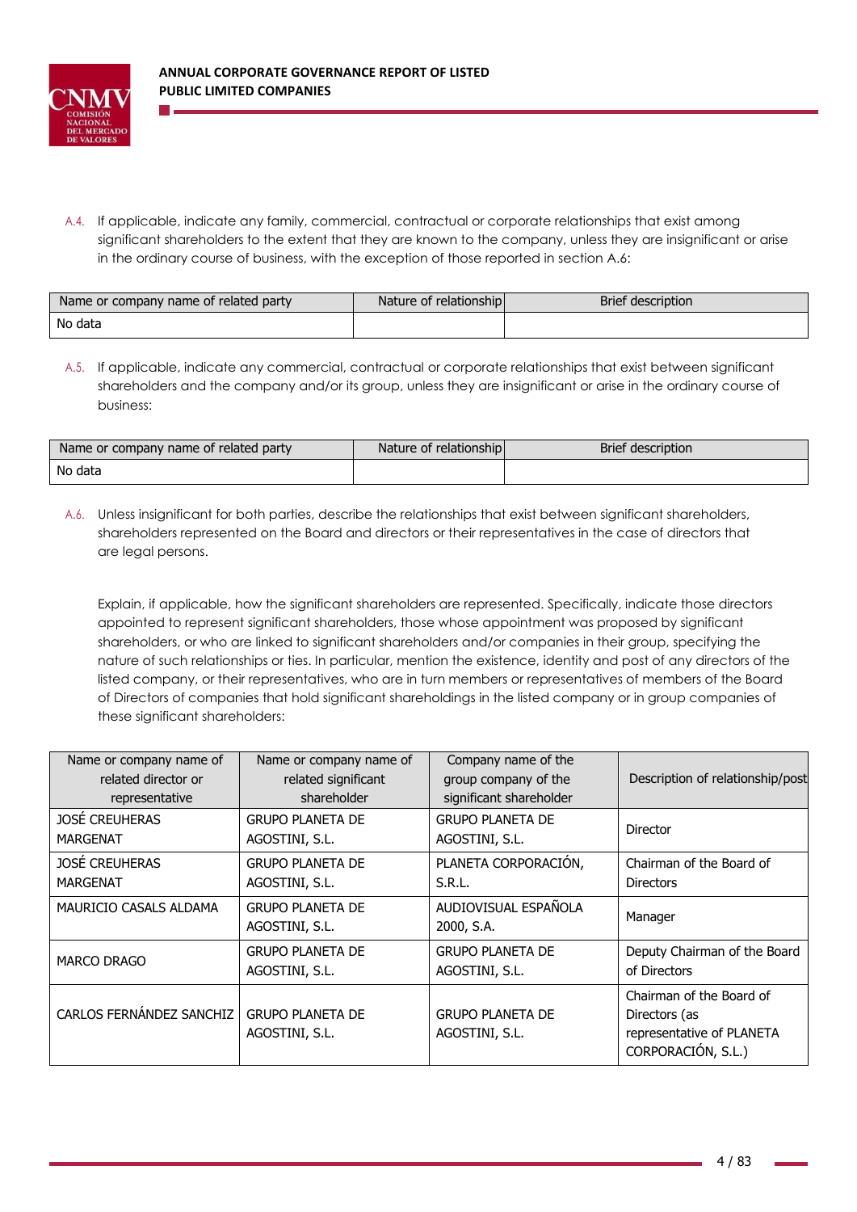A.4. If applicable, indicate any family, commercial, contractual or corporate relationships that exist among significant shareholders to the extent that they are known to the company, unless they are insignificant or arise in the ordinary course of business, with the exception of those reported in section A.6:

| Name or company name of related party | Nature of relationship | Brief description |
|---|---|---|
| No data | | |

A.5. If applicable, indicate any commercial, contractual or corporate relationships that exist between significant shareholders and the company and/or its group, unless they are insignificant or arise in the ordinary course of business:

| Name or company name of related party | Nature of relationship | Brief description |
|---|---|---|
| No data | | |

A.6. Unless insignificant for both parties, describe the relationships that exist between significant shareholders, shareholders represented on the Board and directors or their representatives in the case of directors that are legal persons.

Explain, if applicable, how the significant shareholders are represented. Specifically, indicate those directors appointed to represent significant shareholders, those whose appointment was proposed by significant shareholders, or who are linked to significant shareholders and/or companies in their group, specifying the nature of such relationships or ties. In particular, mention the existence, identity and post of any directors of the listed company, or their representatives, who are in turn members or representatives of members of the Board of Directors of companies that hold significant shareholdings in the listed company or in group companies of these significant shareholders:

| Name or company name of related director or representative | Name or company name of related significant shareholder | Company name of the group company of the significant shareholder | Description of relationship/post |
|---|---|---|---|
| JOSÉ CREUHERAS MARGENAT | GRUPO PLANETA DE AGOSTINI, S.L. | GRUPO PLANETA DE AGOSTINI, S.L. | Director |
| JOSÉ CREUHERAS MARGENAT | GRUPO PLANETA DE AGOSTINI, S.L. | PLANETA CORPORACIÓN, S.R.L. | Chairman of the Board of Directors |
| MAURICIO CASALS ALDAMA | GRUPO PLANETA DE AGOSTINI, S.L. | AUDIOVISUAL ESPAÑOLA 2000, S.A. | Manager |
| MARCO DRAGO | GRUPO PLANETA DE AGOSTINI, S.L. | GRUPO PLANETA DE AGOSTINI, S.L. | Deputy Chairman of the Board of Directors |
| CARLOS FERNÁNDEZ SANCHIZ | GRUPO PLANETA DE AGOSTINI, S.L. | GRUPO PLANETA DE AGOSTINI, S.L. | Chairman of the Board of Directors (as representative of PLANETA CORPORACIÓN, S.L.) |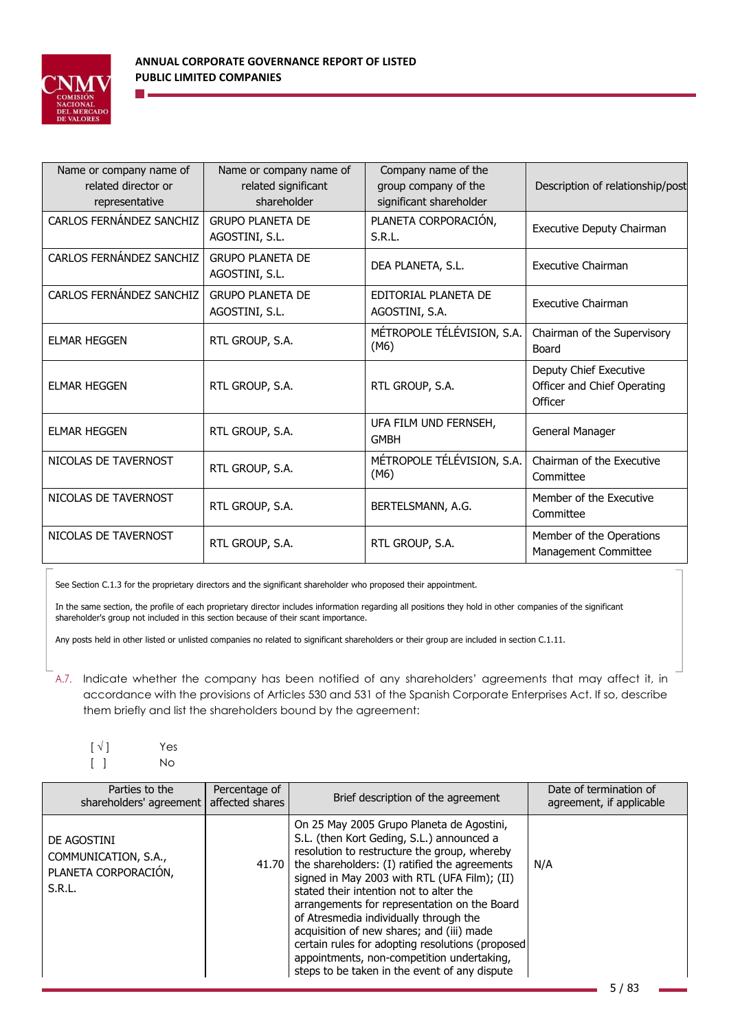| Name or company name of related director or representative | Name or company name of related significant shareholder | Company name of the group company of the significant shareholder | Description of relationship/post |
|---|---|---|---|
| CARLOS FERNÁNDEZ SANCHIZ | GRUPO PLANETA DE AGOSTINI, S.L. | PLANETA CORPORACIÓN, S.R.L. | Executive Deputy Chairman |
| CARLOS FERNÁNDEZ SANCHIZ | GRUPO PLANETA DE AGOSTINI, S.L. | DEA PLANETA, S.L. | Executive Chairman |
| CARLOS FERNÁNDEZ SANCHIZ | GRUPO PLANETA DE AGOSTINI, S.L. | EDITORIAL PLANETA DE AGOSTINI, S.A. | Executive Chairman |
| ELMAR HEGGEN | RTL GROUP, S.A. | MÉTROPOLE TÉLÉVISION, S.A. (M6) | Chairman of the Supervisory Board |
| ELMAR HEGGEN | RTL GROUP, S.A. | RTL GROUP, S.A. | Deputy Chief Executive Officer and Chief Operating Officer |
| ELMAR HEGGEN | RTL GROUP, S.A. | UFA FILM UND FERNSEH, GMBH | General Manager |
| NICOLAS DE TAVERNOST | RTL GROUP, S.A. | MÉTROPOLE TÉLÉVISION, S.A. (M6) | Chairman of the Executive Committee |
| NICOLAS DE TAVERNOST | RTL GROUP, S.A. | BERTELSMANN, A.G. | Member of the Executive Committee |
| NICOLAS DE TAVERNOST | RTL GROUP, S.A. | RTL GROUP, S.A. | Member of the Operations Management Committee |

See Section C.1.3 for the proprietary directors and the significant shareholder who proposed their appointment.

In the same section, the profile of each proprietary director includes information regarding all positions they hold in other companies of the significant shareholder's group not included in this section because of their scant importance.

Any posts held in other listed or unlisted companies no related to significant shareholders or their group are included in section C.1.11.

A.7. Indicate whether the company has been notified of any shareholders' agreements that may affect it, in accordance with the provisions of Articles 530 and 531 of the Spanish Corporate Enterprises Act. If so, describe them briefly and list the shareholders bound by the agreement:

[ √ ] Yes
[ ] No

| Parties to the shareholders' agreement | Percentage of affected shares | Brief description of the agreement | Date of termination of agreement, if applicable |
|---|---|---|---|
| DE AGOSTINI COMMUNICATION, S.A., PLANETA CORPORACIÓN, S.R.L. | 41.70 | On 25 May 2005 Grupo Planeta de Agostini, S.L. (then Kort Geding, S.L.) announced a resolution to restructure the group, whereby the shareholders: (I) ratified the agreements signed in May 2003 with RTL (UFA Film); (II) stated their intention not to alter the arrangements for representation on the Board of Atresmedia individually through the acquisition of new shares; and (iii) made certain rules for adopting resolutions (proposed appointments, non-competition undertaking, steps to be taken in the event of any dispute | N/A |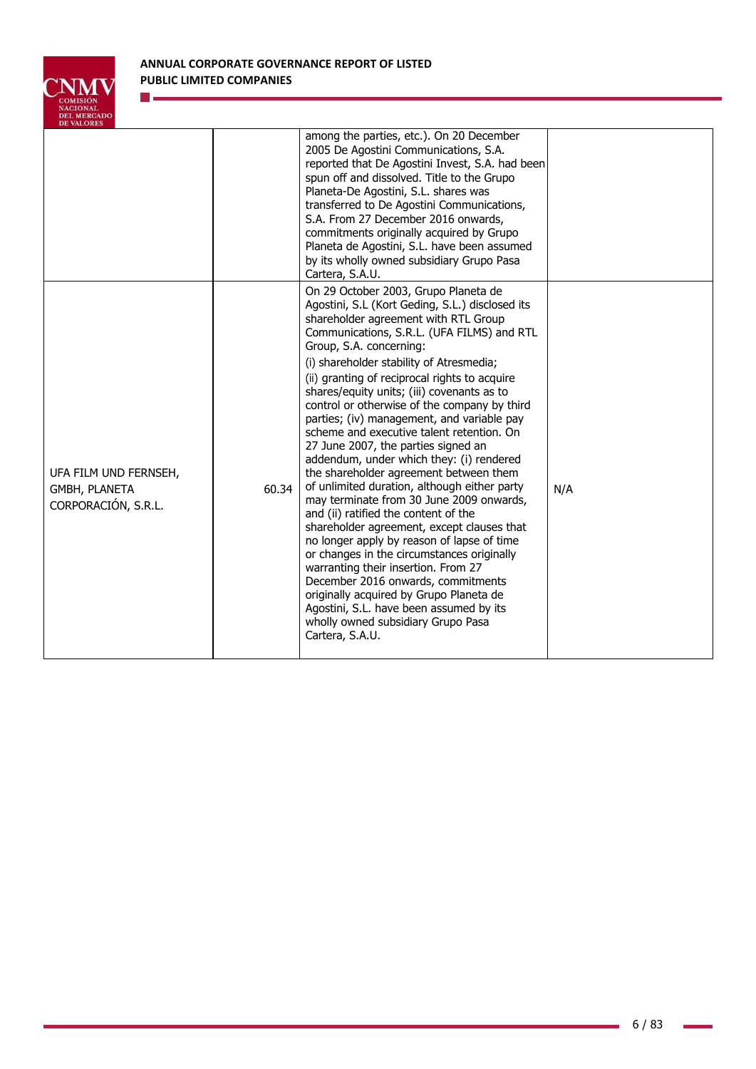| | | | |
|---|---|---|---|
| | | among the parties, etc.). On 20 December 2005 De Agostini Communications, S.A. reported that De Agostini Invest, S.A. had been spun off and dissolved. Title to the Grupo Planeta-De Agostini, S.L. shares was transferred to De Agostini Communications, S.A. From 27 December 2016 onwards, commitments originally acquired by Grupo Planeta de Agostini, S.L. have been assumed by its wholly owned subsidiary Grupo Pasa Cartera, S.A.U. | |
| UFA FILM UND FERNSEH, GMBH, PLANETA CORPORACIÓN, S.R.L. | 60.34 | On 29 October 2003, Grupo Planeta de Agostini, S.L (Kort Geding, S.L.) disclosed its shareholder agreement with RTL Group Communications, S.R.L. (UFA FILMS) and RTL Group, S.A. concerning:<br><br>(i) shareholder stability of Atresmedia;<br><br>(ii) granting of reciprocal rights to acquire shares/equity units; (iii) covenants as to control or otherwise of the company by third parties; (iv) management, and variable pay scheme and executive talent retention. On 27 June 2007, the parties signed an addendum, under which they: (i) rendered the shareholder agreement between them of unlimited duration, although either party may terminate from 30 June 2009 onwards, and (ii) ratified the content of the shareholder agreement, except clauses that no longer apply by reason of lapse of time or changes in the circumstances originally warranting their insertion. From 27 December 2016 onwards, commitments originally acquired by Grupo Planeta de Agostini, S.L. have been assumed by its wholly owned subsidiary Grupo Pasa Cartera, S.A.U. | N/A |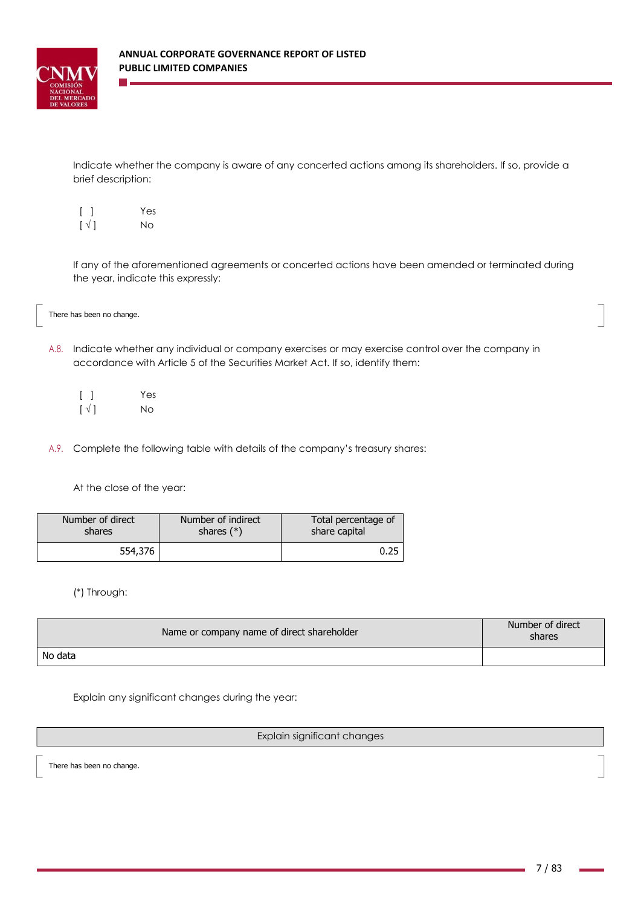Indicate whether the company is aware of any concerted actions among its shareholders. If so, provide a brief description:

[ ] Yes
[ √ ] No

If any of the aforementioned agreements or concerted actions have been amended or terminated during the year, indicate this expressly:

There has been no change.

A.8. Indicate whether any individual or company exercises or may exercise control over the company in accordance with Article 5 of the Securities Market Act. If so, identify them:

[ ] Yes
[ √ ] No

A.9. Complete the following table with details of the company's treasury shares:

At the close of the year:

| Number of direct shares | Number of indirect shares (*) | Total percentage of share capital |
|---|---|---|
| 554,376 | | 0.25 |

(*) Through:

| Name or company name of direct shareholder | Number of direct shares |
|---|---|
| No data | |

Explain any significant changes during the year:

| Explain significant changes |
|---|
| There has been no change. |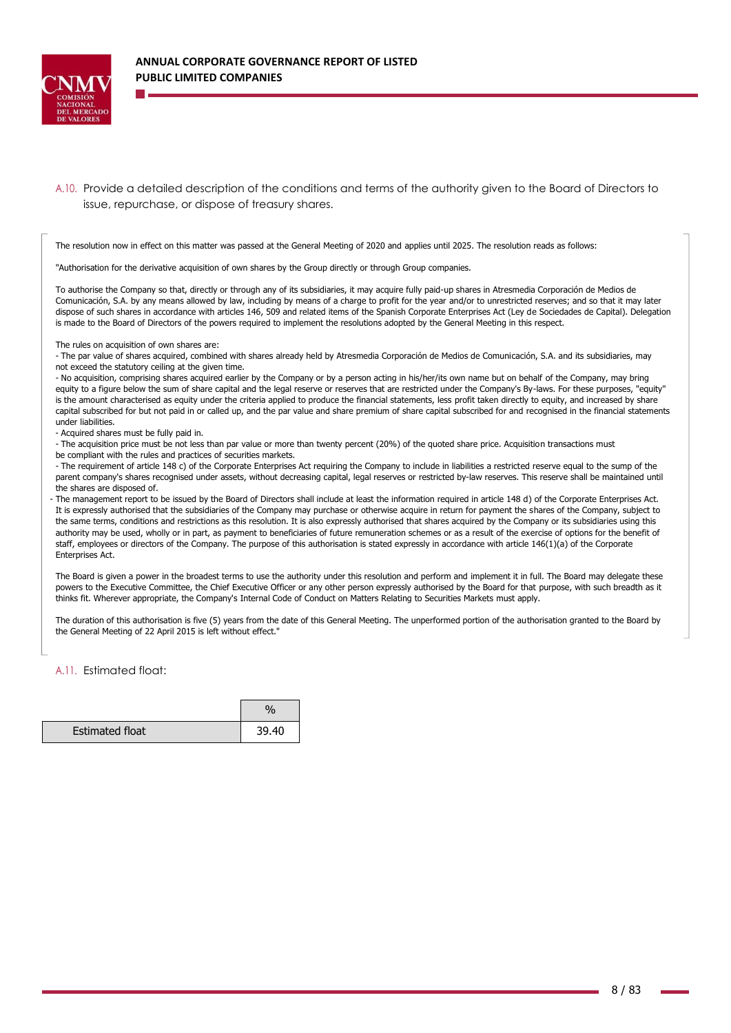A.10. Provide a detailed description of the conditions and terms of the authority given to the Board of Directors to issue, repurchase, or dispose of treasury shares.

The resolution now in effect on this matter was passed at the General Meeting of 2020 and applies until 2025. The resolution reads as follows:

"Authorisation for the derivative acquisition of own shares by the Group directly or through Group companies.

To authorise the Company so that, directly or through any of its subsidiaries, it may acquire fully paid-up shares in Atresmedia Corporación de Medios de Comunicación, S.A. by any means allowed by law, including by means of a charge to profit for the year and/or to unrestricted reserves; and so that it may later dispose of such shares in accordance with articles 146, 509 and related items of the Spanish Corporate Enterprises Act (Ley de Sociedades de Capital). Delegation is made to the Board of Directors of the powers required to implement the resolutions adopted by the General Meeting in this respect.

The rules on acquisition of own shares are:

- The par value of shares acquired, combined with shares already held by Atresmedia Corporación de Medios de Comunicación, S.A. and its subsidiaries, may not exceed the statutory ceiling at the given time.
- No acquisition, comprising shares acquired earlier by the Company or by a person acting in his/her/its own name but on behalf of the Company, may bring equity to a figure below the sum of share capital and the legal reserve or reserves that are restricted under the Company's By-laws. For these purposes, "equity" is the amount characterised as equity under the criteria applied to produce the financial statements, less profit taken directly to equity, and increased by share capital subscribed for but not paid in or called up, and the par value and share premium of share capital subscribed for and recognised in the financial statements under liabilities.
- Acquired shares must be fully paid in.
- The acquisition price must be not less than par value or more than twenty percent (20%) of the quoted share price. Acquisition transactions must be compliant with the rules and practices of securities markets.
- The requirement of article 148 c) of the Corporate Enterprises Act requiring the Company to include in liabilities a restricted reserve equal to the sump of the parent company's shares recognised under assets, without decreasing capital, legal reserves or restricted by-law reserves. This reserve shall be maintained until the shares are disposed of.
- The management report to be issued by the Board of Directors shall include at least the information required in article 148 d) of the Corporate Enterprises Act. It is expressly authorised that the subsidiaries of the Company may purchase or otherwise acquire in return for payment the shares of the Company, subject to the same terms, conditions and restrictions as this resolution. It is also expressly authorised that shares acquired by the Company or its subsidiaries using this authority may be used, wholly or in part, as payment to beneficiaries of future remuneration schemes or as a result of the exercise of options for the benefit of staff, employees or directors of the Company. The purpose of this authorisation is stated expressly in accordance with article 146(1)(a) of the Corporate Enterprises Act.

The Board is given a power in the broadest terms to use the authority under this resolution and perform and implement it in full. The Board may delegate these powers to the Executive Committee, the Chief Executive Officer or any other person expressly authorised by the Board for that purpose, with such breadth as it thinks fit. Wherever appropriate, the Company's Internal Code of Conduct on Matters Relating to Securities Markets must apply.

The duration of this authorisation is five (5) years from the date of this General Meeting. The unperformed portion of the authorisation granted to the Board by the General Meeting of 22 April 2015 is left without effect."

A.11. Estimated float:

| | % |
|---|---|
| Estimated float | 39.40 |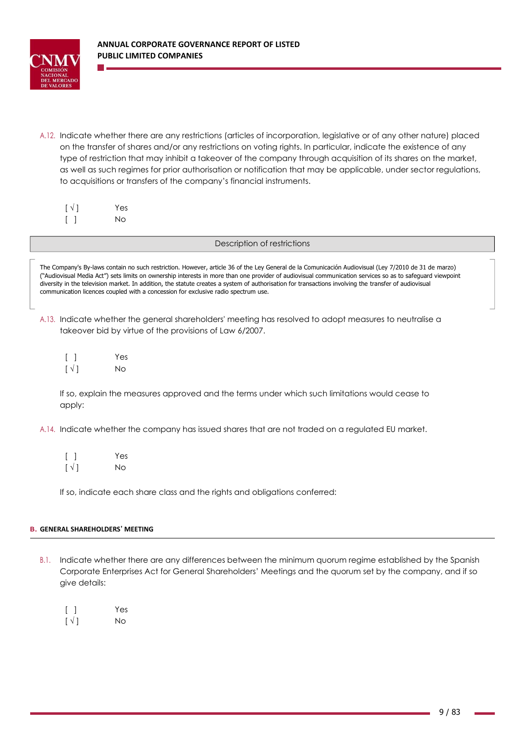A.12. Indicate whether there are any restrictions (articles of incorporation, legislative or of any other nature) placed on the transfer of shares and/or any restrictions on voting rights. In particular, indicate the existence of any type of restriction that may inhibit a takeover of the company through acquisition of its shares on the market, as well as such regimes for prior authorisation or notification that may be applicable, under sector regulations, to acquisitions or transfers of the company's financial instruments.

[ √ ] Yes
[ ] No

| Description of restrictions |
|---|
| The Company's By-laws contain no such restriction. However, article 36 of the Ley General de la Comunicación Audiovisual (Ley 7/2010 de 31 de marzo) ("Audiovisual Media Act") sets limits on ownership interests in more than one provider of audiovisual communication services so as to safeguard viewpoint diversity in the television market. In addition, the statute creates a system of authorisation for transactions involving the transfer of audiovisual communication licences coupled with a concession for exclusive radio spectrum use. |

A.13. Indicate whether the general shareholders' meeting has resolved to adopt measures to neutralise a takeover bid by virtue of the provisions of Law 6/2007.

[ ] Yes
[ √ ] No

If so, explain the measures approved and the terms under which such limitations would cease to apply:

A.14. Indicate whether the company has issued shares that are not traded on a regulated EU market.

[ ] Yes
[ √ ] No

If so, indicate each share class and the rights and obligations conferred:

## B. GENERAL SHAREHOLDERS' MEETING

B.1. Indicate whether there are any differences between the minimum quorum regime established by the Spanish Corporate Enterprises Act for General Shareholders' Meetings and the quorum set by the company, and if so give details:

[ ] Yes
[ √ ] No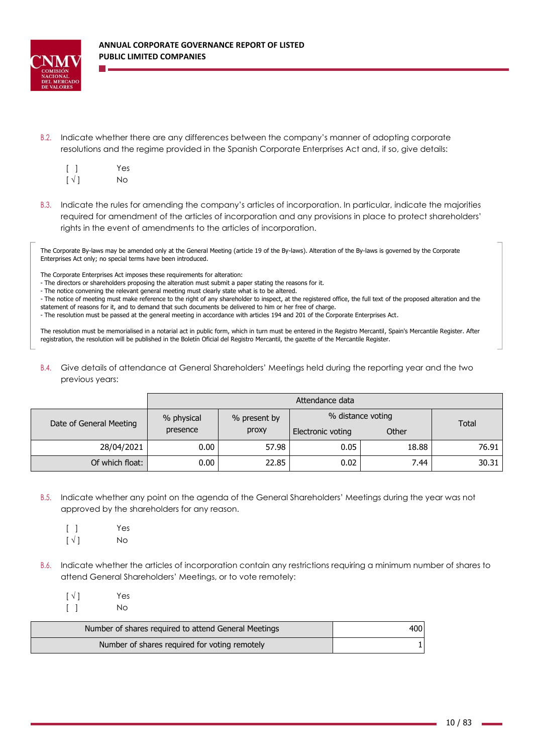B.2. Indicate whether there are any differences between the company's manner of adopting corporate resolutions and the regime provided in the Spanish Corporate Enterprises Act and, if so, give details:

[ ] Yes
[ √ ] No

B.3. Indicate the rules for amending the company's articles of incorporation. In particular, indicate the majorities required for amendment of the articles of incorporation and any provisions in place to protect shareholders' rights in the event of amendments to the articles of incorporation.

The Corporate By-laws may be amended only at the General Meeting (article 19 of the By-laws). Alteration of the By-laws is governed by the Corporate Enterprises Act only; no special terms have been introduced.

The Corporate Enterprises Act imposes these requirements for alteration:
- The directors or shareholders proposing the alteration must submit a paper stating the reasons for it.
- The notice convening the relevant general meeting must clearly state what is to be altered.
- The notice of meeting must make reference to the right of any shareholder to inspect, at the registered office, the full text of the proposed alteration and the statement of reasons for it, and to demand that such documents be delivered to him or her free of charge.
- The resolution must be passed at the general meeting in accordance with articles 194 and 201 of the Corporate Enterprises Act.

The resolution must be memorialised in a notarial act in public form, which in turn must be entered in the Registro Mercantil, Spain's Mercantile Register. After registration, the resolution will be published in the Boletín Oficial del Registro Mercantil, the gazette of the Mercantile Register.

B.4. Give details of attendance at General Shareholders' Meetings held during the reporting year and the two previous years:

| Date of General Meeting | Attendance data | | | | |
|---|---|---|---|---|---|
| | % physical presence | % present by proxy | % distance voting | | Total |
| | | | Electronic voting | Other | |
| 28/04/2021 | 0.00 | 57.98 | 0.05 | 18.88 | 76.91 |
| Of which float: | 0.00 | 22.85 | 0.02 | 7.44 | 30.31 |

B.5. Indicate whether any point on the agenda of the General Shareholders' Meetings during the year was not approved by the shareholders for any reason.

[ ] Yes
[ √ ] No

B.6. Indicate whether the articles of incorporation contain any restrictions requiring a minimum number of shares to attend General Shareholders' Meetings, or to vote remotely:

[ √ ] Yes
[ ] No

| | |
|---|---|
| Number of shares required to attend General Meetings | 400 |
| Number of shares required for voting remotely | 1 |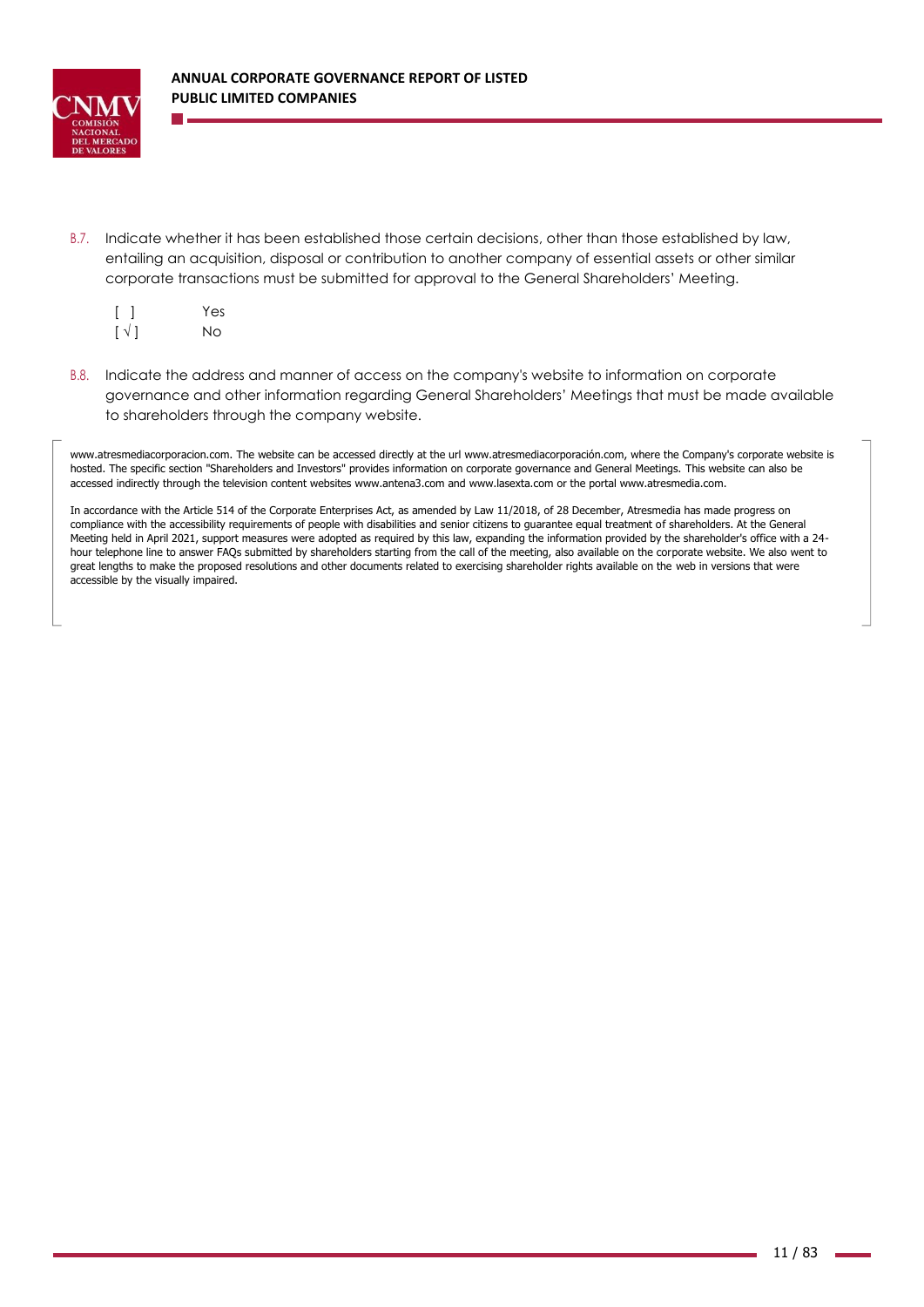B.7. Indicate whether it has been established those certain decisions, other than those established by law, entailing an acquisition, disposal or contribution to another company of essential assets or other similar corporate transactions must be submitted for approval to the General Shareholders' Meeting.

[ ] Yes
[ √ ] No

B.8. Indicate the address and manner of access on the company's website to information on corporate governance and other information regarding General Shareholders' Meetings that must be made available to shareholders through the company website.

www.atresmediacorporacion.com. The website can be accessed directly at the url www.atresmediacorporación.com, where the Company's corporate website is hosted. The specific section "Shareholders and Investors" provides information on corporate governance and General Meetings. This website can also be accessed indirectly through the television content websites www.antena3.com and www.lasexta.com or the portal www.atresmedia.com.

In accordance with the Article 514 of the Corporate Enterprises Act, as amended by Law 11/2018, of 28 December, Atresmedia has made progress on compliance with the accessibility requirements of people with disabilities and senior citizens to guarantee equal treatment of shareholders. At the General Meeting held in April 2021, support measures were adopted as required by this law, expanding the information provided by the shareholder's office with a 24-hour telephone line to answer FAQs submitted by shareholders starting from the call of the meeting, also available on the corporate website. We also went to great lengths to make the proposed resolutions and other documents related to exercising shareholder rights available on the web in versions that were accessible by the visually impaired.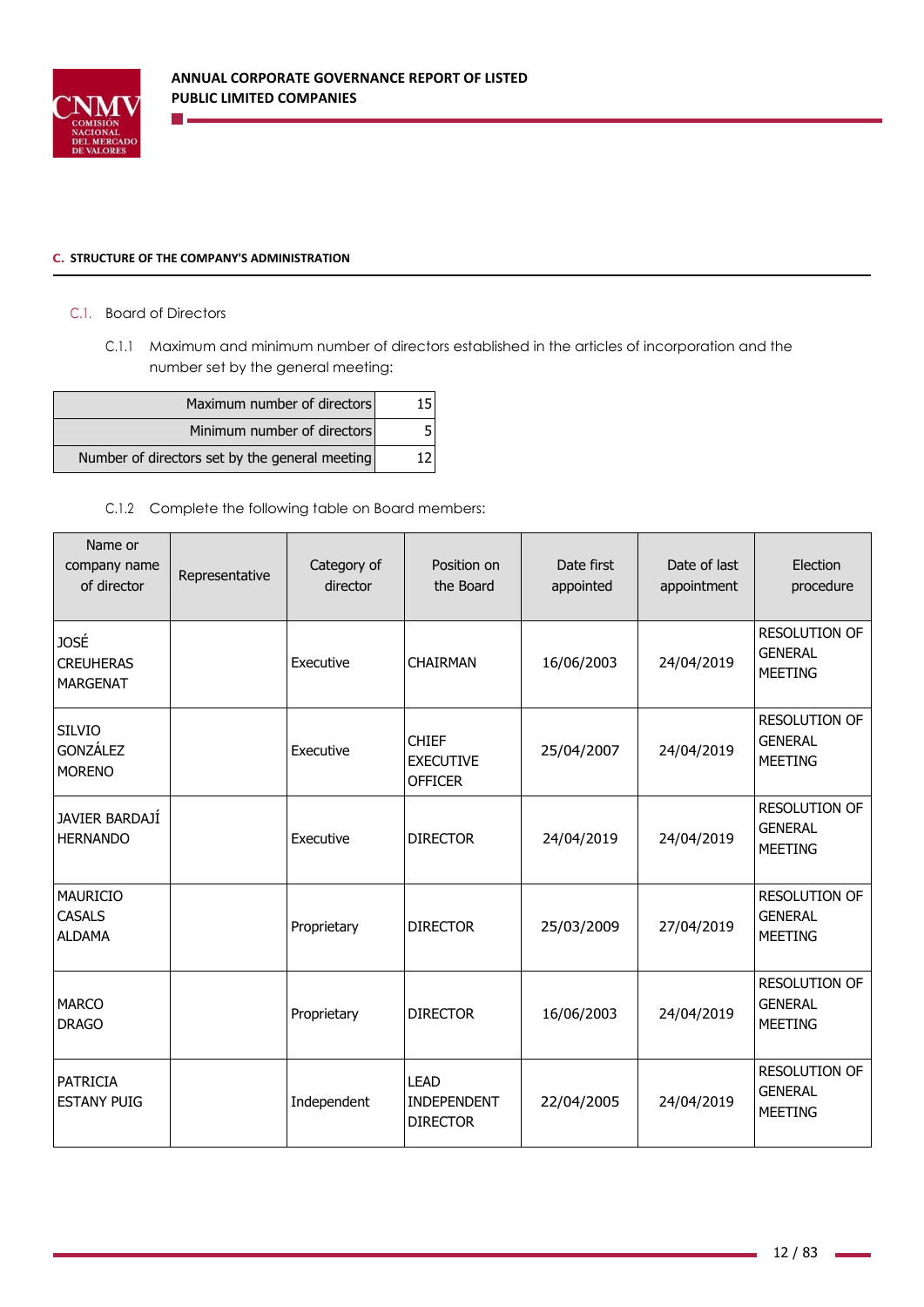## C. STRUCTURE OF THE COMPANY'S ADMINISTRATION

### C.1. Board of Directors

C.1.1 Maximum and minimum number of directors established in the articles of incorporation and the number set by the general meeting:

| | |
|---|---|
| Maximum number of directors | 15 |
| Minimum number of directors | 5 |
| Number of directors set by the general meeting | 12 |

C.1.2 Complete the following table on Board members:

| Name or company name of director | Representative | Category of director | Position on the Board | Date first appointed | Date of last appointment | Election procedure |
|---|---|---|---|---|---|---|
| JOSÉ CREUHERAS MARGENAT | | Executive | CHAIRMAN | 16/06/2003 | 24/04/2019 | RESOLUTION OF GENERAL MEETING |
| SILVIO GONZÁLEZ MORENO | | Executive | CHIEF EXECUTIVE OFFICER | 25/04/2007 | 24/04/2019 | RESOLUTION OF GENERAL MEETING |
| JAVIER BARDAJÍ HERNANDO | | Executive | DIRECTOR | 24/04/2019 | 24/04/2019 | RESOLUTION OF GENERAL MEETING |
| MAURICIO CASALS ALDAMA | | Proprietary | DIRECTOR | 25/03/2009 | 27/04/2019 | RESOLUTION OF GENERAL MEETING |
| MARCO DRAGO | | Proprietary | DIRECTOR | 16/06/2003 | 24/04/2019 | RESOLUTION OF GENERAL MEETING |
| PATRICIA ESTANY PUIG | | Independent | LEAD INDEPENDENT DIRECTOR | 22/04/2005 | 24/04/2019 | RESOLUTION OF GENERAL MEETING |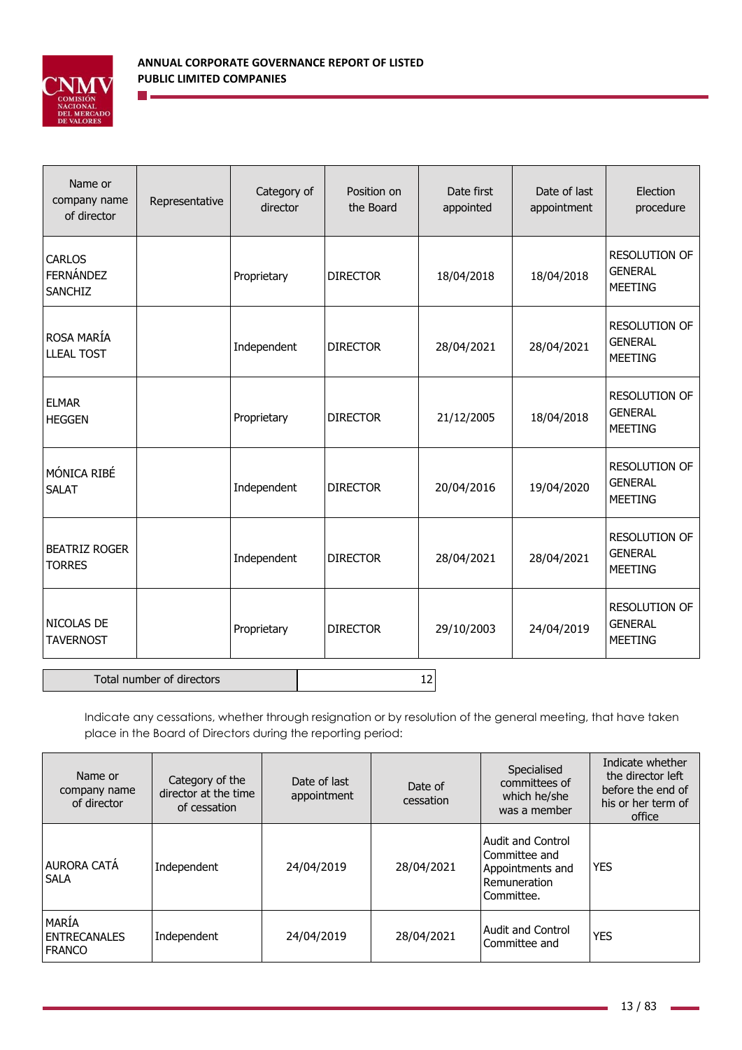| Name or company name of director | Representative | Category of director | Position on the Board | Date first appointed | Date of last appointment | Election procedure |
|---|---|---|---|---|---|---|
| CARLOS FERNÁNDEZ SANCHIZ | | Proprietary | DIRECTOR | 18/04/2018 | 18/04/2018 | RESOLUTION OF GENERAL MEETING |
| ROSA MARÍA LLEAL TOST | | Independent | DIRECTOR | 28/04/2021 | 28/04/2021 | RESOLUTION OF GENERAL MEETING |
| ELMAR HEGGEN | | Proprietary | DIRECTOR | 21/12/2005 | 18/04/2018 | RESOLUTION OF GENERAL MEETING |
| MÓNICA RIBÉ SALAT | | Independent | DIRECTOR | 20/04/2016 | 19/04/2020 | RESOLUTION OF GENERAL MEETING |
| BEATRIZ ROGER TORRES | | Independent | DIRECTOR | 28/04/2021 | 28/04/2021 | RESOLUTION OF GENERAL MEETING |
| NICOLAS DE TAVERNOST | | Proprietary | DIRECTOR | 29/10/2003 | 24/04/2019 | RESOLUTION OF GENERAL MEETING |

| Total number of directors | 12 |
|---|---|

Indicate any cessations, whether through resignation or by resolution of the general meeting, that have taken place in the Board of Directors during the reporting period:

| Name or company name of director | Category of the director at the time of cessation | Date of last appointment | Date of cessation | Specialised committees of which he/she was a member | Indicate whether the director left before the end of his or her term of office |
|---|---|---|---|---|---|
| AURORA CATÁ SALA | Independent | 24/04/2019 | 28/04/2021 | Audit and Control Committee and Appointments and Remuneration Committee. | YES |
| MARÍA ENTRECANALES FRANCO | Independent | 24/04/2019 | 28/04/2021 | Audit and Control Committee and | YES |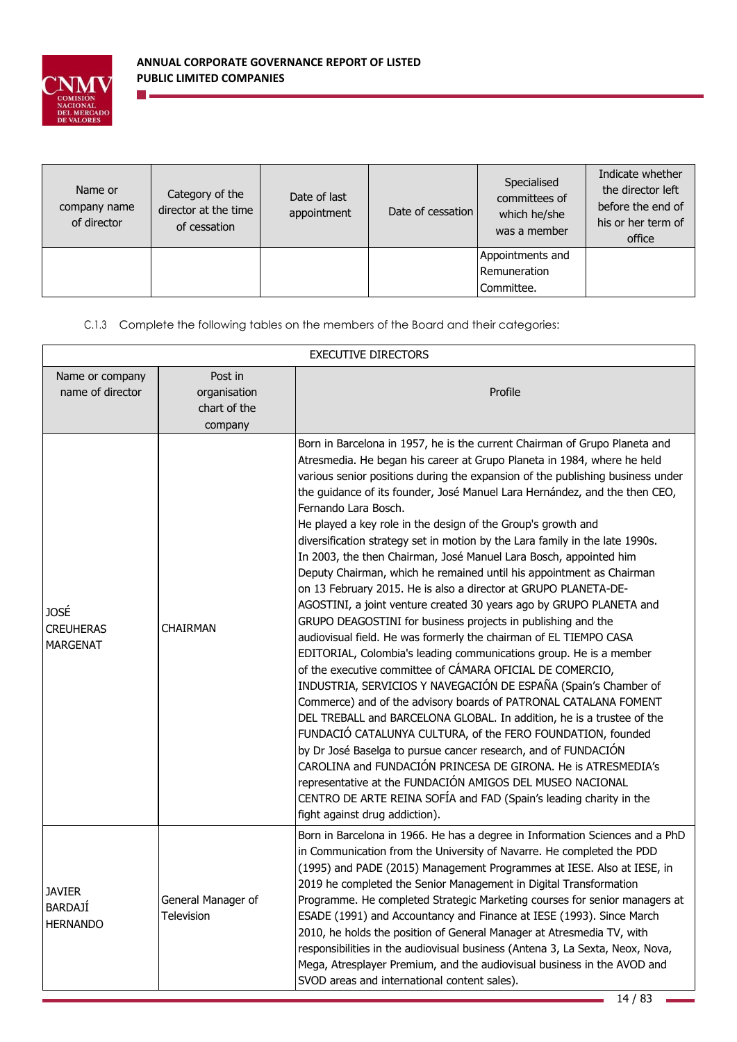| Name or company name of director | Category of the director at the time of cessation | Date of last appointment | Date of cessation | Specialised committees of which he/she was a member | Indicate whether the director left before the end of his or her term of office |
|---|---|---|---|---|---|
| | | | | Appointments and Remuneration Committee. | |

C.1.3 Complete the following tables on the members of the Board and their categories:

| EXECUTIVE DIRECTORS | | |
|---|---|---|
| Name or company name of director | Post in organisation chart of the company | Profile |
| JOSÉ CREUHERAS MARGENAT | CHAIRMAN | Born in Barcelona in 1957, he is the current Chairman of Grupo Planeta and Atresmedia. He began his career at Grupo Planeta in 1984, where he held various senior positions during the expansion of the publishing business under the guidance of its founder, José Manuel Lara Hernández, and the then CEO, Fernando Lara Bosch. He played a key role in the design of the Group's growth and diversification strategy set in motion by the Lara family in the late 1990s. In 2003, the then Chairman, José Manuel Lara Bosch, appointed him Deputy Chairman, which he remained until his appointment as Chairman on 13 February 2015. He is also a director at GRUPO PLANETA-DE-AGOSTINI, a joint venture created 30 years ago by GRUPO PLANETA and GRUPO DEAGOSTINI for business projects in publishing and the audiovisual field. He was formerly the chairman of EL TIEMPO CASA EDITORIAL, Colombia's leading communications group. He is a member of the executive committee of CÁMARA OFICIAL DE COMERCIO, INDUSTRIA, SERVICIOS Y NAVEGACIÓN DE ESPAÑA (Spain's Chamber of Commerce) and of the advisory boards of PATRONAL CATALANA FOMENT DEL TREBALL and BARCELONA GLOBAL. In addition, he is a trustee of the FUNDACIÓ CATALUNYA CULTURA, of the FERO FOUNDATION, founded by Dr José Baselga to pursue cancer research, and of FUNDACIÓN CAROLINA and FUNDACIÓN PRINCESA DE GIRONA. He is ATRESMEDIA's representative at the FUNDACIÓN AMIGOS DEL MUSEO NACIONAL CENTRO DE ARTE REINA SOFÍA and FAD (Spain's leading charity in the fight against drug addiction). |
| JAVIER BARDAJÍ HERNANDO | General Manager of Television | Born in Barcelona in 1966. He has a degree in Information Sciences and a PhD in Communication from the University of Navarre. He completed the PDD (1995) and PADE (2015) Management Programmes at IESE. Also at IESE, in 2019 he completed the Senior Management in Digital Transformation Programme. He completed Strategic Marketing courses for senior managers at ESADE (1991) and Accountancy and Finance at IESE (1993). Since March 2010, he holds the position of General Manager at Atresmedia TV, with responsibilities in the audiovisual business (Antena 3, La Sexta, Neox, Nova, Mega, Atresplayer Premium, and the audiovisual business in the AVOD and SVOD areas and international content sales). |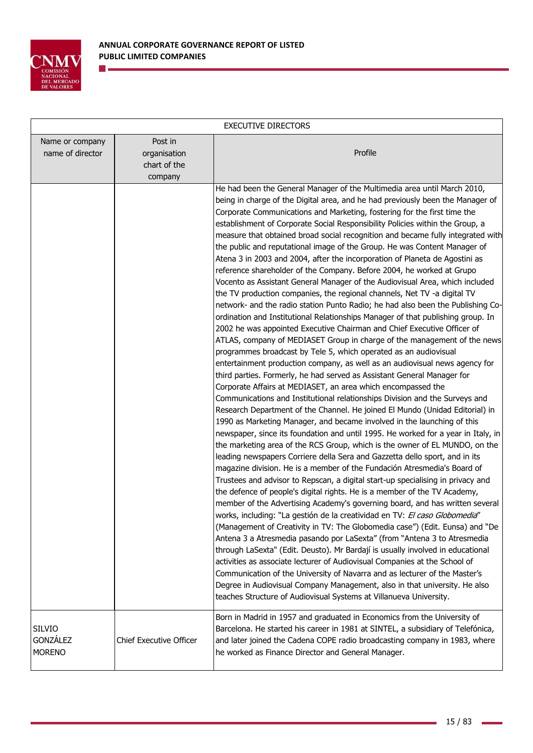| EXECUTIVE DIRECTORS | | |
|---|---|---|
| Name or company name of director | Post in organisation chart of the company | Profile |
| | | He had been the General Manager of the Multimedia area until March 2010, being in charge of the Digital area, and he had previously been the Manager of Corporate Communications and Marketing, fostering for the first time the establishment of Corporate Social Responsibility Policies within the Group, a measure that obtained broad social recognition and became fully integrated with the public and reputational image of the Group. He was Content Manager of Atena 3 in 2003 and 2004, after the incorporation of Planeta de Agostini as reference shareholder of the Company. Before 2004, he worked at Grupo Vocento as Assistant General Manager of the Audiovisual Area, which included the TV production companies, the regional channels, Net TV -a digital TV network- and the radio station Punto Radio; he had also been the Publishing Co-ordination and Institutional Relationships Manager of that publishing group. In 2002 he was appointed Executive Chairman and Chief Executive Officer of ATLAS, company of MEDIASET Group in charge of the management of the news programmes broadcast by Tele 5, which operated as an audiovisual entertainment production company, as well as an audiovisual news agency for third parties. Formerly, he had served as Assistant General Manager for Corporate Affairs at MEDIASET, an area which encompassed the Communications and Institutional relationships Division and the Surveys and Research Department of the Channel. He joined El Mundo (Unidad Editorial) in 1990 as Marketing Manager, and became involved in the launching of this newspaper, since its foundation and until 1995. He worked for a year in Italy, in the marketing area of the RCS Group, which is the owner of EL MUNDO, on the leading newspapers Corriere della Sera and Gazzetta dello sport, and in its magazine division. He is a member of the Fundación Atresmedia's Board of Trustees and advisor to Repscan, a digital start-up specialising in privacy and the defence of people's digital rights. He is a member of the TV Academy, member of the Advertising Academy's governing board, and has written several works, including: "La gestión de la creatividad en TV: *El caso Globomedia*" (Management of Creativity in TV: The Globomedia case") (Edit. Eunsa) and "De Antena 3 a Atresmedia pasando por LaSexta" (from "Antena 3 to Atresmedia through LaSexta" (Edit. Deusto). Mr Bardají is usually involved in educational activities as associate lecturer of Audiovisual Companies at the School of Communication of the University of Navarra and as lecturer of the Master's Degree in Audiovisual Company Management, also in that university. He also teaches Structure of Audiovisual Systems at Villanueva University. |
| SILVIO GONZÁLEZ MORENO | Chief Executive Officer | Born in Madrid in 1957 and graduated in Economics from the University of Barcelona. He started his career in 1981 at SINTEL, a subsidiary of Telefónica, and later joined the Cadena COPE radio broadcasting company in 1983, where he worked as Finance Director and General Manager. |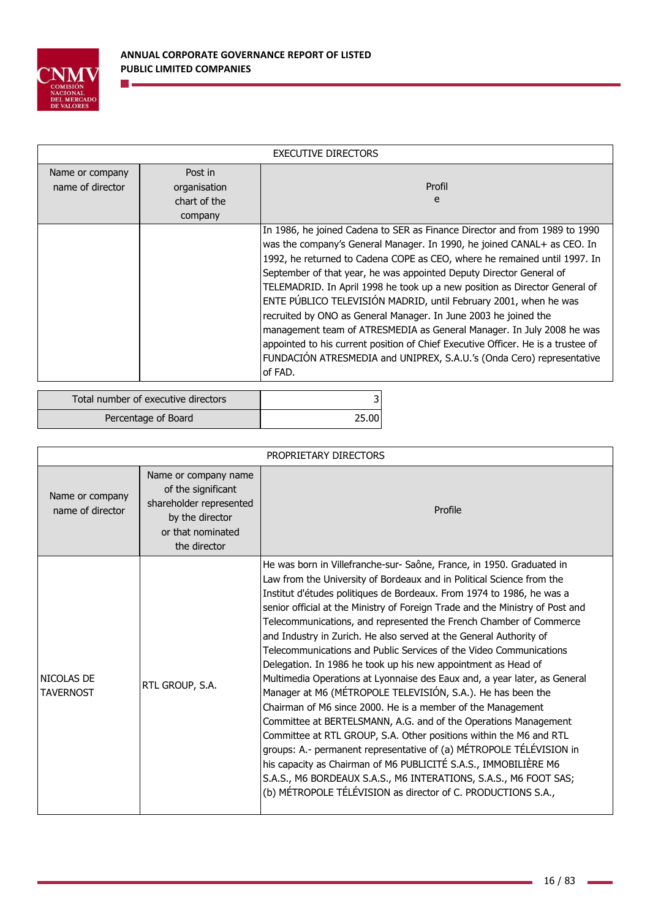| EXECUTIVE DIRECTORS | | |
|---|---|---|
| Name or company name of director | Post in organisation chart of the company | Profile |
| | | In 1986, he joined Cadena to SER as Finance Director and from 1989 to 1990 was the company's General Manager. In 1990, he joined CANAL+ as CEO. In 1992, he returned to Cadena COPE as CEO, where he remained until 1997. In September of that year, he was appointed Deputy Director General of TELEMADRID. In April 1998 he took up a new position as Director General of ENTE PÚBLICO TELEVISIÓN MADRID, until February 2001, when he was recruited by ONO as General Manager. In June 2003 he joined the management team of ATRESMEDIA as General Manager. In July 2008 he was appointed to his current position of Chief Executive Officer. He is a trustee of FUNDACIÓN ATRESMEDIA and UNIPREX, S.A.U.'s (Onda Cero) representative of FAD. |

| | |
|---|---|
| Total number of executive directors | 3 |
| Percentage of Board | 25.00 |

| PROPRIETARY DIRECTORS | | |
|---|---|---|
| Name or company name of director | Name or company name of the significant shareholder represented by the director or that nominated the director | Profile |
| NICOLAS DE TAVERNOST | RTL GROUP, S.A. | He was born in Villefranche-sur- Saône, France, in 1950. Graduated in Law from the University of Bordeaux and in Political Science from the Institut d'études politiques de Bordeaux. From 1974 to 1986, he was a senior official at the Ministry of Foreign Trade and the Ministry of Post and Telecommunications, and represented the French Chamber of Commerce and Industry in Zurich. He also served at the General Authority of Telecommunications and Public Services of the Video Communications Delegation. In 1986 he took up his new appointment as Head of Multimedia Operations at Lyonnaise des Eaux and, a year later, as General Manager at M6 (MÉTROPOLE TELEVISIÓN, S.A.). He has been the Chairman of M6 since 2000. He is a member of the Management Committee at BERTELSMANN, A.G. and of the Operations Management Committee at RTL GROUP, S.A. Other positions within the M6 and RTL groups: A.- permanent representative of (a) MÉTROPOLE TÉLÉVISION in his capacity as Chairman of M6 PUBLICITÉ S.A.S., IMMOBILIÈRE M6 S.A.S., M6 BORDEAUX S.A.S., M6 INTERATIONS, S.A.S., M6 FOOT SAS; (b) MÉTROPOLE TÉLÉVISION as director of C. PRODUCTIONS S.A., |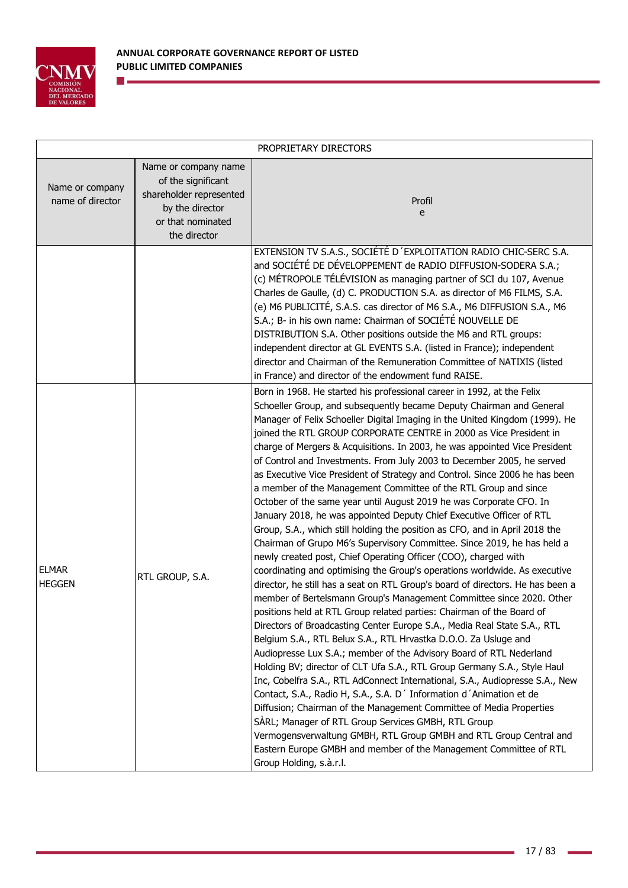| PROPRIETARY DIRECTORS | | |
|---|---|---|
| Name or company name of director | Name or company name of the significant shareholder represented by the director or that nominated the director | Profil e |
| | | EXTENSION TV S.A.S., SOCIÉTÉ D´EXPLOITATION RADIO CHIC-SERC S.A. and SOCIÉTÉ DE DÉVELOPPEMENT de RADIO DIFFUSION-SODERA S.A.; (c) MÉTROPOLE TÉLÉVISION as managing partner of SCI du 107, Avenue Charles de Gaulle, (d) C. PRODUCTION S.A. as director of M6 FILMS, S.A. (e) M6 PUBLICITÉ, S.A.S. cas director of M6 S.A., M6 DIFFUSION S.A., M6 S.A.; B- in his own name: Chairman of SOCIÉTÉ NOUVELLE DE DISTRIBUTION S.A. Other positions outside the M6 and RTL groups: independent director at GL EVENTS S.A. (listed in France); independent director and Chairman of the Remuneration Committee of NATIXIS (listed in France) and director of the endowment fund RAISE. |
| ELMAR HEGGEN | RTL GROUP, S.A. | Born in 1968. He started his professional career in 1992, at the Felix Schoeller Group, and subsequently became Deputy Chairman and General Manager of Felix Schoeller Digital Imaging in the United Kingdom (1999). He joined the RTL GROUP CORPORATE CENTRE in 2000 as Vice President in charge of Mergers & Acquisitions. In 2003, he was appointed Vice President of Control and Investments. From July 2003 to December 2005, he served as Executive Vice President of Strategy and Control. Since 2006 he has been a member of the Management Committee of the RTL Group and since October of the same year until August 2019 he was Corporate CFO. In January 2018, he was appointed Deputy Chief Executive Officer of RTL Group, S.A., which still holding the position as CFO, and in April 2018 the Chairman of Grupo M6's Supervisory Committee. Since 2019, he has held a newly created post, Chief Operating Officer (COO), charged with coordinating and optimising the Group's operations worldwide. As executive director, he still has a seat on RTL Group's board of directors. He has been a member of Bertelsmann Group's Management Committee since 2020. Other positions held at RTL Group related parties: Chairman of the Board of Directors of Broadcasting Center Europe S.A., Media Real State S.A., RTL Belgium S.A., RTL Belux S.A., RTL Hrvastka D.O.O. Za Usluge and Audiopresse Lux S.A.; member of the Advisory Board of RTL Nederland Holding BV; director of CLT Ufa S.A., RTL Group Germany S.A., Style Haul Inc, Cobelfra S.A., RTL AdConnect International, S.A., Audiopresse S.A., New Contact, S.A., Radio H, S.A., S.A. D´ Information d´Animation et de Diffusion; Chairman of the Management Committee of Media Properties SÀRL; Manager of RTL Group Services GMBH, RTL Group Vermogensverwaltung GMBH, RTL Group GMBH and RTL Group Central and Eastern Europe GMBH and member of the Management Committee of RTL Group Holding, s.à.r.l. |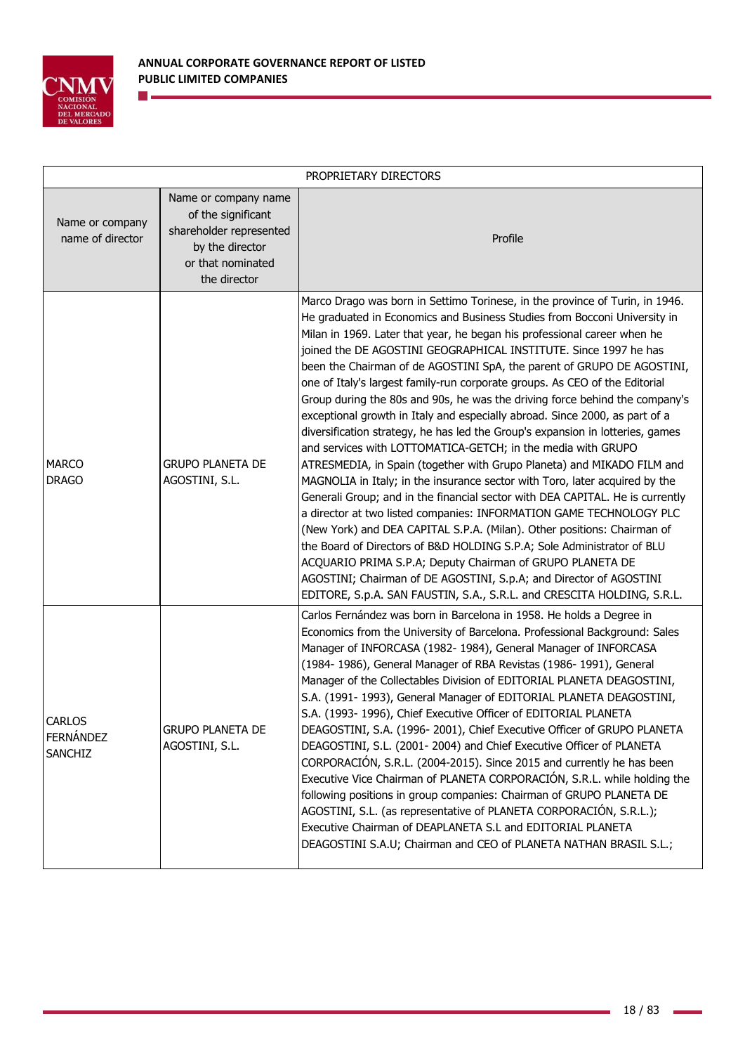| PROPRIETARY DIRECTORS | | |
|---|---|---|
| Name or company name of director | Name or company name of the significant shareholder represented by the director or that nominated the director | Profile |
| MARCO DRAGO | GRUPO PLANETA DE AGOSTINI, S.L. | Marco Drago was born in Settimo Torinese, in the province of Turin, in 1946. He graduated in Economics and Business Studies from Bocconi University in Milan in 1969. Later that year, he began his professional career when he joined the DE AGOSTINI GEOGRAPHICAL INSTITUTE. Since 1997 he has been the Chairman of de AGOSTINI SpA, the parent of GRUPO DE AGOSTINI, one of Italy's largest family-run corporate groups. As CEO of the Editorial Group during the 80s and 90s, he was the driving force behind the company's exceptional growth in Italy and especially abroad. Since 2000, as part of a diversification strategy, he has led the Group's expansion in lotteries, games and services with LOTTOMATICA-GETCH; in the media with GRUPO ATRESMEDIA, in Spain (together with Grupo Planeta) and MIKADO FILM and MAGNOLIA in Italy; in the insurance sector with Toro, later acquired by the Generali Group; and in the financial sector with DEA CAPITAL. He is currently a director at two listed companies: INFORMATION GAME TECHNOLOGY PLC (New York) and DEA CAPITAL S.P.A. (Milan). Other positions: Chairman of the Board of Directors of B&D HOLDING S.P.A; Sole Administrator of BLU ACQUARIO PRIMA S.P.A; Deputy Chairman of GRUPO PLANETA DE AGOSTINI; Chairman of DE AGOSTINI, S.p.A; and Director of AGOSTINI EDITORE, S.p.A. SAN FAUSTIN, S.A., S.R.L. and CRESCITA HOLDING, S.R.L. |
| CARLOS FERNÁNDEZ SANCHIZ | GRUPO PLANETA DE AGOSTINI, S.L. | Carlos Fernández was born in Barcelona in 1958. He holds a Degree in Economics from the University of Barcelona. Professional Background: Sales Manager of INFORCASA (1982- 1984), General Manager of INFORCASA (1984- 1986), General Manager of RBA Revistas (1986- 1991), General Manager of the Collectables Division of EDITORIAL PLANETA DEAGOSTINI, S.A. (1991- 1993), General Manager of EDITORIAL PLANETA DEAGOSTINI, S.A. (1993- 1996), Chief Executive Officer of EDITORIAL PLANETA DEAGOSTINI, S.A. (1996- 2001), Chief Executive Officer of GRUPO PLANETA DEAGOSTINI, S.L. (2001- 2004) and Chief Executive Officer of PLANETA CORPORACIÓN, S.R.L. (2004-2015). Since 2015 and currently he has been Executive Vice Chairman of PLANETA CORPORACIÓN, S.R.L. while holding the following positions in group companies: Chairman of GRUPO PLANETA DE AGOSTINI, S.L. (as representative of PLANETA CORPORACIÓN, S.R.L.); Executive Chairman of DEAPLANETA S.L and EDITORIAL PLANETA DEAGOSTINI S.A.U; Chairman and CEO of PLANETA NATHAN BRASIL S.L.; |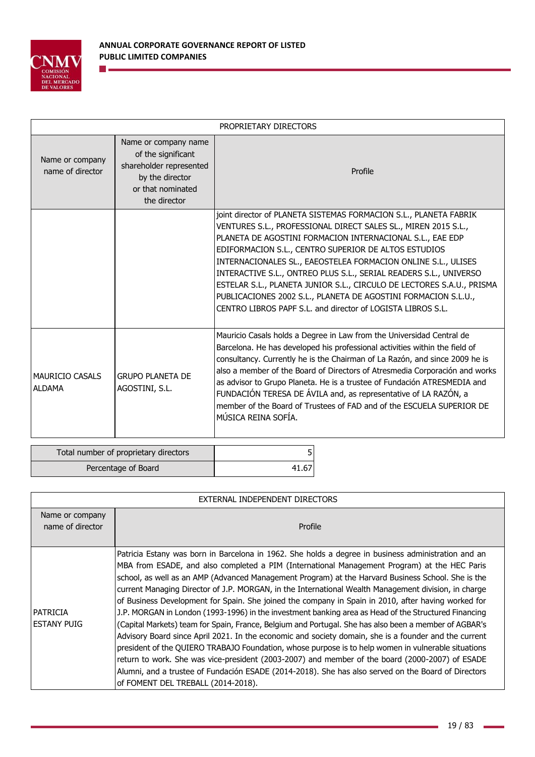| PROPRIETARY DIRECTORS | | |
|---|---|---|
| Name or company name of director | Name or company name of the significant shareholder represented by the director or that nominated the director | Profile |
| | | joint director of PLANETA SISTEMAS FORMACION S.L., PLANETA FABRIK VENTURES S.L., PROFESSIONAL DIRECT SALES SL., MIREN 2015 S.L., PLANETA DE AGOSTINI FORMACION INTERNACIONAL S.L., EAE EDP EDIFORMACION S.L., CENTRO SUPERIOR DE ALTOS ESTUDIOS INTERNACIONALES SL., EAEOSTELEA FORMACION ONLINE S.L., ULISES INTERACTIVE S.L., ONTREO PLUS S.L., SERIAL READERS S.L., UNIVERSO ESTELAR S.L., PLANETA JUNIOR S.L., CIRCULO DE LECTORES S.A.U., PRISMA PUBLICACIONES 2002 S.L., PLANETA DE AGOSTINI FORMACION S.L.U., CENTRO LIBROS PAPF S.L. and director of LOGISTA LIBROS S.L. |
| MAURICIO CASALS ALDAMA | GRUPO PLANETA DE AGOSTINI, S.L. | Mauricio Casals holds a Degree in Law from the Universidad Central de Barcelona. He has developed his professional activities within the field of consultancy. Currently he is the Chairman of La Razón, and since 2009 he is also a member of the Board of Directors of Atresmedia Corporación and works as advisor to Grupo Planeta. He is a trustee of Fundación ATRESMEDIA and FUNDACIÓN TERESA DE ÁVILA and, as representative of LA RAZÓN, a member of the Board of Trustees of FAD and of the ESCUELA SUPERIOR DE MÚSICA REINA SOFÍA. |

| Total number of proprietary directors | 5 |
|---|---|
| Percentage of Board | 41.67 |

| EXTERNAL INDEPENDENT DIRECTORS | |
|---|---|
| Name or company name of director | Profile |
| PATRICIA ESTANY PUIG | Patricia Estany was born in Barcelona in 1962. She holds a degree in business administration and an MBA from ESADE, and also completed a PIM (International Management Program) at the HEC Paris school, as well as an AMP (Advanced Management Program) at the Harvard Business School. She is the current Managing Director of J.P. MORGAN, in the International Wealth Management division, in charge of Business Development for Spain. She joined the company in Spain in 2010, after having worked for J.P. MORGAN in London (1993-1996) in the investment banking area as Head of the Structured Financing (Capital Markets) team for Spain, France, Belgium and Portugal. She has also been a member of AGBAR's Advisory Board since April 2021. In the economic and society domain, she is a founder and the current president of the QUIERO TRABAJO Foundation, whose purpose is to help women in vulnerable situations return to work. She was vice-president (2003-2007) and member of the board (2000-2007) of ESADE Alumni, and a trustee of Fundación ESADE (2014-2018). She has also served on the Board of Directors of FOMENT DEL TREBALL (2014-2018). |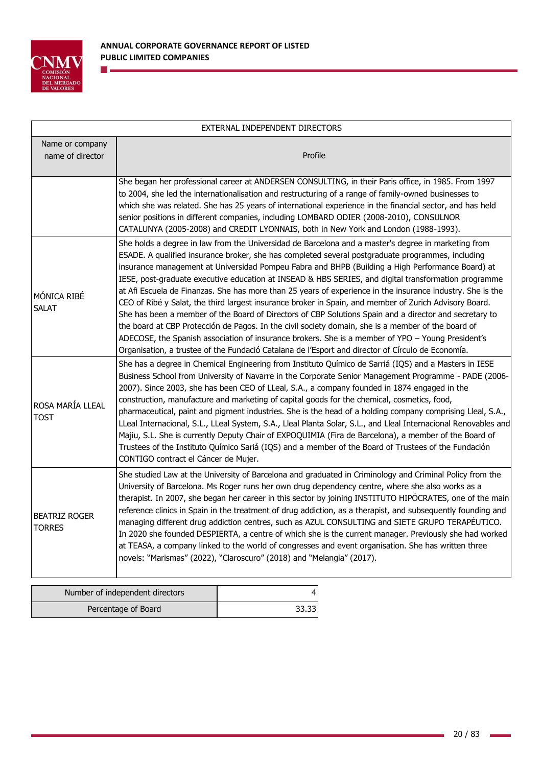| EXTERNAL INDEPENDENT DIRECTORS | |
|---|---|
| Name or company name of director | Profile |
| | She began her professional career at ANDERSEN CONSULTING, in their Paris office, in 1985. From 1997 to 2004, she led the internationalisation and restructuring of a range of family-owned businesses to which she was related. She has 25 years of international experience in the financial sector, and has held senior positions in different companies, including LOMBARD ODIER (2008-2010), CONSULNOR CATALUNYA (2005-2008) and CREDIT LYONNAIS, both in New York and London (1988-1993). |
| MÓNICA RIBÉ SALAT | She holds a degree in law from the Universidad de Barcelona and a master's degree in marketing from ESADE. A qualified insurance broker, she has completed several postgraduate programmes, including insurance management at Universidad Pompeu Fabra and BHPB (Building a High Performance Board) at IESE, post-graduate executive education at INSEAD & HBS SERIES, and digital transformation programme at Afi Escuela de Finanzas. She has more than 25 years of experience in the insurance industry. She is the CEO of Ribé y Salat, the third largest insurance broker in Spain, and member of Zurich Advisory Board. She has been a member of the Board of Directors of CBP Solutions Spain and a director and secretary to the board at CBP Protección de Pagos. In the civil society domain, she is a member of the board of ADECOSE, the Spanish association of insurance brokers. She is a member of YPO – Young President's Organisation, a trustee of the Fundació Catalana de l'Esport and director of Círculo de Economía. |
| ROSA MARÍA LLEAL TOST | She has a degree in Chemical Engineering from Instituto Químico de Sarriá (IQS) and a Masters in IESE Business School from University of Navarre in the Corporate Senior Management Programme - PADE (2006-2007). Since 2003, she has been CEO of LLeal, S.A., a company founded in 1874 engaged in the construction, manufacture and marketing of capital goods for the chemical, cosmetics, food, pharmaceutical, paint and pigment industries. She is the head of a holding company comprising Lleal, S.A., LLeal Internacional, S.L., LLeal System, S.A., Lleal Planta Solar, S.L., and Lleal Internacional Renovables and Majiu, S.L. She is currently Deputy Chair of EXPOQUIMIA (Fira de Barcelona), a member of the Board of Trustees of the Instituto Químico Sariá (IQS) and a member of the Board of Trustees of the Fundación CONTIGO contract el Cáncer de Mujer. |
| BEATRIZ ROGER TORRES | She studied Law at the University of Barcelona and graduated in Criminology and Criminal Policy from the University of Barcelona. Ms Roger runs her own drug dependency centre, where she also works as a therapist. In 2007, she began her career in this sector by joining INSTITUTO HIPÓCRATES, one of the main reference clinics in Spain in the treatment of drug addiction, as a therapist, and subsequently founding and managing different drug addiction centres, such as AZUL CONSULTING and SIETE GRUPO TERAPÉUTICO. In 2020 she founded DESPIERTA, a centre of which she is the current manager. Previously she had worked at TEASA, a company linked to the world of congresses and event organisation. She has written three novels: "Marismas" (2022), "Claroscuro" (2018) and "Melangia" (2017). |

| Number of independent directors | 4 |
|---|---|
| Percentage of Board | 33.33 |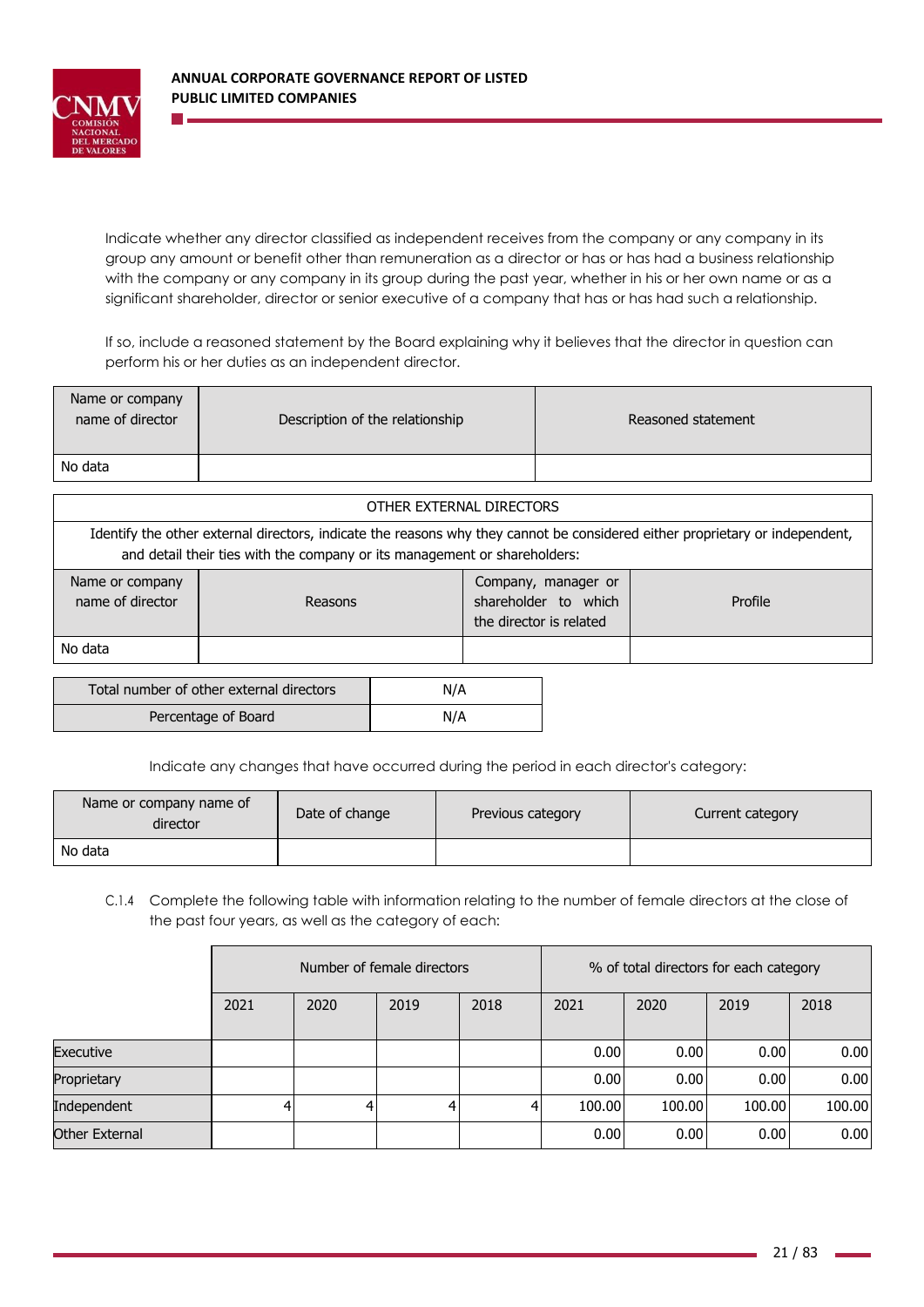Indicate whether any director classified as independent receives from the company or any company in its group any amount or benefit other than remuneration as a director or has or has had a business relationship with the company or any company in its group during the past year, whether in his or her own name or as a significant shareholder, director or senior executive of a company that has or has had such a relationship.

If so, include a reasoned statement by the Board explaining why it believes that the director in question can perform his or her duties as an independent director.

| Name or company name of director | Description of the relationship | Reasoned statement |
|---|---|---|
| No data | | |

| OTHER EXTERNAL DIRECTORS | | | |
|---|---|---|---|
| Identify the other external directors, indicate the reasons why they cannot be considered either proprietary or independent, and detail their ties with the company or its management or shareholders: | | | |
| Name or company name of director | Reasons | Company, manager or shareholder to which the director is related | Profile |
| No data | | | |

| Total number of other external directors | N/A |
|---|---|
| Percentage of Board | N/A |

Indicate any changes that have occurred during the period in each director's category:

| Name or company name of director | Date of change | Previous category | Current category |
|---|---|---|---|
| No data | | | |

C.1.4 Complete the following table with information relating to the number of female directors at the close of the past four years, as well as the category of each:

| | Number of female directors | | | | % of total directors for each category | | | |
|---|---|---|---|---|---|---|---|---|
| | 2021 | 2020 | 2019 | 2018 | 2021 | 2020 | 2019 | 2018 |
| Executive | | | | | 0.00 | 0.00 | 0.00 | 0.00 |
| Proprietary | | | | | 0.00 | 0.00 | 0.00 | 0.00 |
| Independent | 4 | 4 | 4 | 4 | 100.00 | 100.00 | 100.00 | 100.00 |
| Other External | | | | | 0.00 | 0.00 | 0.00 | 0.00 |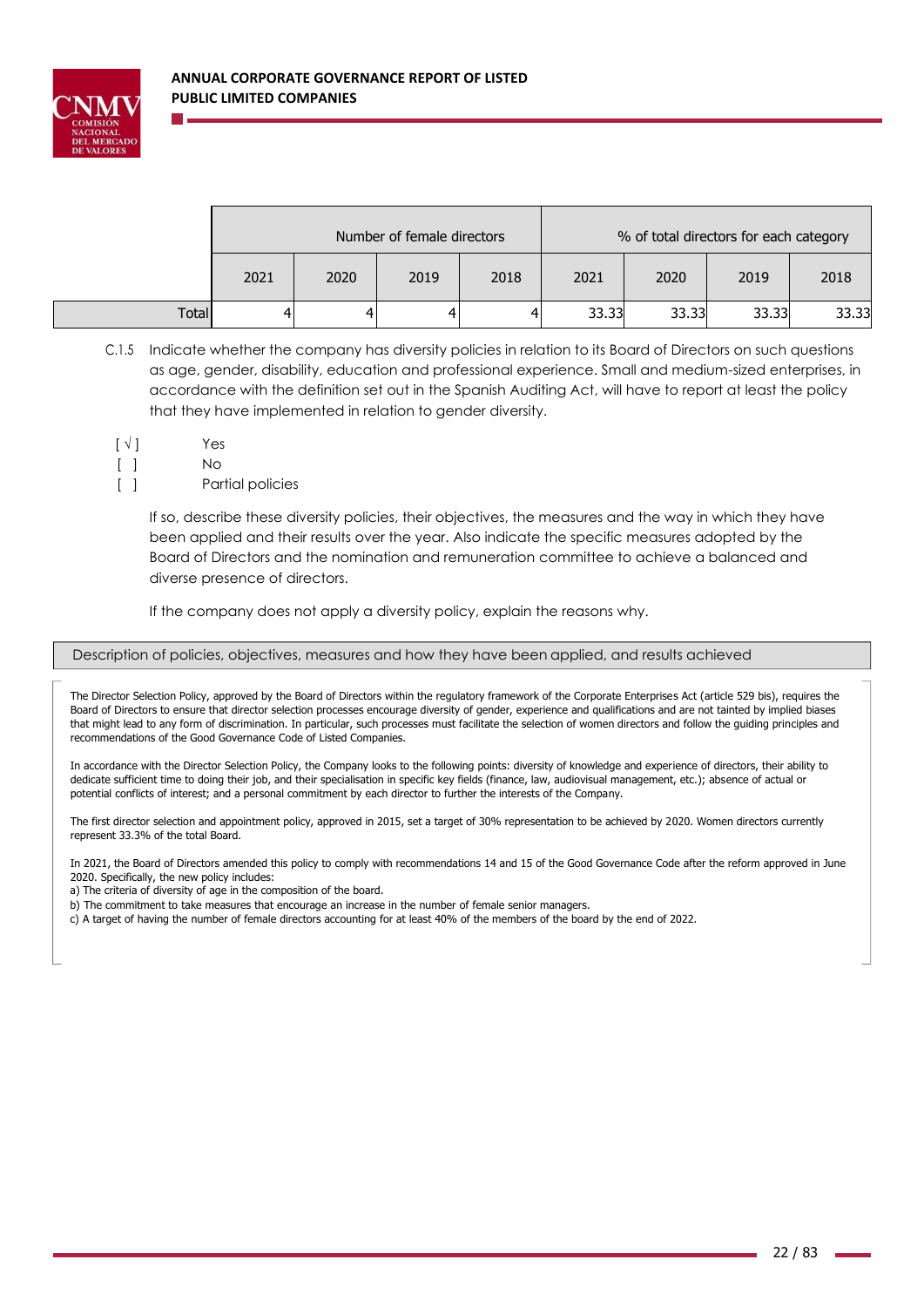| | Number of female directors | | | | % of total directors for each category | | | |
|---|---|---|---|---|---|---|---|---|
| | 2021 | 2020 | 2019 | 2018 | 2021 | 2020 | 2019 | 2018 |
| Total | 4 | 4 | 4 | 4 | 33.33 | 33.33 | 33.33 | 33.33 |

C.1.5 Indicate whether the company has diversity policies in relation to its Board of Directors on such questions as age, gender, disability, education and professional experience. Small and medium-sized enterprises, in accordance with the definition set out in the Spanish Auditing Act, will have to report at least the policy that they have implemented in relation to gender diversity.

[ √ ] Yes
[ ] No
[ ] Partial policies

If so, describe these diversity policies, their objectives, the measures and the way in which they have been applied and their results over the year. Also indicate the specific measures adopted by the Board of Directors and the nomination and remuneration committee to achieve a balanced and diverse presence of directors.

If the company does not apply a diversity policy, explain the reasons why.

| Description of policies, objectives, measures and how they have been applied, and results achieved |
|---|

The Director Selection Policy, approved by the Board of Directors within the regulatory framework of the Corporate Enterprises Act (article 529 bis), requires the Board of Directors to ensure that director selection processes encourage diversity of gender, experience and qualifications and are not tainted by implied biases that might lead to any form of discrimination. In particular, such processes must facilitate the selection of women directors and follow the guiding principles and recommendations of the Good Governance Code of Listed Companies.

In accordance with the Director Selection Policy, the Company looks to the following points: diversity of knowledge and experience of directors, their ability to dedicate sufficient time to doing their job, and their specialisation in specific key fields (finance, law, audiovisual management, etc.); absence of actual or potential conflicts of interest; and a personal commitment by each director to further the interests of the Company.

The first director selection and appointment policy, approved in 2015, set a target of 30% representation to be achieved by 2020. Women directors currently represent 33.3% of the total Board.

In 2021, the Board of Directors amended this policy to comply with recommendations 14 and 15 of the Good Governance Code after the reform approved in June 2020. Specifically, the new policy includes:
a) The criteria of diversity of age in the composition of the board.
b) The commitment to take measures that encourage an increase in the number of female senior managers.
c) A target of having the number of female directors accounting for at least 40% of the members of the board by the end of 2022.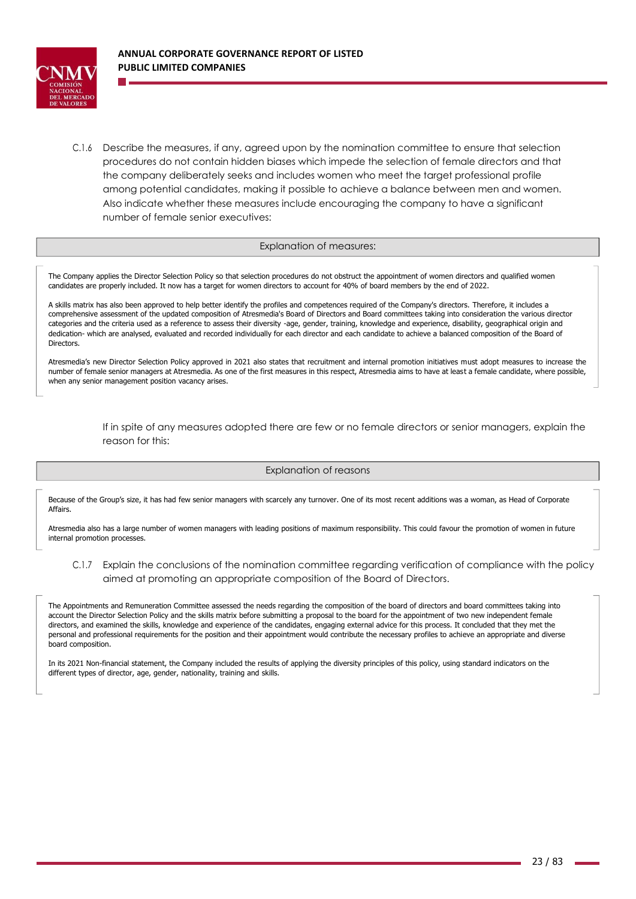C.1.6 Describe the measures, if any, agreed upon by the nomination committee to ensure that selection procedures do not contain hidden biases which impede the selection of female directors and that the company deliberately seeks and includes women who meet the target professional profile among potential candidates, making it possible to achieve a balance between men and women. Also indicate whether these measures include encouraging the company to have a significant number of female senior executives:

| Explanation of measures: |
| --- |

The Company applies the Director Selection Policy so that selection procedures do not obstruct the appointment of women directors and qualified women candidates are properly included. It now has a target for women directors to account for 40% of board members by the end of 2022.

A skills matrix has also been approved to help better identify the profiles and competences required of the Company's directors. Therefore, it includes a comprehensive assessment of the updated composition of Atresmedia's Board of Directors and Board committees taking into consideration the various director categories and the criteria used as a reference to assess their diversity -age, gender, training, knowledge and experience, disability, geographical origin and dedication- which are analysed, evaluated and recorded individually for each director and each candidate to achieve a balanced composition of the Board of Directors.

Atresmedia's new Director Selection Policy approved in 2021 also states that recruitment and internal promotion initiatives must adopt measures to increase the number of female senior managers at Atresmedia. As one of the first measures in this respect, Atresmedia aims to have at least a female candidate, where possible, when any senior management position vacancy arises.

If in spite of any measures adopted there are few or no female directors or senior managers, explain the reason for this:

| Explanation of reasons |
| --- |

Because of the Group's size, it has had few senior managers with scarcely any turnover. One of its most recent additions was a woman, as Head of Corporate Affairs.

Atresmedia also has a large number of women managers with leading positions of maximum responsibility. This could favour the promotion of women in future internal promotion processes.

C.1.7 Explain the conclusions of the nomination committee regarding verification of compliance with the policy aimed at promoting an appropriate composition of the Board of Directors.

The Appointments and Remuneration Committee assessed the needs regarding the composition of the board of directors and board committees taking into account the Director Selection Policy and the skills matrix before submitting a proposal to the board for the appointment of two new independent female directors, and examined the skills, knowledge and experience of the candidates, engaging external advice for this process. It concluded that they met the personal and professional requirements for the position and their appointment would contribute the necessary profiles to achieve an appropriate and diverse board composition.

In its 2021 Non-financial statement, the Company included the results of applying the diversity principles of this policy, using standard indicators on the different types of director, age, gender, nationality, training and skills.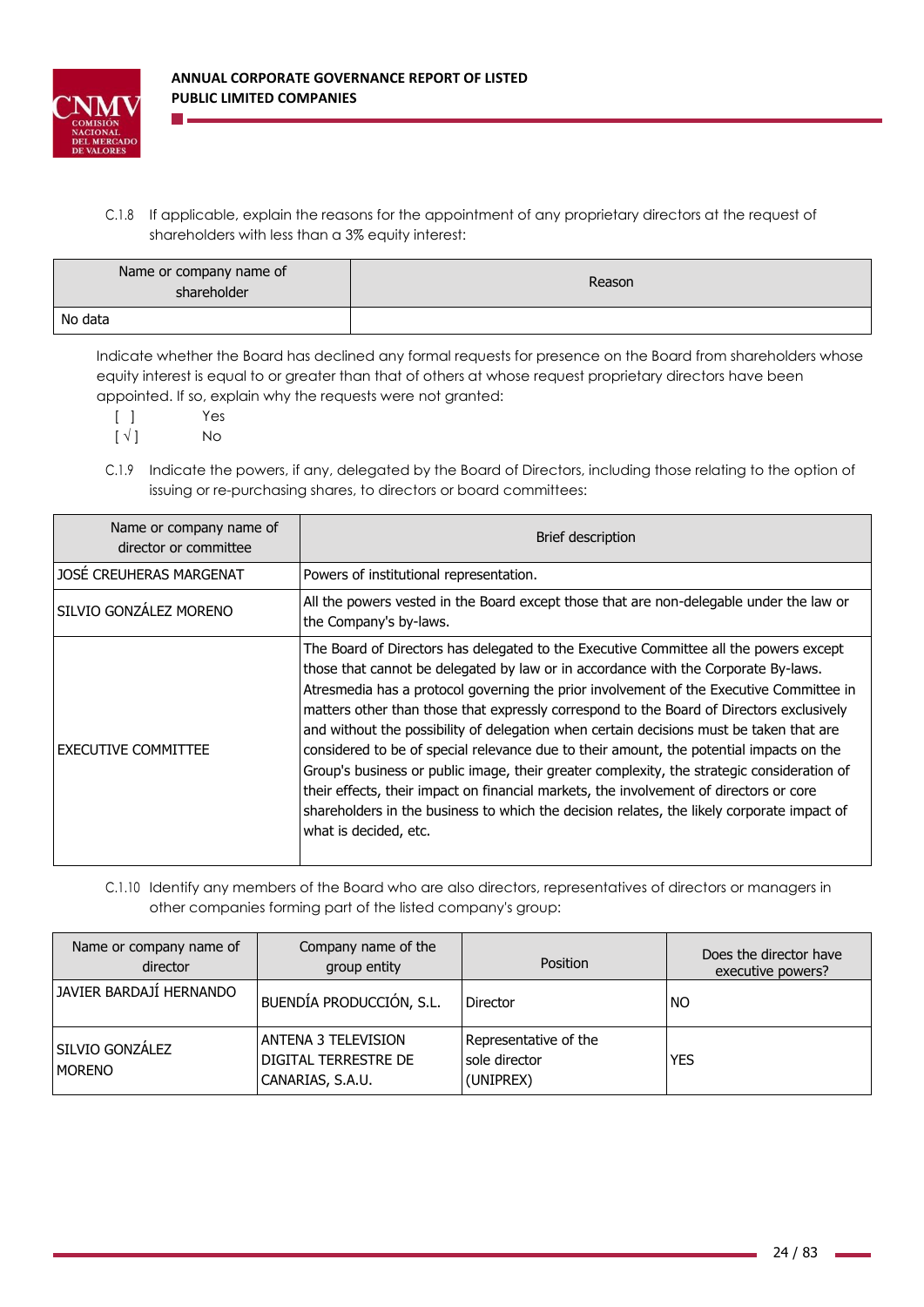C.1.8 If applicable, explain the reasons for the appointment of any proprietary directors at the request of shareholders with less than a 3% equity interest:

| Name or company name of shareholder | Reason |
| --- | --- |
| No data | |

Indicate whether the Board has declined any formal requests for presence on the Board from shareholders whose equity interest is equal to or greater than that of others at whose request proprietary directors have been appointed. If so, explain why the requests were not granted:

[ ] Yes
[ √ ] No

C.1.9 Indicate the powers, if any, delegated by the Board of Directors, including those relating to the option of issuing or re-purchasing shares, to directors or board committees:

| Name or company name of director or committee | Brief description |
| --- | --- |
| JOSÉ CREUHERAS MARGENAT | Powers of institutional representation. |
| SILVIO GONZÁLEZ MORENO | All the powers vested in the Board except those that are non-delegable under the law or the Company's by-laws. |
| EXECUTIVE COMMITTEE | The Board of Directors has delegated to the Executive Committee all the powers except those that cannot be delegated by law or in accordance with the Corporate By-laws. Atresmedia has a protocol governing the prior involvement of the Executive Committee in matters other than those that expressly correspond to the Board of Directors exclusively and without the possibility of delegation when certain decisions must be taken that are considered to be of special relevance due to their amount, the potential impacts on the Group's business or public image, their greater complexity, the strategic consideration of their effects, their impact on financial markets, the involvement of directors or core shareholders in the business to which the decision relates, the likely corporate impact of what is decided, etc. |

C.1.10 Identify any members of the Board who are also directors, representatives of directors or managers in other companies forming part of the listed company's group:

| Name or company name of director | Company name of the group entity | Position | Does the director have executive powers? |
| --- | --- | --- | --- |
| JAVIER BARDAJÍ HERNANDO | BUENDÍA PRODUCCIÓN, S.L. | Director | NO |
| SILVIO GONZÁLEZ MORENO | ANTENA 3 TELEVISION DIGITAL TERRESTRE DE CANARIAS, S.A.U. | Representative of the sole director (UNIPREX) | YES |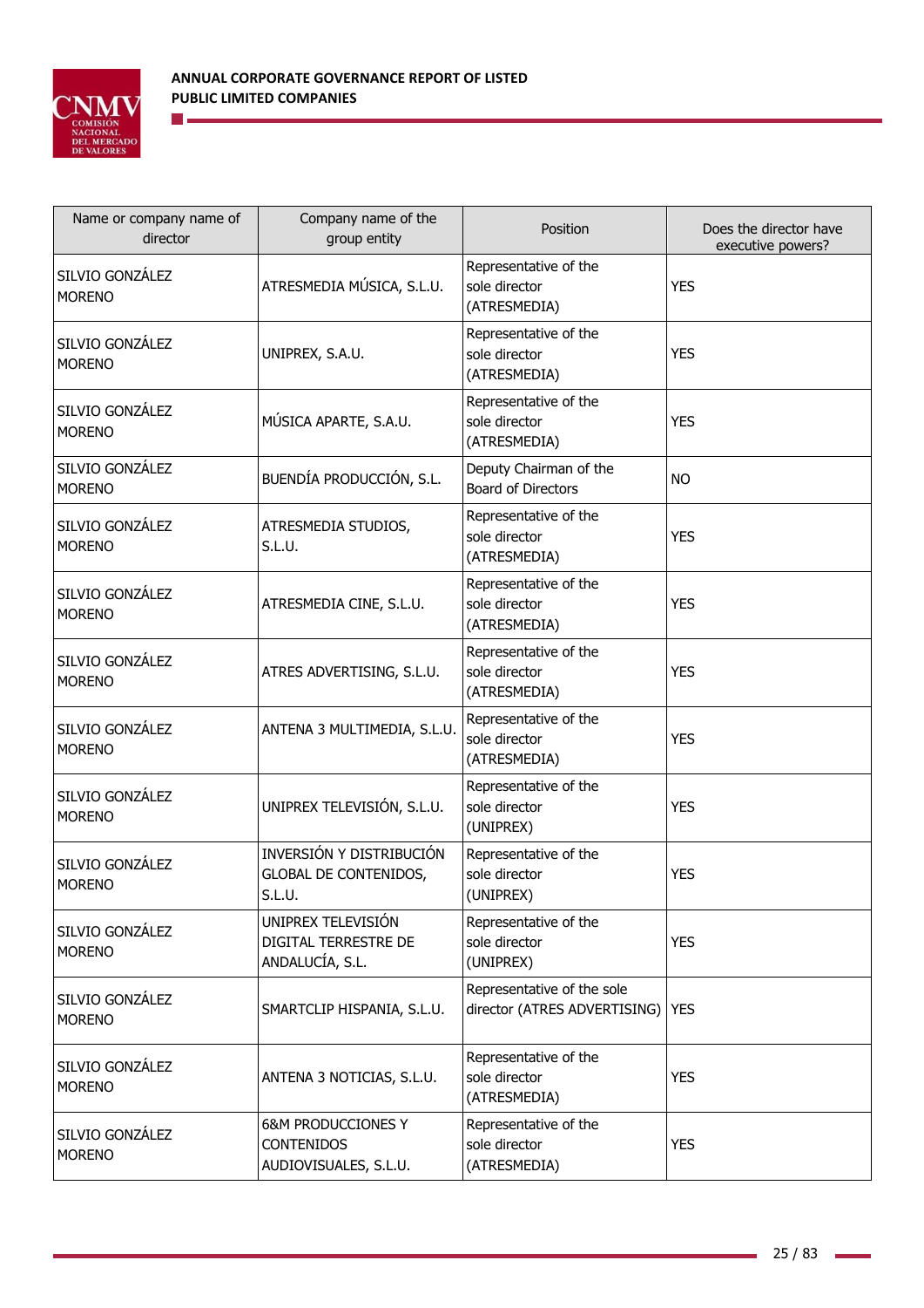| Name or company name of director | Company name of the group entity | Position | Does the director have executive powers? |
|---|---|---|---|
| SILVIO GONZÁLEZ MORENO | ATRESMEDIA MÚSICA, S.L.U. | Representative of the sole director (ATRESMEDIA) | YES |
| SILVIO GONZÁLEZ MORENO | UNIPREX, S.A.U. | Representative of the sole director (ATRESMEDIA) | YES |
| SILVIO GONZÁLEZ MORENO | MÚSICA APARTE, S.A.U. | Representative of the sole director (ATRESMEDIA) | YES |
| SILVIO GONZÁLEZ MORENO | BUENDÍA PRODUCCIÓN, S.L. | Deputy Chairman of the Board of Directors | NO |
| SILVIO GONZÁLEZ MORENO | ATRESMEDIA STUDIOS, S.L.U. | Representative of the sole director (ATRESMEDIA) | YES |
| SILVIO GONZÁLEZ MORENO | ATRESMEDIA CINE, S.L.U. | Representative of the sole director (ATRESMEDIA) | YES |
| SILVIO GONZÁLEZ MORENO | ATRES ADVERTISING, S.L.U. | Representative of the sole director (ATRESMEDIA) | YES |
| SILVIO GONZÁLEZ MORENO | ANTENA 3 MULTIMEDIA, S.L.U. | Representative of the sole director (ATRESMEDIA) | YES |
| SILVIO GONZÁLEZ MORENO | UNIPREX TELEVISIÓN, S.L.U. | Representative of the sole director (UNIPREX) | YES |
| SILVIO GONZÁLEZ MORENO | INVERSIÓN Y DISTRIBUCIÓN GLOBAL DE CONTENIDOS, S.L.U. | Representative of the sole director (UNIPREX) | YES |
| SILVIO GONZÁLEZ MORENO | UNIPREX TELEVISIÓN DIGITAL TERRESTRE DE ANDALUCÍA, S.L. | Representative of the sole director (UNIPREX) | YES |
| SILVIO GONZÁLEZ MORENO | SMARTCLIP HISPANIA, S.L.U. | Representative of the sole director (ATRES ADVERTISING) | YES |
| SILVIO GONZÁLEZ MORENO | ANTENA 3 NOTICIAS, S.L.U. | Representative of the sole director (ATRESMEDIA) | YES |
| SILVIO GONZÁLEZ MORENO | 6&M PRODUCCIONES Y CONTENIDOS AUDIOVISUALES, S.L.U. | Representative of the sole director (ATRESMEDIA) | YES |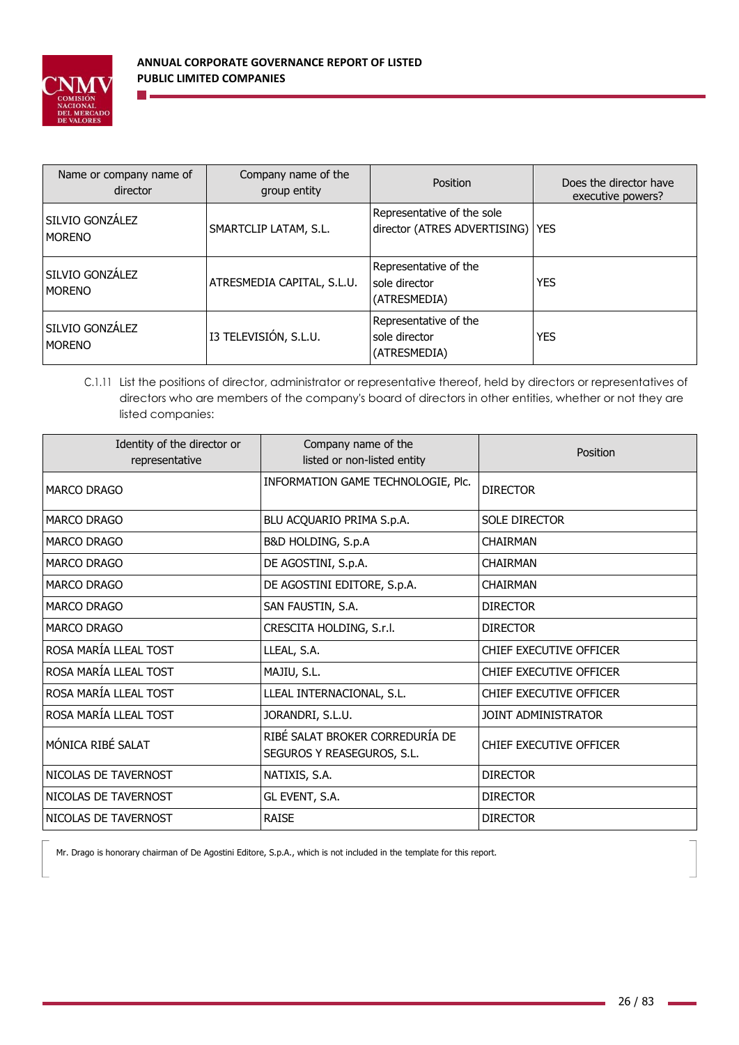| Name or company name of director | Company name of the group entity | Position | Does the director have executive powers? |
|---|---|---|---|
| SILVIO GONZÁLEZ MORENO | SMARTCLIP LATAM, S.L. | Representative of the sole director (ATRES ADVERTISING) | YES |
| SILVIO GONZÁLEZ MORENO | ATRESMEDIA CAPITAL, S.L.U. | Representative of the sole director (ATRESMEDIA) | YES |
| SILVIO GONZÁLEZ MORENO | I3 TELEVISIÓN, S.L.U. | Representative of the sole director (ATRESMEDIA) | YES |

C.1.11 List the positions of director, administrator or representative thereof, held by directors or representatives of directors who are members of the company's board of directors in other entities, whether or not they are listed companies:

| Identity of the director or representative | Company name of the listed or non-listed entity | Position |
|---|---|---|
| MARCO DRAGO | INFORMATION GAME TECHNOLOGIE, Plc. | DIRECTOR |
| MARCO DRAGO | BLU ACQUARIO PRIMA S.p.A. | SOLE DIRECTOR |
| MARCO DRAGO | B&D HOLDING, S.p.A | CHAIRMAN |
| MARCO DRAGO | DE AGOSTINI, S.p.A. | CHAIRMAN |
| MARCO DRAGO | DE AGOSTINI EDITORE, S.p.A. | CHAIRMAN |
| MARCO DRAGO | SAN FAUSTIN, S.A. | DIRECTOR |
| MARCO DRAGO | CRESCITA HOLDING, S.r.l. | DIRECTOR |
| ROSA MARÍA LLEAL TOST | LLEAL, S.A. | CHIEF EXECUTIVE OFFICER |
| ROSA MARÍA LLEAL TOST | MAJIU, S.L. | CHIEF EXECUTIVE OFFICER |
| ROSA MARÍA LLEAL TOST | LLEAL INTERNACIONAL, S.L. | CHIEF EXECUTIVE OFFICER |
| ROSA MARÍA LLEAL TOST | JORANDRI, S.L.U. | JOINT ADMINISTRATOR |
| MÓNICA RIBÉ SALAT | RIBÉ SALAT BROKER CORREDURÍA DE SEGUROS Y REASEGUROS, S.L. | CHIEF EXECUTIVE OFFICER |
| NICOLAS DE TAVERNOST | NATIXIS, S.A. | DIRECTOR |
| NICOLAS DE TAVERNOST | GL EVENT, S.A. | DIRECTOR |
| NICOLAS DE TAVERNOST | RAISE | DIRECTOR |

Mr. Drago is honorary chairman of De Agostini Editore, S.p.A., which is not included in the template for this report.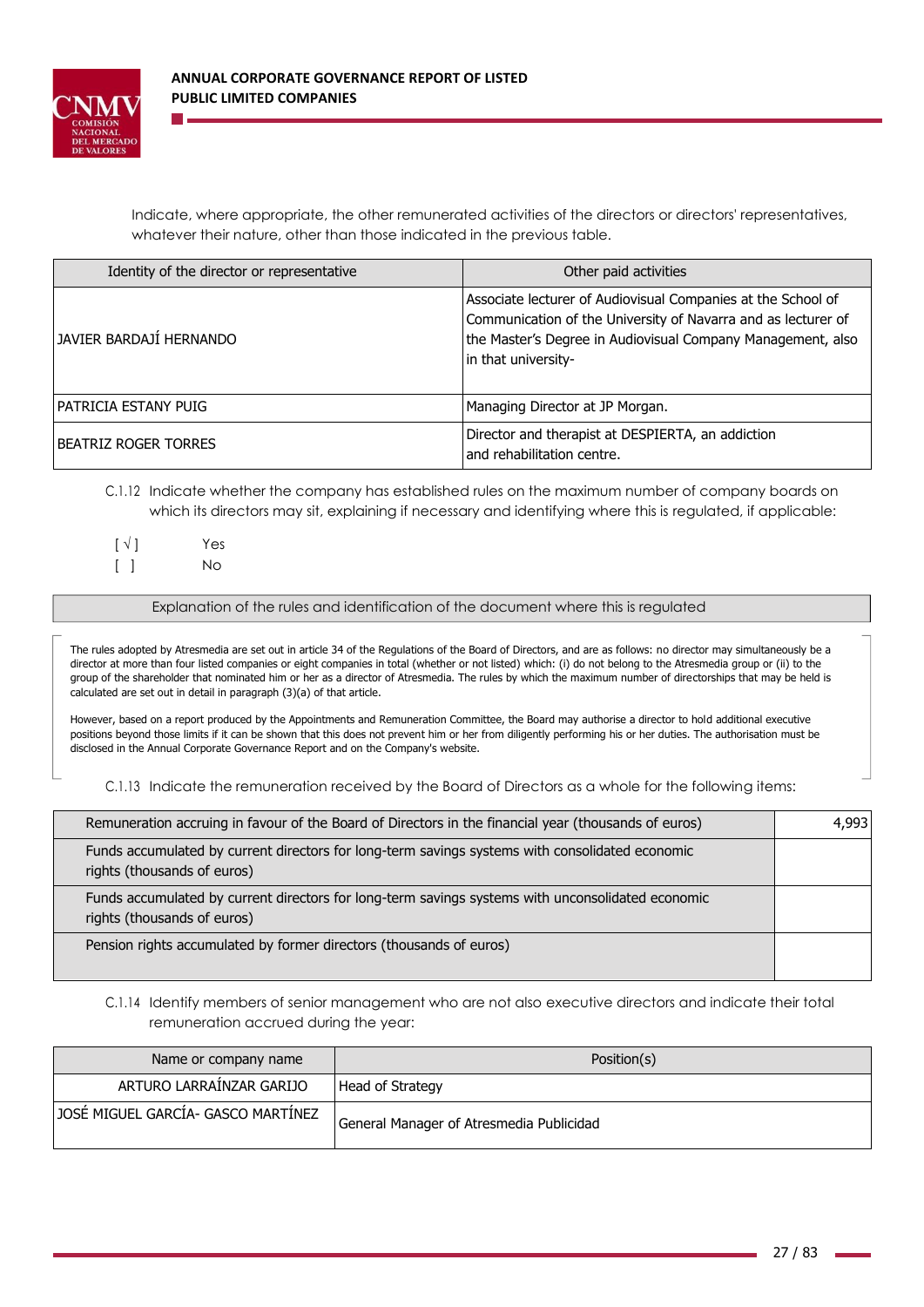Indicate, where appropriate, the other remunerated activities of the directors or directors' representatives, whatever their nature, other than those indicated in the previous table.

| Identity of the director or representative | Other paid activities |
|---|---|
| JAVIER BARDAJÍ HERNANDO | Associate lecturer of Audiovisual Companies at the School of Communication of the University of Navarra and as lecturer of the Master's Degree in Audiovisual Company Management, also in that university- |
| PATRICIA ESTANY PUIG | Managing Director at JP Morgan. |
| BEATRIZ ROGER TORRES | Director and therapist at DESPIERTA, an addiction and rehabilitation centre. |

C.1.12 Indicate whether the company has established rules on the maximum number of company boards on which its directors may sit, explaining if necessary and identifying where this is regulated, if applicable:

[ √ ] Yes
[ ] No

| Explanation of the rules and identification of the document where this is regulated |
|---|
| The rules adopted by Atresmedia are set out in article 34 of the Regulations of the Board of Directors, and are as follows: no director may simultaneously be a director at more than four listed companies or eight companies in total (whether or not listed) which: (i) do not belong to the Atresmedia group or (ii) to the group of the shareholder that nominated him or her as a director of Atresmedia. The rules by which the maximum number of directorships that may be held is calculated are set out in detail in paragraph (3)(a) of that article.<br><br>However, based on a report produced by the Appointments and Remuneration Committee, the Board may authorise a director to hold additional executive positions beyond those limits if it can be shown that this does not prevent him or her from diligently performing his or her duties. The authorisation must be disclosed in the Annual Corporate Governance Report and on the Company's website. |

C.1.13 Indicate the remuneration received by the Board of Directors as a whole for the following items:

| | |
|---|---|
| Remuneration accruing in favour of the Board of Directors in the financial year (thousands of euros) | 4,993 |
| Funds accumulated by current directors for long-term savings systems with consolidated economic rights (thousands of euros) | |
| Funds accumulated by current directors for long-term savings systems with unconsolidated economic rights (thousands of euros) | |
| Pension rights accumulated by former directors (thousands of euros) | |

C.1.14 Identify members of senior management who are not also executive directors and indicate their total remuneration accrued during the year:

| Name or company name | Position(s) |
|---|---|
| ARTURO LARRAÍNZAR GARIJO | Head of Strategy |
| JOSÉ MIGUEL GARCÍA- GASCO MARTÍNEZ | General Manager of Atresmedia Publicidad |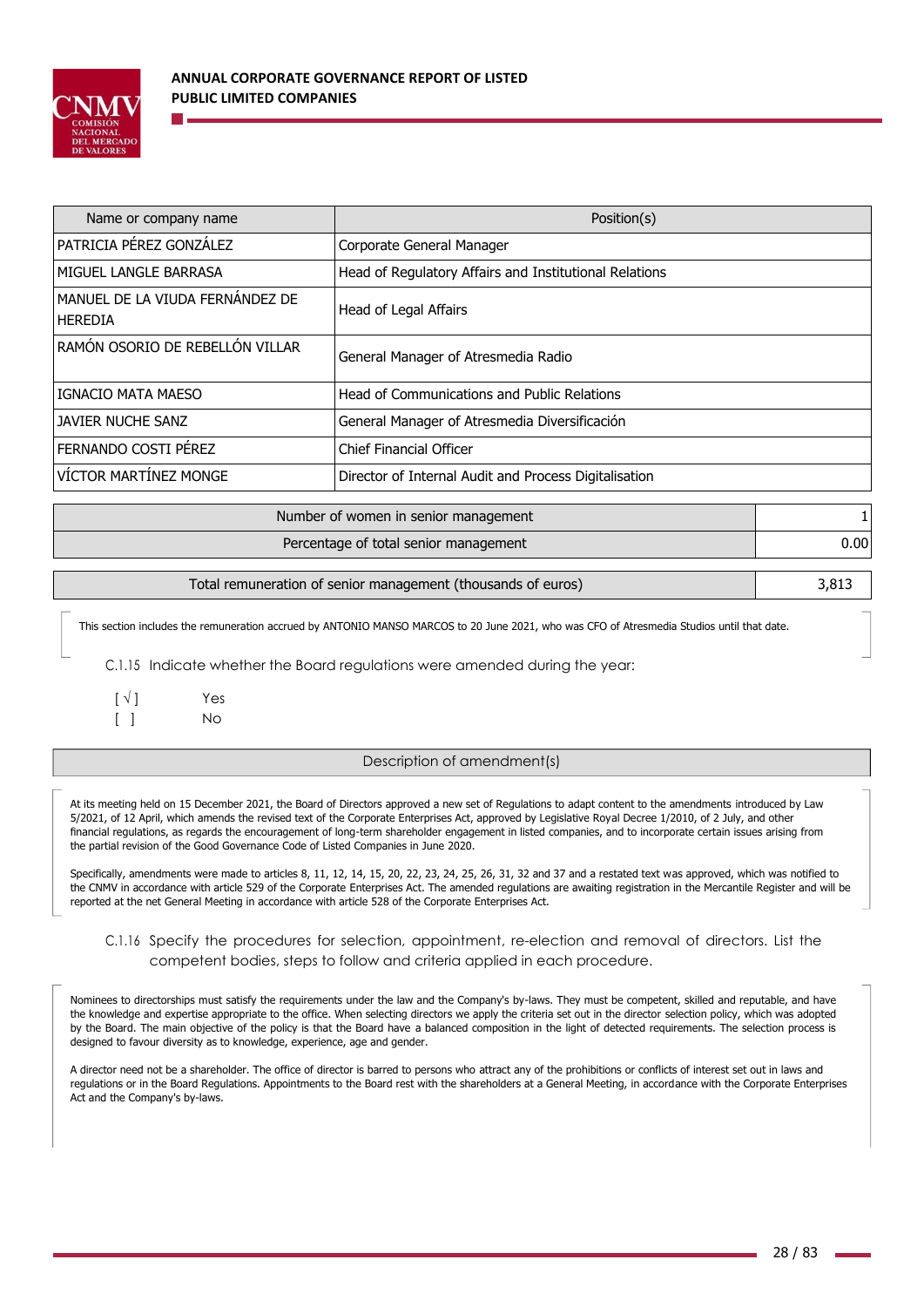| Name or company name | Position(s) |
|---|---|
| PATRICIA PÉREZ GONZÁLEZ | Corporate General Manager |
| MIGUEL LANGLE BARRASA | Head of Regulatory Affairs and Institutional Relations |
| MANUEL DE LA VIUDA FERNÁNDEZ DE HEREDIA | Head of Legal Affairs |
| RAMÓN OSORIO DE REBELLÓN VILLAR | General Manager of Atresmedia Radio |
| IGNACIO MATA MAESO | Head of Communications and Public Relations |
| JAVIER NUCHE SANZ | General Manager of Atresmedia Diversificación |
| FERNANDO COSTI PÉREZ | Chief Financial Officer |
| VÍCTOR MARTÍNEZ MONGE | Director of Internal Audit and Process Digitalisation |

| Number of women in senior management | 1 |
|---|---|
| Percentage of total senior management | 0.00 |

| Total remuneration of senior management (thousands of euros) | 3,813 |
|---|---|

This section includes the remuneration accrued by ANTONIO MANSO MARCOS to 20 June 2021, who was CFO of Atresmedia Studios until that date.

C.1.15 Indicate whether the Board regulations were amended during the year:

[ √ ] Yes
[ ] No

| Description of amendment(s) |
|---|

At its meeting held on 15 December 2021, the Board of Directors approved a new set of Regulations to adapt content to the amendments introduced by Law 5/2021, of 12 April, which amends the revised text of the Corporate Enterprises Act, approved by Legislative Royal Decree 1/2010, of 2 July, and other financial regulations, as regards the encouragement of long-term shareholder engagement in listed companies, and to incorporate certain issues arising from the partial revision of the Good Governance Code of Listed Companies in June 2020.

Specifically, amendments were made to articles 8, 11, 12, 14, 15, 20, 22, 23, 24, 25, 26, 31, 32 and 37 and a restated text was approved, which was notified to the CNMV in accordance with article 529 of the Corporate Enterprises Act. The amended regulations are awaiting registration in the Mercantile Register and will be reported at the net General Meeting in accordance with article 528 of the Corporate Enterprises Act.

C.1.16 Specify the procedures for selection, appointment, re-election and removal of directors. List the competent bodies, steps to follow and criteria applied in each procedure.

Nominees to directorships must satisfy the requirements under the law and the Company's by-laws. They must be competent, skilled and reputable, and have the knowledge and expertise appropriate to the office. When selecting directors we apply the criteria set out in the director selection policy, which was adopted by the Board. The main objective of the policy is that the Board have a balanced composition in the light of detected requirements. The selection process is designed to favour diversity as to knowledge, experience, age and gender.

A director need not be a shareholder. The office of director is barred to persons who attract any of the prohibitions or conflicts of interest set out in laws and regulations or in the Board Regulations. Appointments to the Board rest with the shareholders at a General Meeting, in accordance with the Corporate Enterprises Act and the Company's by-laws.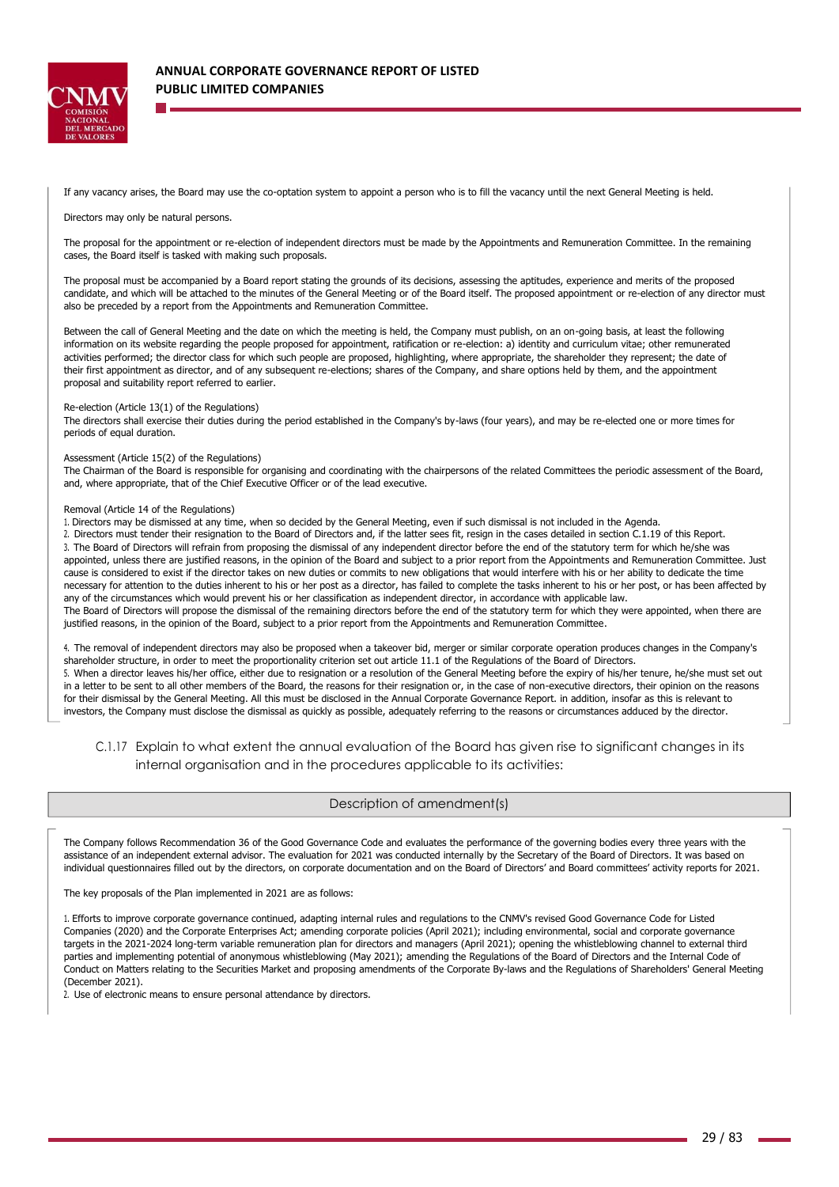If any vacancy arises, the Board may use the co-optation system to appoint a person who is to fill the vacancy until the next General Meeting is held.

Directors may only be natural persons.

The proposal for the appointment or re-election of independent directors must be made by the Appointments and Remuneration Committee. In the remaining cases, the Board itself is tasked with making such proposals.

The proposal must be accompanied by a Board report stating the grounds of its decisions, assessing the aptitudes, experience and merits of the proposed candidate, and which will be attached to the minutes of the General Meeting or of the Board itself. The proposed appointment or re-election of any director must also be preceded by a report from the Appointments and Remuneration Committee.

Between the call of General Meeting and the date on which the meeting is held, the Company must publish, on an on-going basis, at least the following information on its website regarding the people proposed for appointment, ratification or re-election: a) identity and curriculum vitae; other remunerated activities performed; the director class for which such people are proposed, highlighting, where appropriate, the shareholder they represent; the date of their first appointment as director, and of any subsequent re-elections; shares of the Company, and share options held by them, and the appointment proposal and suitability report referred to earlier.

Re-election (Article 13(1) of the Regulations)
The directors shall exercise their duties during the period established in the Company's by-laws (four years), and may be re-elected one or more times for periods of equal duration.

Assessment (Article 15(2) of the Regulations)
The Chairman of the Board is responsible for organising and coordinating with the chairpersons of the related Committees the periodic assessment of the Board, and, where appropriate, that of the Chief Executive Officer or of the lead executive.

Removal (Article 14 of the Regulations)
1. Directors may be dismissed at any time, when so decided by the General Meeting, even if such dismissal is not included in the Agenda.
2. Directors must tender their resignation to the Board of Directors and, if the latter sees fit, resign in the cases detailed in section C.1.19 of this Report.
3. The Board of Directors will refrain from proposing the dismissal of any independent director before the end of the statutory term for which he/she was appointed, unless there are justified reasons, in the opinion of the Board and subject to a prior report from the Appointments and Remuneration Committee. Just cause is considered to exist if the director takes on new duties or commits to new obligations that would interfere with his or her ability to dedicate the time necessary for attention to the duties inherent to his or her post as a director, has failed to complete the tasks inherent to his or her post, or has been affected by any of the circumstances which would prevent his or her classification as independent director, in accordance with applicable law.
The Board of Directors will propose the dismissal of the remaining directors before the end of the statutory term for which they were appointed, when there are justified reasons, in the opinion of the Board, subject to a prior report from the Appointments and Remuneration Committee.

4. The removal of independent directors may also be proposed when a takeover bid, merger or similar corporate operation produces changes in the Company's shareholder structure, in order to meet the proportionality criterion set out article 11.1 of the Regulations of the Board of Directors.
5. When a director leaves his/her office, either due to resignation or a resolution of the General Meeting before the expiry of his/her tenure, he/she must set out in a letter to be sent to all other members of the Board, the reasons for their resignation or, in the case of non-executive directors, their opinion on the reasons for their dismissal by the General Meeting. All this must be disclosed in the Annual Corporate Governance Report. in addition, insofar as this is relevant to investors, the Company must disclose the dismissal as quickly as possible, adequately referring to the reasons or circumstances adduced by the director.

C.1.17 Explain to what extent the annual evaluation of the Board has given rise to significant changes in its internal organisation and in the procedures applicable to its activities:

| Description of amendment(s) |
|---|

The Company follows Recommendation 36 of the Good Governance Code and evaluates the performance of the governing bodies every three years with the assistance of an independent external advisor. The evaluation for 2021 was conducted internally by the Secretary of the Board of Directors. It was based on individual questionnaires filled out by the directors, on corporate documentation and on the Board of Directors' and Board committees' activity reports for 2021.

The key proposals of the Plan implemented in 2021 are as follows:

1. Efforts to improve corporate governance continued, adapting internal rules and regulations to the CNMV's revised Good Governance Code for Listed Companies (2020) and the Corporate Enterprises Act; amending corporate policies (April 2021); including environmental, social and corporate governance targets in the 2021-2024 long-term variable remuneration plan for directors and managers (April 2021); opening the whistleblowing channel to external third parties and implementing potential of anonymous whistleblowing (May 2021); amending the Regulations of the Board of Directors and the Internal Code of Conduct on Matters relating to the Securities Market and proposing amendments of the Corporate By-laws and the Regulations of Shareholders' General Meeting (December 2021).
2. Use of electronic means to ensure personal attendance by directors.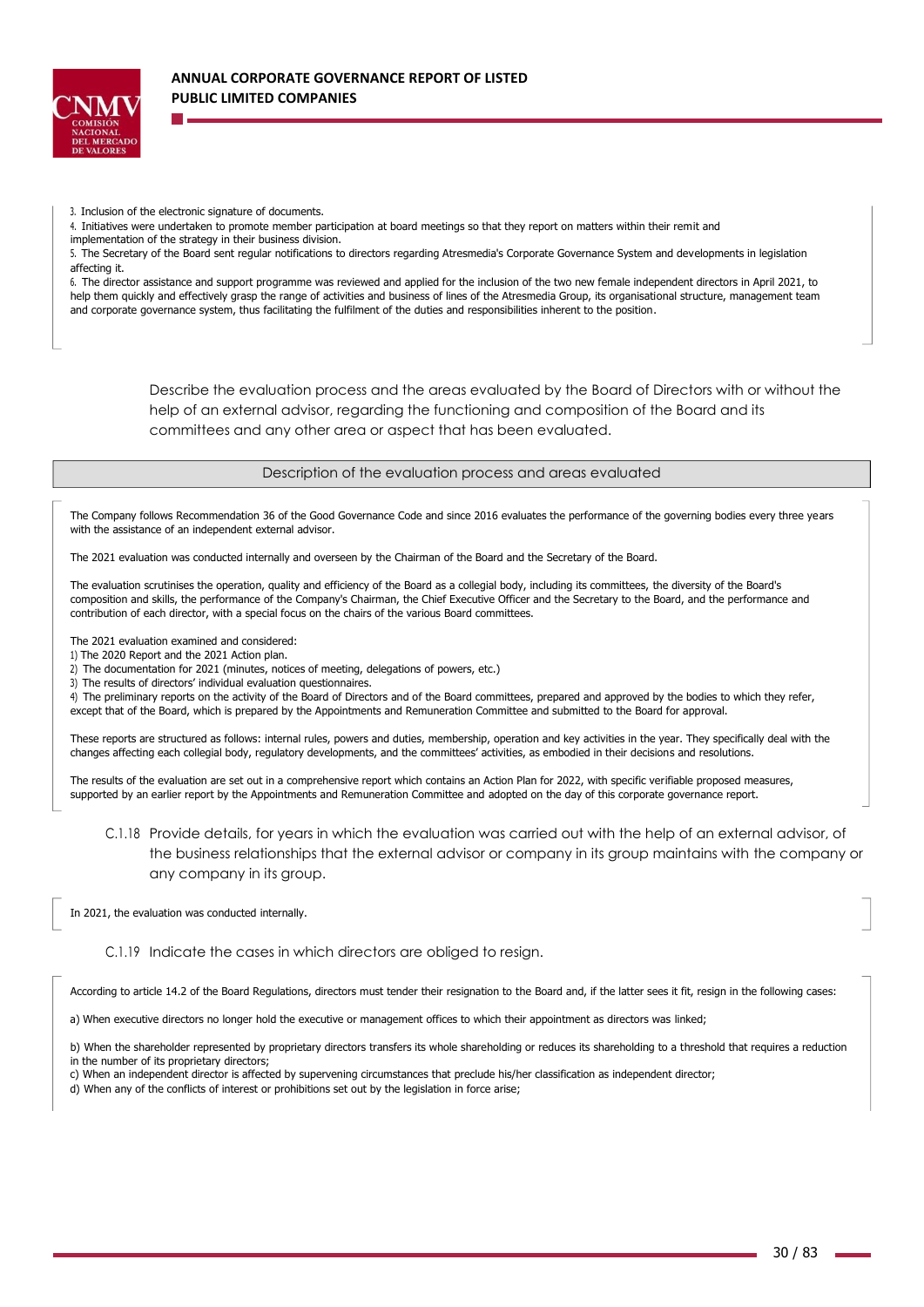3. Inclusion of the electronic signature of documents.
4. Initiatives were undertaken to promote member participation at board meetings so that they report on matters within their remit and implementation of the strategy in their business division.
5. The Secretary of the Board sent regular notifications to directors regarding Atresmedia's Corporate Governance System and developments in legislation affecting it.
6. The director assistance and support programme was reviewed and applied for the inclusion of the two new female independent directors in April 2021, to help them quickly and effectively grasp the range of activities and business of lines of the Atresmedia Group, its organisational structure, management team and corporate governance system, thus facilitating the fulfilment of the duties and responsibilities inherent to the position.

Describe the evaluation process and the areas evaluated by the Board of Directors with or without the help of an external advisor, regarding the functioning and composition of the Board and its committees and any other area or aspect that has been evaluated.

| Description of the evaluation process and areas evaluated |
|---|

The Company follows Recommendation 36 of the Good Governance Code and since 2016 evaluates the performance of the governing bodies every three years with the assistance of an independent external advisor.

The 2021 evaluation was conducted internally and overseen by the Chairman of the Board and the Secretary of the Board.

The evaluation scrutinises the operation, quality and efficiency of the Board as a collegial body, including its committees, the diversity of the Board's composition and skills, the performance of the Company's Chairman, the Chief Executive Officer and the Secretary to the Board, and the performance and contribution of each director, with a special focus on the chairs of the various Board committees.

The 2021 evaluation examined and considered:
1) The 2020 Report and the 2021 Action plan.
2) The documentation for 2021 (minutes, notices of meeting, delegations of powers, etc.)
3) The results of directors' individual evaluation questionnaires.
4) The preliminary reports on the activity of the Board of Directors and of the Board committees, prepared and approved by the bodies to which they refer, except that of the Board, which is prepared by the Appointments and Remuneration Committee and submitted to the Board for approval.

These reports are structured as follows: internal rules, powers and duties, membership, operation and key activities in the year. They specifically deal with the changes affecting each collegial body, regulatory developments, and the committees' activities, as embodied in their decisions and resolutions.

The results of the evaluation are set out in a comprehensive report which contains an Action Plan for 2022, with specific verifiable proposed measures, supported by an earlier report by the Appointments and Remuneration Committee and adopted on the day of this corporate governance report.

C.1.18 Provide details, for years in which the evaluation was carried out with the help of an external advisor, of the business relationships that the external advisor or company in its group maintains with the company or any company in its group.

In 2021, the evaluation was conducted internally.

C.1.19 Indicate the cases in which directors are obliged to resign.

According to article 14.2 of the Board Regulations, directors must tender their resignation to the Board and, if the latter sees it fit, resign in the following cases:

a) When executive directors no longer hold the executive or management offices to which their appointment as directors was linked;

b) When the shareholder represented by proprietary directors transfers its whole shareholding or reduces its shareholding to a threshold that requires a reduction in the number of its proprietary directors;
c) When an independent director is affected by supervening circumstances that preclude his/her classification as independent director;
d) When any of the conflicts of interest or prohibitions set out by the legislation in force arise;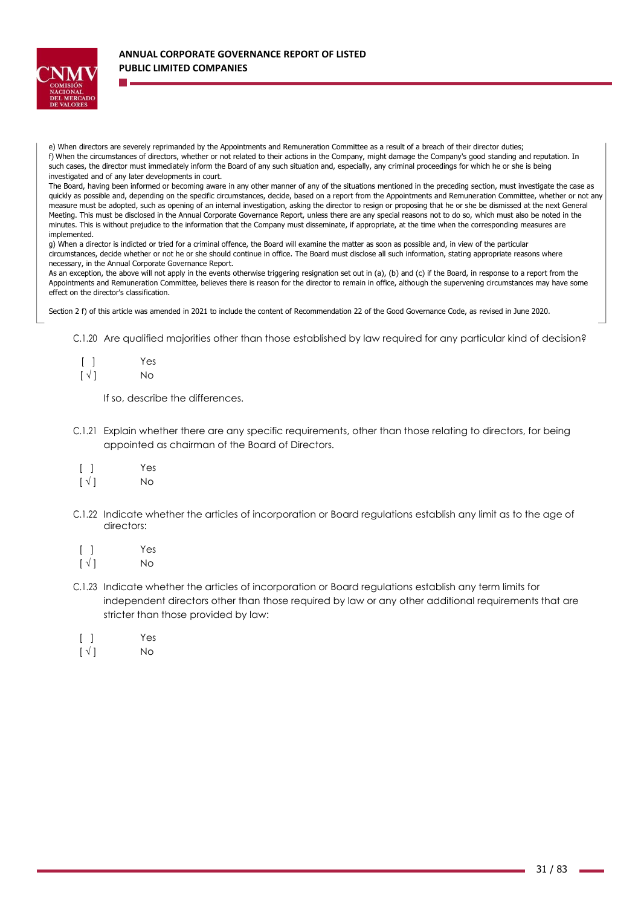e) When directors are severely reprimanded by the Appointments and Remuneration Committee as a result of a breach of their director duties;

f) When the circumstances of directors, whether or not related to their actions in the Company, might damage the Company's good standing and reputation. In such cases, the director must immediately inform the Board of any such situation and, especially, any criminal proceedings for which he or she is being investigated and of any later developments in court.

The Board, having been informed or becoming aware in any other manner of any of the situations mentioned in the preceding section, must investigate the case as quickly as possible and, depending on the specific circumstances, decide, based on a report from the Appointments and Remuneration Committee, whether or not any measure must be adopted, such as opening of an internal investigation, asking the director to resign or proposing that he or she be dismissed at the next General Meeting. This must be disclosed in the Annual Corporate Governance Report, unless there are any special reasons not to do so, which must also be noted in the minutes. This is without prejudice to the information that the Company must disseminate, if appropriate, at the time when the corresponding measures are implemented.

g) When a director is indicted or tried for a criminal offence, the Board will examine the matter as soon as possible and, in view of the particular circumstances, decide whether or not he or she should continue in office. The Board must disclose all such information, stating appropriate reasons where necessary, in the Annual Corporate Governance Report.

As an exception, the above will not apply in the events otherwise triggering resignation set out in (a), (b) and (c) if the Board, in response to a report from the Appointments and Remuneration Committee, believes there is reason for the director to remain in office, although the supervening circumstances may have some effect on the director's classification.

Section 2 f) of this article was amended in 2021 to include the content of Recommendation 22 of the Good Governance Code, as revised in June 2020.

C.1.20 Are qualified majorities other than those established by law required for any particular kind of decision?

[ ] Yes
[ √ ] No

If so, describe the differences.

C.1.21 Explain whether there are any specific requirements, other than those relating to directors, for being appointed as chairman of the Board of Directors.

[ ] Yes
[ √ ] No

C.1.22 Indicate whether the articles of incorporation or Board regulations establish any limit as to the age of directors:

[ ] Yes
[ √ ] No

C.1.23 Indicate whether the articles of incorporation or Board regulations establish any term limits for independent directors other than those required by law or any other additional requirements that are stricter than those provided by law:

[ ] Yes
[ √ ] No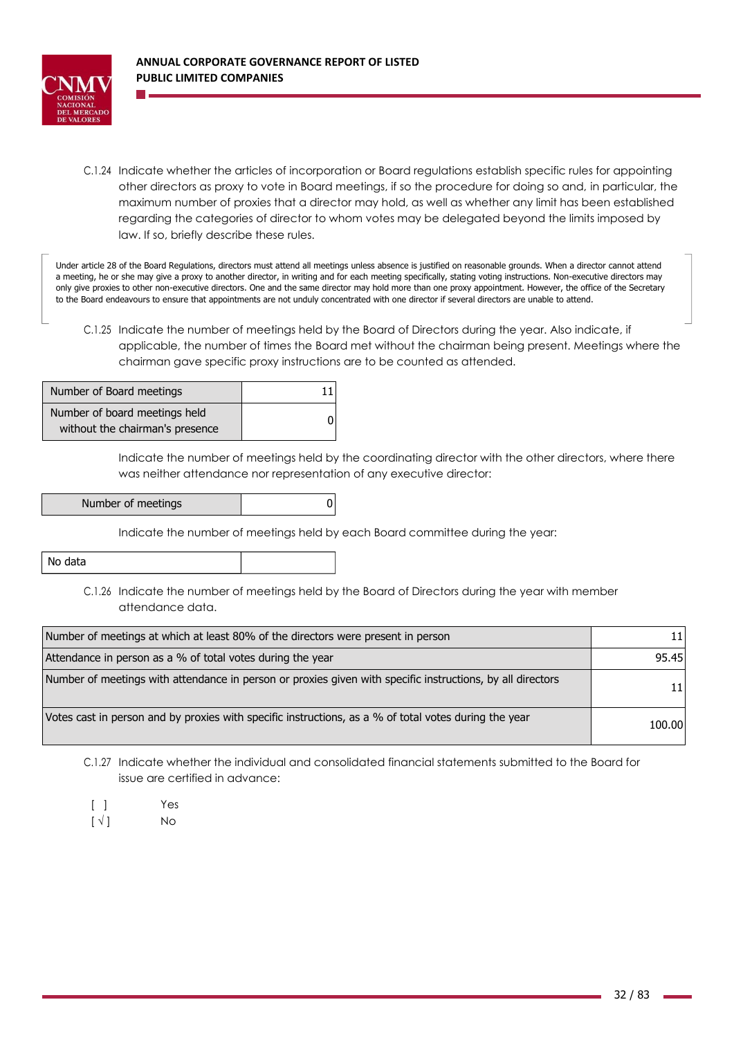C.1.24 Indicate whether the articles of incorporation or Board regulations establish specific rules for appointing other directors as proxy to vote in Board meetings, if so the procedure for doing so and, in particular, the maximum number of proxies that a director may hold, as well as whether any limit has been established regarding the categories of director to whom votes may be delegated beyond the limits imposed by law. If so, briefly describe these rules.

Under article 28 of the Board Regulations, directors must attend all meetings unless absence is justified on reasonable grounds. When a director cannot attend a meeting, he or she may give a proxy to another director, in writing and for each meeting specifically, stating voting instructions. Non-executive directors may only give proxies to other non-executive directors. One and the same director may hold more than one proxy appointment. However, the office of the Secretary to the Board endeavours to ensure that appointments are not unduly concentrated with one director if several directors are unable to attend.

C.1.25 Indicate the number of meetings held by the Board of Directors during the year. Also indicate, if applicable, the number of times the Board met without the chairman being present. Meetings where the chairman gave specific proxy instructions are to be counted as attended.

| | |
|---|---|
| Number of Board meetings | 11 |
| Number of board meetings held without the chairman's presence | 0 |

Indicate the number of meetings held by the coordinating director with the other directors, where there was neither attendance nor representation of any executive director:

| | |
|---|---|
| Number of meetings | 0 |

Indicate the number of meetings held by each Board committee during the year:

| | |
|---|---|
| No data | |

C.1.26 Indicate the number of meetings held by the Board of Directors during the year with member attendance data.

| | |
|---|---|
| Number of meetings at which at least 80% of the directors were present in person | 11 |
| Attendance in person as a % of total votes during the year | 95.45 |
| Number of meetings with attendance in person or proxies given with specific instructions, by all directors | 11 |
| Votes cast in person and by proxies with specific instructions, as a % of total votes during the year | 100.00 |

C.1.27 Indicate whether the individual and consolidated financial statements submitted to the Board for issue are certified in advance:

[ ] Yes
[ √ ] No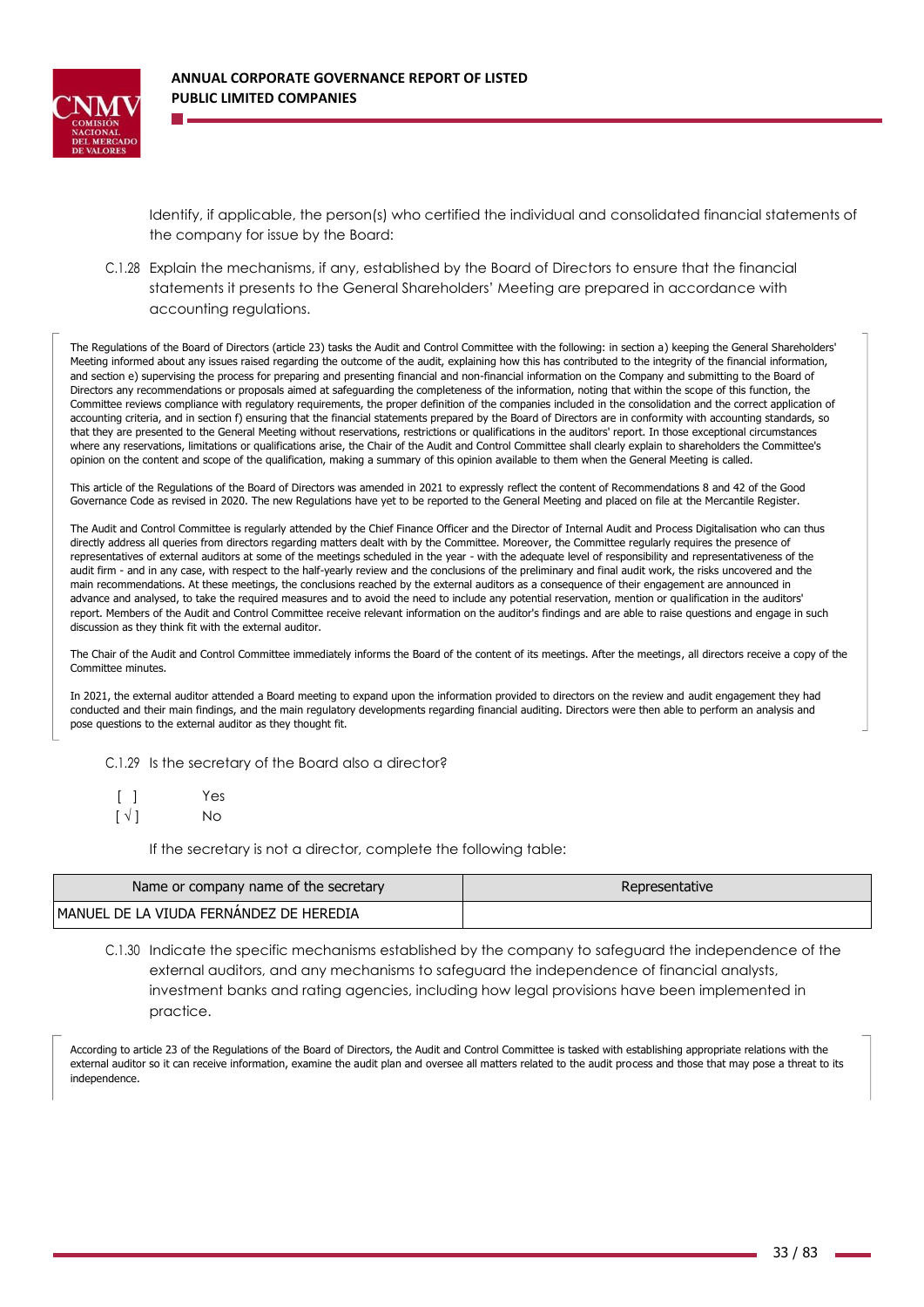Identify, if applicable, the person(s) who certified the individual and consolidated financial statements of the company for issue by the Board:

C.1.28 Explain the mechanisms, if any, established by the Board of Directors to ensure that the financial statements it presents to the General Shareholders' Meeting are prepared in accordance with accounting regulations.

The Regulations of the Board of Directors (article 23) tasks the Audit and Control Committee with the following: in section a) keeping the General Shareholders' Meeting informed about any issues raised regarding the outcome of the audit, explaining how this has contributed to the integrity of the financial information, and section e) supervising the process for preparing and presenting financial and non-financial information on the Company and submitting to the Board of Directors any recommendations or proposals aimed at safeguarding the completeness of the information, noting that within the scope of this function, the Committee reviews compliance with regulatory requirements, the proper definition of the companies included in the consolidation and the correct application of accounting criteria, and in section f) ensuring that the financial statements prepared by the Board of Directors are in conformity with accounting standards, so that they are presented to the General Meeting without reservations, restrictions or qualifications in the auditors' report. In those exceptional circumstances where any reservations, limitations or qualifications arise, the Chair of the Audit and Control Committee shall clearly explain to shareholders the Committee's opinion on the content and scope of the qualification, making a summary of this opinion available to them when the General Meeting is called.

This article of the Regulations of the Board of Directors was amended in 2021 to expressly reflect the content of Recommendations 8 and 42 of the Good Governance Code as revised in 2020. The new Regulations have yet to be reported to the General Meeting and placed on file at the Mercantile Register.

The Audit and Control Committee is regularly attended by the Chief Finance Officer and the Director of Internal Audit and Process Digitalisation who can thus directly address all queries from directors regarding matters dealt with by the Committee. Moreover, the Committee regularly requires the presence of representatives of external auditors at some of the meetings scheduled in the year - with the adequate level of responsibility and representativeness of the audit firm - and in any case, with respect to the half-yearly review and the conclusions of the preliminary and final audit work, the risks uncovered and the main recommendations. At these meetings, the conclusions reached by the external auditors as a consequence of their engagement are announced in advance and analysed, to take the required measures and to avoid the need to include any potential reservation, mention or qualification in the auditors' report. Members of the Audit and Control Committee receive relevant information on the auditor's findings and are able to raise questions and engage in such discussion as they think fit with the external auditor.

The Chair of the Audit and Control Committee immediately informs the Board of the content of its meetings. After the meetings, all directors receive a copy of the Committee minutes.

In 2021, the external auditor attended a Board meeting to expand upon the information provided to directors on the review and audit engagement they had conducted and their main findings, and the main regulatory developments regarding financial auditing. Directors were then able to perform an analysis and pose questions to the external auditor as they thought fit.

C.1.29 Is the secretary of the Board also a director?

[ ] Yes
[ √ ] No

If the secretary is not a director, complete the following table:

| Name or company name of the secretary | Representative |
| --- | --- |
| MANUEL DE LA VIUDA FERNÁNDEZ DE HEREDIA | |

C.1.30 Indicate the specific mechanisms established by the company to safeguard the independence of the external auditors, and any mechanisms to safeguard the independence of financial analysts, investment banks and rating agencies, including how legal provisions have been implemented in practice.

According to article 23 of the Regulations of the Board of Directors, the Audit and Control Committee is tasked with establishing appropriate relations with the external auditor so it can receive information, examine the audit plan and oversee all matters related to the audit process and those that may pose a threat to its independence.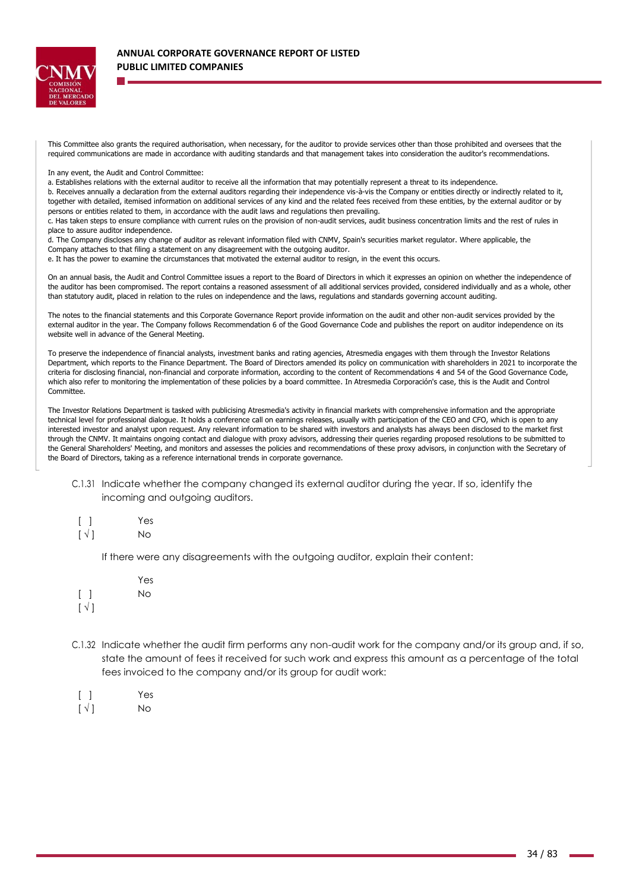This Committee also grants the required authorisation, when necessary, for the auditor to provide services other than those prohibited and oversees that the required communications are made in accordance with auditing standards and that management takes into consideration the auditor's recommendations.

In any event, the Audit and Control Committee:

a. Establishes relations with the external auditor to receive all the information that may potentially represent a threat to its independence.

b. Receives annually a declaration from the external auditors regarding their independence vis-à-vis the Company or entities directly or indirectly related to it, together with detailed, itemised information on additional services of any kind and the related fees received from these entities, by the external auditor or by persons or entities related to them, in accordance with the audit laws and regulations then prevailing.

c. Has taken steps to ensure compliance with current rules on the provision of non-audit services, audit business concentration limits and the rest of rules in place to assure auditor independence.

d. The Company discloses any change of auditor as relevant information filed with CNMV, Spain's securities market regulator. Where applicable, the Company attaches to that filing a statement on any disagreement with the outgoing auditor.

e. It has the power to examine the circumstances that motivated the external auditor to resign, in the event this occurs.

On an annual basis, the Audit and Control Committee issues a report to the Board of Directors in which it expresses an opinion on whether the independence of the auditor has been compromised. The report contains a reasoned assessment of all additional services provided, considered individually and as a whole, other than statutory audit, placed in relation to the rules on independence and the laws, regulations and standards governing account auditing.

The notes to the financial statements and this Corporate Governance Report provide information on the audit and other non-audit services provided by the external auditor in the year. The Company follows Recommendation 6 of the Good Governance Code and publishes the report on auditor independence on its website well in advance of the General Meeting.

To preserve the independence of financial analysts, investment banks and rating agencies, Atresmedia engages with them through the Investor Relations Department, which reports to the Finance Department. The Board of Directors amended its policy on communication with shareholders in 2021 to incorporate the criteria for disclosing financial, non-financial and corporate information, according to the content of Recommendations 4 and 54 of the Good Governance Code, which also refer to monitoring the implementation of these policies by a board committee. In Atresmedia Corporación's case, this is the Audit and Control Committee.

The Investor Relations Department is tasked with publicising Atresmedia's activity in financial markets with comprehensive information and the appropriate technical level for professional dialogue. It holds a conference call on earnings releases, usually with participation of the CEO and CFO, which is open to any interested investor and analyst upon request. Any relevant information to be shared with investors and analysts has always been disclosed to the market first through the CNMV. It maintains ongoing contact and dialogue with proxy advisors, addressing their queries regarding proposed resolutions to be submitted to the General Shareholders' Meeting, and monitors and assesses the policies and recommendations of these proxy advisors, in conjunction with the Secretary of the Board of Directors, taking as a reference international trends in corporate governance.

C.1.31 Indicate whether the company changed its external auditor during the year. If so, identify the incoming and outgoing auditors.

[ ] Yes
[ √ ] No

If there were any disagreements with the outgoing auditor, explain their content:

[ ] Yes
[ √ ] No

C.1.32 Indicate whether the audit firm performs any non-audit work for the company and/or its group and, if so, state the amount of fees it received for such work and express this amount as a percentage of the total fees invoiced to the company and/or its group for audit work:

[ ] Yes
[ √ ] No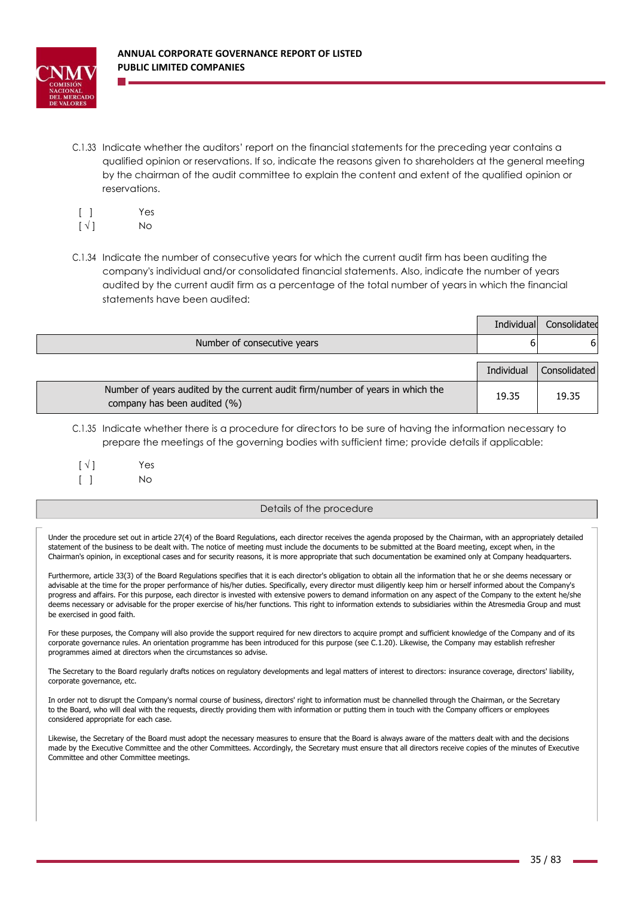C.1.33 Indicate whether the auditors' report on the financial statements for the preceding year contains a qualified opinion or reservations. If so, indicate the reasons given to shareholders at the general meeting by the chairman of the audit committee to explain the content and extent of the qualified opinion or reservations.

[ ] Yes
[ √ ] No

C.1.34 Indicate the number of consecutive years for which the current audit firm has been auditing the company's individual and/or consolidated financial statements. Also, indicate the number of years audited by the current audit firm as a percentage of the total number of years in which the financial statements have been audited:

| | Individual | Consolidated |
|---|---|---|
| Number of consecutive years | 6 | 6 |

| | Individual | Consolidated |
|---|---|---|
| Number of years audited by the current audit firm/number of years in which the company has been audited (%) | 19.35 | 19.35 |

C.1.35 Indicate whether there is a procedure for directors to be sure of having the information necessary to prepare the meetings of the governing bodies with sufficient time; provide details if applicable:

[ √ ] Yes
[ ] No

| Details of the procedure |
|---|

Under the procedure set out in article 27(4) of the Board Regulations, each director receives the agenda proposed by the Chairman, with an appropriately detailed statement of the business to be dealt with. The notice of meeting must include the documents to be submitted at the Board meeting, except when, in the Chairman's opinion, in exceptional cases and for security reasons, it is more appropriate that such documentation be examined only at Company headquarters.

Furthermore, article 33(3) of the Board Regulations specifies that it is each director's obligation to obtain all the information that he or she deems necessary or advisable at the time for the proper performance of his/her duties. Specifically, every director must diligently keep him or herself informed about the Company's progress and affairs. For this purpose, each director is invested with extensive powers to demand information on any aspect of the Company to the extent he/she deems necessary or advisable for the proper exercise of his/her functions. This right to information extends to subsidiaries within the Atresmedia Group and must be exercised in good faith.

For these purposes, the Company will also provide the support required for new directors to acquire prompt and sufficient knowledge of the Company and of its corporate governance rules. An orientation programme has been introduced for this purpose (see C.1.20). Likewise, the Company may establish refresher programmes aimed at directors when the circumstances so advise.

The Secretary to the Board regularly drafts notices on regulatory developments and legal matters of interest to directors: insurance coverage, directors' liability, corporate governance, etc.

In order not to disrupt the Company's normal course of business, directors' right to information must be channelled through the Chairman, or the Secretary to the Board, who will deal with the requests, directly providing them with information or putting them in touch with the Company officers or employees considered appropriate for each case.

Likewise, the Secretary of the Board must adopt the necessary measures to ensure that the Board is always aware of the matters dealt with and the decisions made by the Executive Committee and the other Committees. Accordingly, the Secretary must ensure that all directors receive copies of the minutes of Executive Committee and other Committee meetings.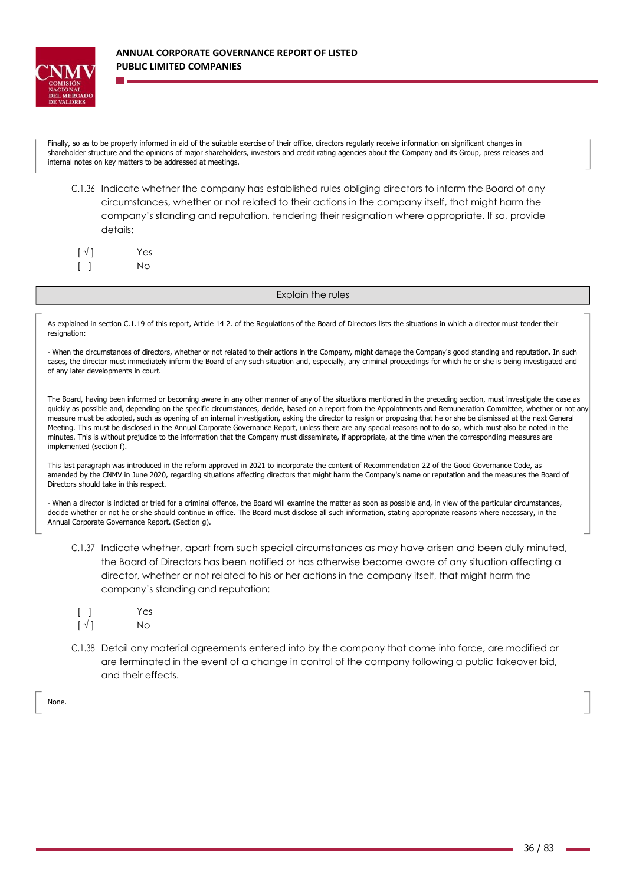Finally, so as to be properly informed in aid of the suitable exercise of their office, directors regularly receive information on significant changes in shareholder structure and the opinions of major shareholders, investors and credit rating agencies about the Company and its Group, press releases and internal notes on key matters to be addressed at meetings.

C.1.36 Indicate whether the company has established rules obliging directors to inform the Board of any circumstances, whether or not related to their actions in the company itself, that might harm the company's standing and reputation, tendering their resignation where appropriate. If so, provide details:

[ √ ] Yes
[ ] No

**Explain the rules**

As explained in section C.1.19 of this report, Article 14 2. of the Regulations of the Board of Directors lists the situations in which a director must tender their resignation:

- When the circumstances of directors, whether or not related to their actions in the Company, might damage the Company's good standing and reputation. In such cases, the director must immediately inform the Board of any such situation and, especially, any criminal proceedings for which he or she is being investigated and of any later developments in court.

The Board, having been informed or becoming aware in any other manner of any of the situations mentioned in the preceding section, must investigate the case as quickly as possible and, depending on the specific circumstances, decide, based on a report from the Appointments and Remuneration Committee, whether or not any measure must be adopted, such as opening of an internal investigation, asking the director to resign or proposing that he or she be dismissed at the next General Meeting. This must be disclosed in the Annual Corporate Governance Report, unless there are any special reasons not to do so, which must also be noted in the minutes. This is without prejudice to the information that the Company must disseminate, if appropriate, at the time when the corresponding measures are implemented (section f).

This last paragraph was introduced in the reform approved in 2021 to incorporate the content of Recommendation 22 of the Good Governance Code, as amended by the CNMV in June 2020, regarding situations affecting directors that might harm the Company's name or reputation and the measures the Board of Directors should take in this respect.

- When a director is indicted or tried for a criminal offence, the Board will examine the matter as soon as possible and, in view of the particular circumstances, decide whether or not he or she should continue in office. The Board must disclose all such information, stating appropriate reasons where necessary, in the Annual Corporate Governance Report. (Section g).

C.1.37 Indicate whether, apart from such special circumstances as may have arisen and been duly minuted, the Board of Directors has been notified or has otherwise become aware of any situation affecting a director, whether or not related to his or her actions in the company itself, that might harm the company's standing and reputation:

[ ] Yes
[ √ ] No

C.1.38 Detail any material agreements entered into by the company that come into force, are modified or are terminated in the event of a change in control of the company following a public takeover bid, and their effects.

None.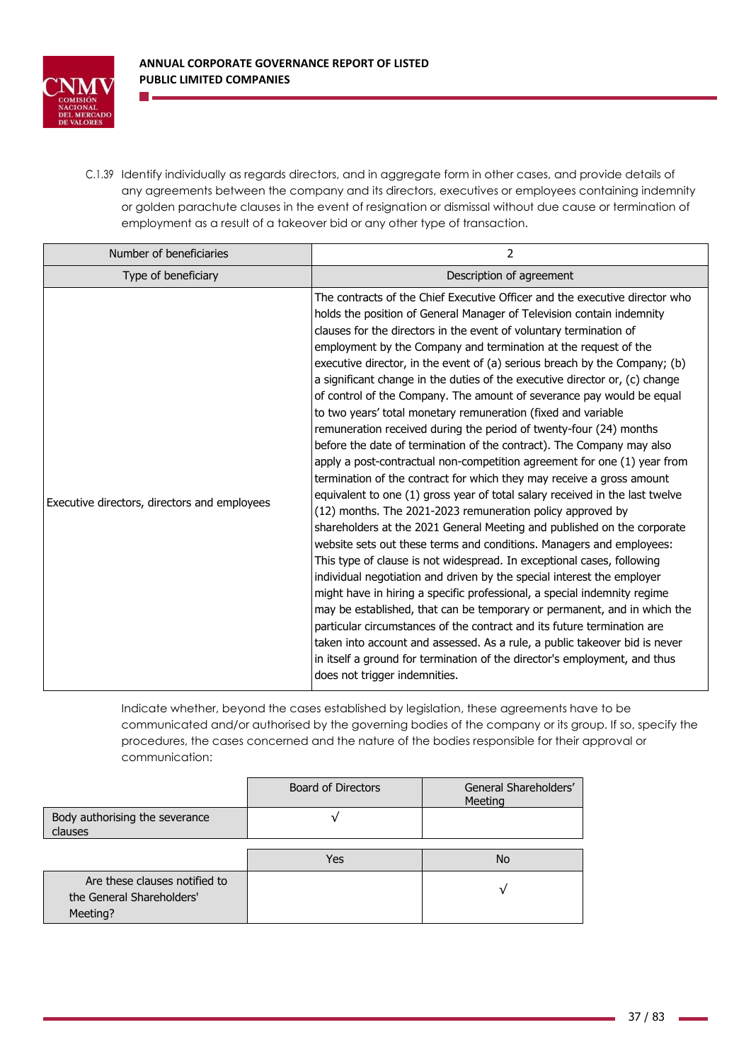C.1.39 Identify individually as regards directors, and in aggregate form in other cases, and provide details of any agreements between the company and its directors, executives or employees containing indemnity or golden parachute clauses in the event of resignation or dismissal without due cause or termination of employment as a result of a takeover bid or any other type of transaction.

| Number of beneficiaries | 2 |
|---|---|
| Type of beneficiary | Description of agreement |
| Executive directors, directors and employees | The contracts of the Chief Executive Officer and the executive director who holds the position of General Manager of Television contain indemnity clauses for the directors in the event of voluntary termination of employment by the Company and termination at the request of the executive director, in the event of (a) serious breach by the Company; (b) a significant change in the duties of the executive director or, (c) change of control of the Company. The amount of severance pay would be equal to two years' total monetary remuneration (fixed and variable remuneration received during the period of twenty-four (24) months before the date of termination of the contract). The Company may also apply a post-contractual non-competition agreement for one (1) year from termination of the contract for which they may receive a gross amount equivalent to one (1) gross year of total salary received in the last twelve (12) months. The 2021-2023 remuneration policy approved by shareholders at the 2021 General Meeting and published on the corporate website sets out these terms and conditions. Managers and employees: This type of clause is not widespread. In exceptional cases, following individual negotiation and driven by the special interest the employer might have in hiring a specific professional, a special indemnity regime may be established, that can be temporary or permanent, and in which the particular circumstances of the contract and its future termination are taken into account and assessed. As a rule, a public takeover bid is never in itself a ground for termination of the director's employment, and thus does not trigger indemnities. |

Indicate whether, beyond the cases established by legislation, these agreements have to be communicated and/or authorised by the governing bodies of the company or its group. If so, specify the procedures, the cases concerned and the nature of the bodies responsible for their approval or communication:

| | Board of Directors | General Shareholders' Meeting |
|---|---|---|
| Body authorising the severance clauses | √ | |

| | Yes | No |
|---|---|---|
| Are these clauses notified to the General Shareholders' Meeting? | | √ |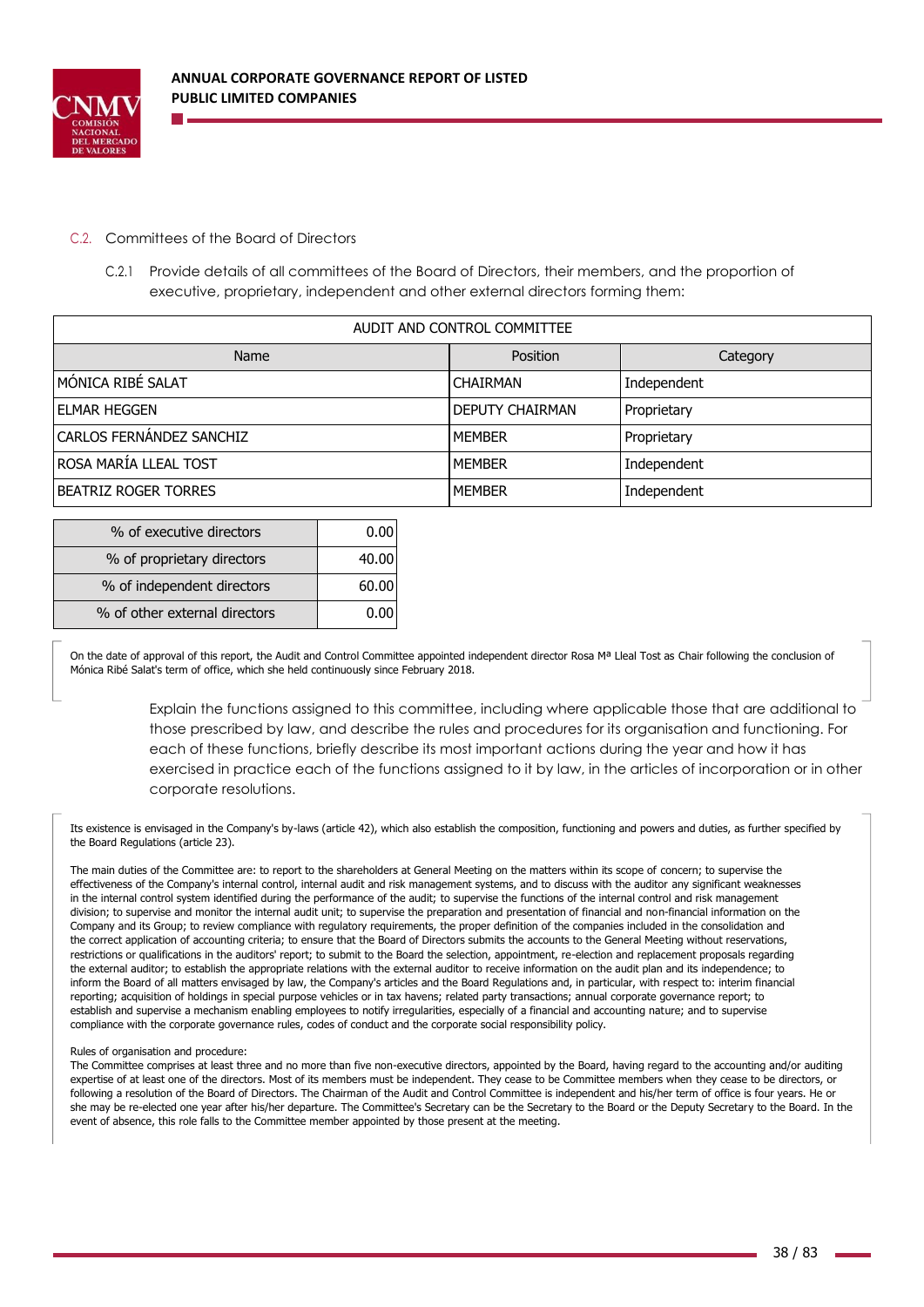## C.2. Committees of the Board of Directors

C.2.1 Provide details of all committees of the Board of Directors, their members, and the proportion of executive, proprietary, independent and other external directors forming them:

| AUDIT AND CONTROL COMMITTEE | | |
|---|---|---|
| Name | Position | Category |
| MÓNICA RIBÉ SALAT | CHAIRMAN | Independent |
| ELMAR HEGGEN | DEPUTY CHAIRMAN | Proprietary |
| CARLOS FERNÁNDEZ SANCHIZ | MEMBER | Proprietary |
| ROSA MARÍA LLEAL TOST | MEMBER | Independent |
| BEATRIZ ROGER TORRES | MEMBER | Independent |

| | |
|---|---|
| % of executive directors | 0.00 |
| % of proprietary directors | 40.00 |
| % of independent directors | 60.00 |
| % of other external directors | 0.00 |

On the date of approval of this report, the Audit and Control Committee appointed independent director Rosa Mª Lleal Tost as Chair following the conclusion of Mónica Ribé Salat's term of office, which she held continuously since February 2018.

Explain the functions assigned to this committee, including where applicable those that are additional to those prescribed by law, and describe the rules and procedures for its organisation and functioning. For each of these functions, briefly describe its most important actions during the year and how it has exercised in practice each of the functions assigned to it by law, in the articles of incorporation or in other corporate resolutions.

Its existence is envisaged in the Company's by-laws (article 42), which also establish the composition, functioning and powers and duties, as further specified by the Board Regulations (article 23).

The main duties of the Committee are: to report to the shareholders at General Meeting on the matters within its scope of concern; to supervise the effectiveness of the Company's internal control, internal audit and risk management systems, and to discuss with the auditor any significant weaknesses in the internal control system identified during the performance of the audit; to supervise the functions of the internal control and risk management division; to supervise and monitor the internal audit unit; to supervise the preparation and presentation of financial and non-financial information on the Company and its Group; to review compliance with regulatory requirements, the proper definition of the companies included in the consolidation and the correct application of accounting criteria; to ensure that the Board of Directors submits the accounts to the General Meeting without reservations, restrictions or qualifications in the auditors' report; to submit to the Board the selection, appointment, re-election and replacement proposals regarding the external auditor; to establish the appropriate relations with the external auditor to receive information on the audit plan and its independence; to inform the Board of all matters envisaged by law, the Company's articles and the Board Regulations and, in particular, with respect to: interim financial reporting; acquisition of holdings in special purpose vehicles or in tax havens; related party transactions; annual corporate governance report; to establish and supervise a mechanism enabling employees to notify irregularities, especially of a financial and accounting nature; and to supervise compliance with the corporate governance rules, codes of conduct and the corporate social responsibility policy.

Rules of organisation and procedure:
The Committee comprises at least three and no more than five non-executive directors, appointed by the Board, having regard to the accounting and/or auditing expertise of at least one of the directors. Most of its members must be independent. They cease to be Committee members when they cease to be directors, or following a resolution of the Board of Directors. The Chairman of the Audit and Control Committee is independent and his/her term of office is four years. He or she may be re-elected one year after his/her departure. The Committee's Secretary can be the Secretary to the Board or the Deputy Secretary to the Board. In the event of absence, this role falls to the Committee member appointed by those present at the meeting.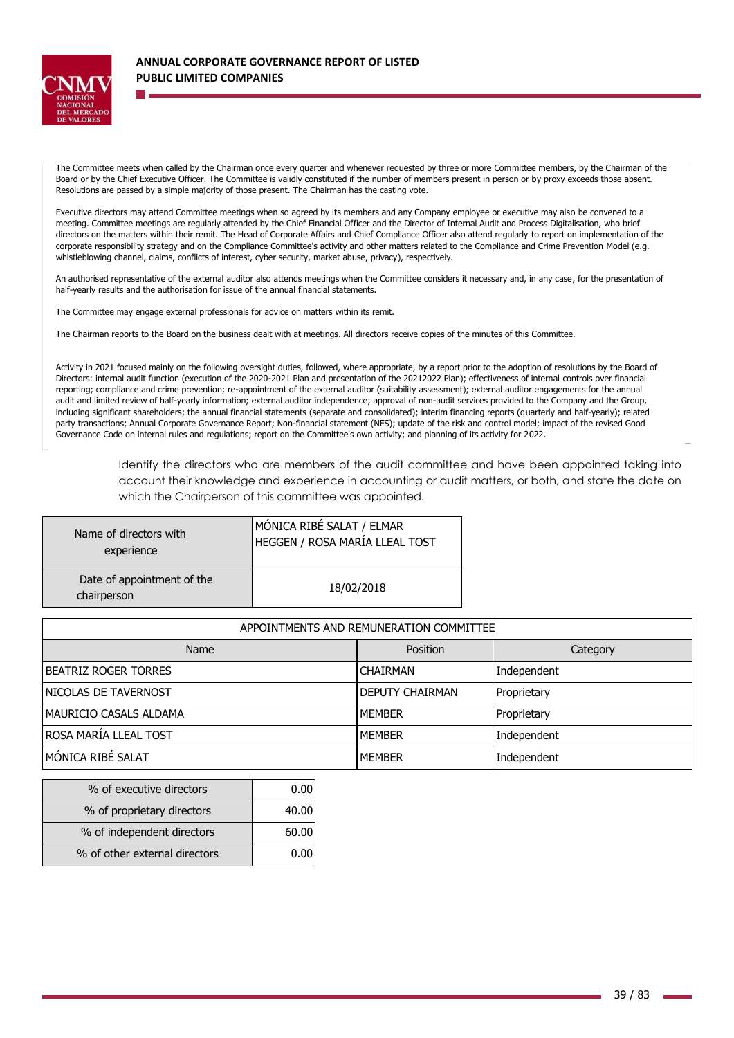The Committee meets when called by the Chairman once every quarter and whenever requested by three or more Committee members, by the Chairman of the Board or by the Chief Executive Officer. The Committee is validly constituted if the number of members present in person or by proxy exceeds those absent. Resolutions are passed by a simple majority of those present. The Chairman has the casting vote.

Executive directors may attend Committee meetings when so agreed by its members and any Company employee or executive may also be convened to a meeting. Committee meetings are regularly attended by the Chief Financial Officer and the Director of Internal Audit and Process Digitalisation, who brief directors on the matters within their remit. The Head of Corporate Affairs and Chief Compliance Officer also attend regularly to report on implementation of the corporate responsibility strategy and on the Compliance Committee's activity and other matters related to the Compliance and Crime Prevention Model (e.g. whistleblowing channel, claims, conflicts of interest, cyber security, market abuse, privacy), respectively.

An authorised representative of the external auditor also attends meetings when the Committee considers it necessary and, in any case, for the presentation of half-yearly results and the authorisation for issue of the annual financial statements.

The Committee may engage external professionals for advice on matters within its remit.

The Chairman reports to the Board on the business dealt with at meetings. All directors receive copies of the minutes of this Committee.

Activity in 2021 focused mainly on the following oversight duties, followed, where appropriate, by a report prior to the adoption of resolutions by the Board of Directors: internal audit function (execution of the 2020-2021 Plan and presentation of the 20212022 Plan); effectiveness of internal controls over financial reporting; compliance and crime prevention; re-appointment of the external auditor (suitability assessment); external auditor engagements for the annual audit and limited review of half-yearly information; external auditor independence; approval of non-audit services provided to the Company and the Group, including significant shareholders; the annual financial statements (separate and consolidated); interim financing reports (quarterly and half-yearly); related party transactions; Annual Corporate Governance Report; Non-financial statement (NFS); update of the risk and control model; impact of the revised Good Governance Code on internal rules and regulations; report on the Committee's own activity; and planning of its activity for 2022.

Identify the directors who are members of the audit committee and have been appointed taking into account their knowledge and experience in accounting or audit matters, or both, and state the date on which the Chairperson of this committee was appointed.

| | |
|---|---|
| Name of directors with experience | MÓNICA RIBÉ SALAT / ELMAR HEGGEN / ROSA MARÍA LLEAL TOST |
| Date of appointment of the chairperson | 18/02/2018 |

| APPOINTMENTS AND REMUNERATION COMMITTEE | | |
|---|---|---|
| Name | Position | Category |
| BEATRIZ ROGER TORRES | CHAIRMAN | Independent |
| NICOLAS DE TAVERNOST | DEPUTY CHAIRMAN | Proprietary |
| MAURICIO CASALS ALDAMA | MEMBER | Proprietary |
| ROSA MARÍA LLEAL TOST | MEMBER | Independent |
| MÓNICA RIBÉ SALAT | MEMBER | Independent |

| | |
|---|---|
| % of executive directors | 0.00 |
| % of proprietary directors | 40.00 |
| % of independent directors | 60.00 |
| % of other external directors | 0.00 |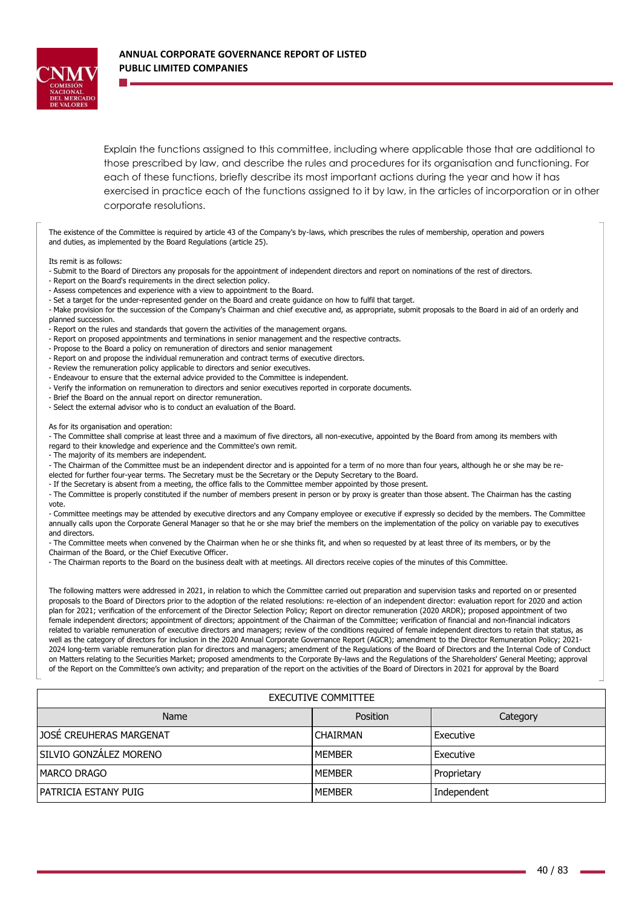Explain the functions assigned to this committee, including where applicable those that are additional to those prescribed by law, and describe the rules and procedures for its organisation and functioning. For each of these functions, briefly describe its most important actions during the year and how it has exercised in practice each of the functions assigned to it by law, in the articles of incorporation or in other corporate resolutions.

The existence of the Committee is required by article 43 of the Company's by-laws, which prescribes the rules of membership, operation and powers and duties, as implemented by the Board Regulations (article 25).

Its remit is as follows:
- Submit to the Board of Directors any proposals for the appointment of independent directors and report on nominations of the rest of directors.
- Report on the Board's requirements in the direct selection policy.
- Assess competences and experience with a view to appointment to the Board.
- Set a target for the under-represented gender on the Board and create guidance on how to fulfil that target.
- Make provision for the succession of the Company's Chairman and chief executive and, as appropriate, submit proposals to the Board in aid of an orderly and planned succession.
- Report on the rules and standards that govern the activities of the management organs.
- Report on proposed appointments and terminations in senior management and the respective contracts.
- Propose to the Board a policy on remuneration of directors and senior management
- Report on and propose the individual remuneration and contract terms of executive directors.
- Review the remuneration policy applicable to directors and senior executives.
- Endeavour to ensure that the external advice provided to the Committee is independent.
- Verify the information on remuneration to directors and senior executives reported in corporate documents.
- Brief the Board on the annual report on director remuneration.
- Select the external advisor who is to conduct an evaluation of the Board.

As for its organisation and operation:
- The Committee shall comprise at least three and a maximum of five directors, all non-executive, appointed by the Board from among its members with regard to their knowledge and experience and the Committee's own remit.
- The majority of its members are independent.
- The Chairman of the Committee must be an independent director and is appointed for a term of no more than four years, although he or she may be re-elected for further four-year terms. The Secretary must be the Secretary or the Deputy Secretary to the Board.
- If the Secretary is absent from a meeting, the office falls to the Committee member appointed by those present.
- The Committee is properly constituted if the number of members present in person or by proxy is greater than those absent. The Chairman has the casting vote.
- Committee meetings may be attended by executive directors and any Company employee or executive if expressly so decided by the members. The Committee annually calls upon the Corporate General Manager so that he or she may brief the members on the implementation of the policy on variable pay to executives and directors.
- The Committee meets when convened by the Chairman when he or she thinks fit, and when so requested by at least three of its members, or by the Chairman of the Board, or the Chief Executive Officer.
- The Chairman reports to the Board on the business dealt with at meetings. All directors receive copies of the minutes of this Committee.

The following matters were addressed in 2021, in relation to which the Committee carried out preparation and supervision tasks and reported on or presented proposals to the Board of Directors prior to the adoption of the related resolutions: re-election of an independent director: evaluation report for 2020 and action plan for 2021; verification of the enforcement of the Director Selection Policy; Report on director remuneration (2020 ARDR); proposed appointment of two female independent directors; appointment of directors; appointment of the Chairman of the Committee; verification of financial and non-financial indicators related to variable remuneration of executive directors and managers; review of the conditions required of female independent directors to retain that status, as well as the category of directors for inclusion in the 2020 Annual Corporate Governance Report (AGCR); amendment to the Director Remuneration Policy; 2021-2024 long-term variable remuneration plan for directors and managers; amendment of the Regulations of the Board of Directors and the Internal Code of Conduct on Matters relating to the Securities Market; proposed amendments to the Corporate By-laws and the Regulations of the Shareholders' General Meeting; approval of the Report on the Committee's own activity; and preparation of the report on the activities of the Board of Directors in 2021 for approval by the Board

| EXECUTIVE COMMITTEE | | |
|---|---|---|
| Name | Position | Category |
| JOSÉ CREUHERAS MARGENAT | CHAIRMAN | Executive |
| SILVIO GONZÁLEZ MORENO | MEMBER | Executive |
| MARCO DRAGO | MEMBER | Proprietary |
| PATRICIA ESTANY PUIG | MEMBER | Independent |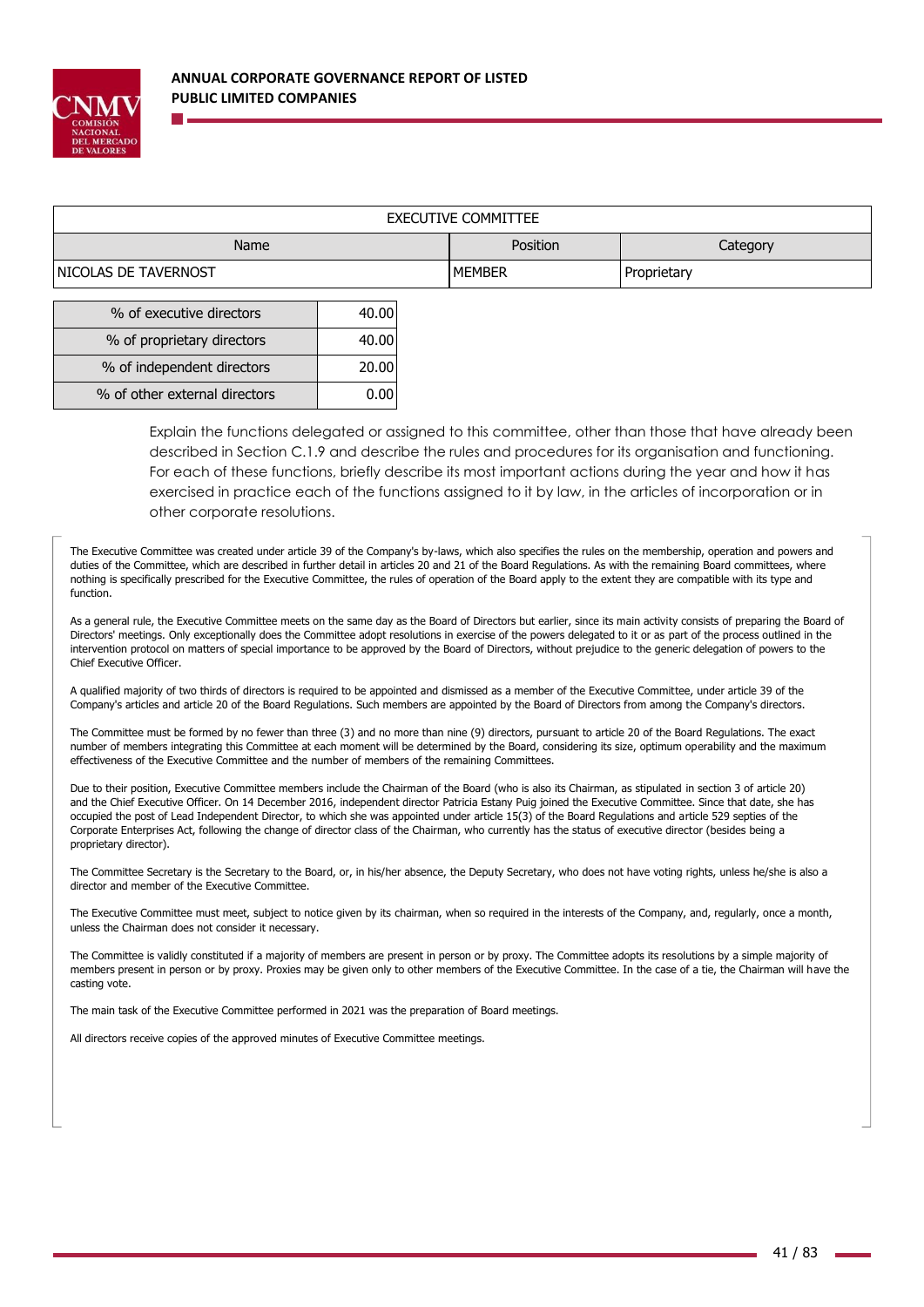| EXECUTIVE COMMITTEE | | |
|---|---|---|
| Name | Position | Category |
| NICOLAS DE TAVERNOST | MEMBER | Proprietary |

| % of executive directors | 40.00 |
|---|---|
| % of proprietary directors | 40.00 |
| % of independent directors | 20.00 |
| % of other external directors | 0.00 |

Explain the functions delegated or assigned to this committee, other than those that have already been described in Section C.1.9 and describe the rules and procedures for its organisation and functioning. For each of these functions, briefly describe its most important actions during the year and how it has exercised in practice each of the functions assigned to it by law, in the articles of incorporation or in other corporate resolutions.

The Executive Committee was created under article 39 of the Company's by-laws, which also specifies the rules on the membership, operation and powers and duties of the Committee, which are described in further detail in articles 20 and 21 of the Board Regulations. As with the remaining Board committees, where nothing is specifically prescribed for the Executive Committee, the rules of operation of the Board apply to the extent they are compatible with its type and function.

As a general rule, the Executive Committee meets on the same day as the Board of Directors but earlier, since its main activity consists of preparing the Board of Directors' meetings. Only exceptionally does the Committee adopt resolutions in exercise of the powers delegated to it or as part of the process outlined in the intervention protocol on matters of special importance to be approved by the Board of Directors, without prejudice to the generic delegation of powers to the Chief Executive Officer.

A qualified majority of two thirds of directors is required to be appointed and dismissed as a member of the Executive Committee, under article 39 of the Company's articles and article 20 of the Board Regulations. Such members are appointed by the Board of Directors from among the Company's directors.

The Committee must be formed by no fewer than three (3) and no more than nine (9) directors, pursuant to article 20 of the Board Regulations. The exact number of members integrating this Committee at each moment will be determined by the Board, considering its size, optimum operability and the maximum effectiveness of the Executive Committee and the number of members of the remaining Committees.

Due to their position, Executive Committee members include the Chairman of the Board (who is also its Chairman, as stipulated in section 3 of article 20) and the Chief Executive Officer. On 14 December 2016, independent director Patricia Estany Puig joined the Executive Committee. Since that date, she has occupied the post of Lead Independent Director, to which she was appointed under article 15(3) of the Board Regulations and article 529 septies of the Corporate Enterprises Act, following the change of director class of the Chairman, who currently has the status of executive director (besides being a proprietary director).

The Committee Secretary is the Secretary to the Board, or, in his/her absence, the Deputy Secretary, who does not have voting rights, unless he/she is also a director and member of the Executive Committee.

The Executive Committee must meet, subject to notice given by its chairman, when so required in the interests of the Company, and, regularly, once a month, unless the Chairman does not consider it necessary.

The Committee is validly constituted if a majority of members are present in person or by proxy. The Committee adopts its resolutions by a simple majority of members present in person or by proxy. Proxies may be given only to other members of the Executive Committee. In the case of a tie, the Chairman will have the casting vote.

The main task of the Executive Committee performed in 2021 was the preparation of Board meetings.

All directors receive copies of the approved minutes of Executive Committee meetings.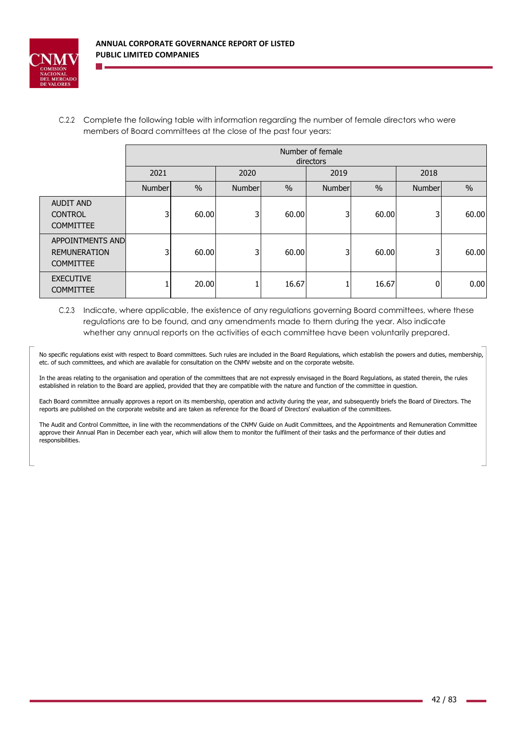C.2.2 Complete the following table with information regarding the number of female directors who were members of Board committees at the close of the past four years:

| | Number of female directors | | | | | | | |
|---|---|---|---|---|---|---|---|---|
| | 2021 | | 2020 | | 2019 | | 2018 | |
| | Number | % | Number | % | Number | % | Number | % |
| AUDIT AND CONTROL COMMITTEE | 3 | 60.00 | 3 | 60.00 | 3 | 60.00 | 3 | 60.00 |
| APPOINTMENTS AND REMUNERATION COMMITTEE | 3 | 60.00 | 3 | 60.00 | 3 | 60.00 | 3 | 60.00 |
| EXECUTIVE COMMITTEE | 1 | 20.00 | 1 | 16.67 | 1 | 16.67 | 0 | 0.00 |

C.2.3 Indicate, where applicable, the existence of any regulations governing Board committees, where these regulations are to be found, and any amendments made to them during the year. Also indicate whether any annual reports on the activities of each committee have been voluntarily prepared.

No specific regulations exist with respect to Board committees. Such rules are included in the Board Regulations, which establish the powers and duties, membership, etc. of such committees, and which are available for consultation on the CNMV website and on the corporate website.

In the areas relating to the organisation and operation of the committees that are not expressly envisaged in the Board Regulations, as stated therein, the rules established in relation to the Board are applied, provided that they are compatible with the nature and function of the committee in question.

Each Board committee annually approves a report on its membership, operation and activity during the year, and subsequently briefs the Board of Directors. The reports are published on the corporate website and are taken as reference for the Board of Directors' evaluation of the committees.

The Audit and Control Committee, in line with the recommendations of the CNMV Guide on Audit Committees, and the Appointments and Remuneration Committee approve their Annual Plan in December each year, which will allow them to monitor the fulfilment of their tasks and the performance of their duties and responsibilities.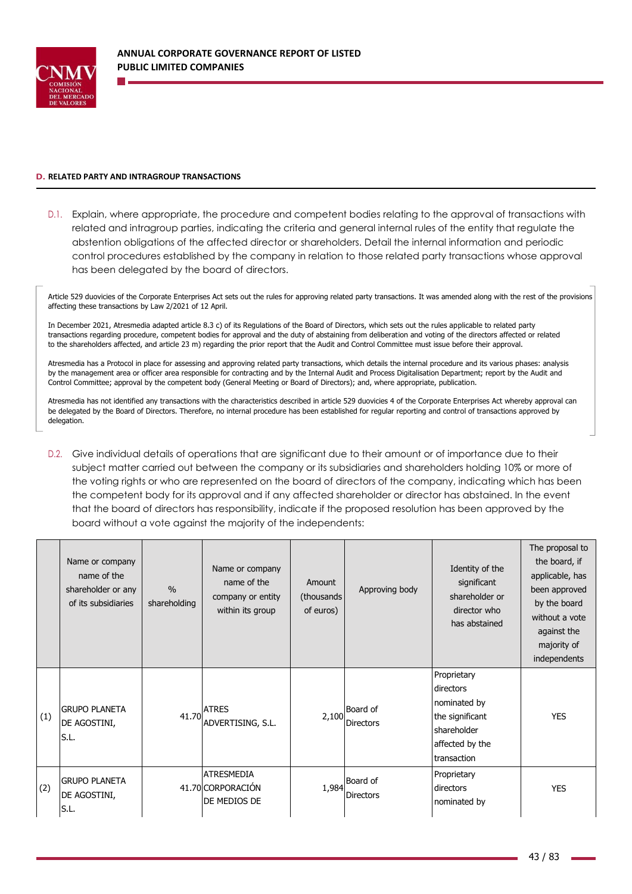## D. RELATED PARTY AND INTRAGROUP TRANSACTIONS

D.1. Explain, where appropriate, the procedure and competent bodies relating to the approval of transactions with related and intragroup parties, indicating the criteria and general internal rules of the entity that regulate the abstention obligations of the affected director or shareholders. Detail the internal information and periodic control procedures established by the company in relation to those related party transactions whose approval has been delegated by the board of directors.

Article 529 duovicies of the Corporate Enterprises Act sets out the rules for approving related party transactions. It was amended along with the rest of the provisions affecting these transactions by Law 2/2021 of 12 April.

In December 2021, Atresmedia adapted article 8.3 c) of its Regulations of the Board of Directors, which sets out the rules applicable to related party transactions regarding procedure, competent bodies for approval and the duty of abstaining from deliberation and voting of the directors affected or related to the shareholders affected, and article 23 m) regarding the prior report that the Audit and Control Committee must issue before their approval.

Atresmedia has a Protocol in place for assessing and approving related party transactions, which details the internal procedure and its various phases: analysis by the management area or officer area responsible for contracting and by the Internal Audit and Process Digitalisation Department; report by the Audit and Control Committee; approval by the competent body (General Meeting or Board of Directors); and, where appropriate, publication.

Atresmedia has not identified any transactions with the characteristics described in article 529 duovicies 4 of the Corporate Enterprises Act whereby approval can be delegated by the Board of Directors. Therefore, no internal procedure has been established for regular reporting and control of transactions approved by delegation.

D.2. Give individual details of operations that are significant due to their amount or of importance due to their subject matter carried out between the company or its subsidiaries and shareholders holding 10% or more of the voting rights or who are represented on the board of directors of the company, indicating which has been the competent body for its approval and if any affected shareholder or director has abstained. In the event that the board of directors has responsibility, indicate if the proposed resolution has been approved by the board without a vote against the majority of the independents:

| | Name or company name of the shareholder or any of its subsidiaries | % shareholding | Name or company name of the company or entity within its group | Amount (thousands of euros) | Approving body | Identity of the significant shareholder or director who has abstained | The proposal to the board, if applicable, has been approved by the board without a vote against the majority of independents |
|---|---|---|---|---|---|---|---|
| (1) | GRUPO PLANETA DE AGOSTINI, S.L. | 41.70 | ATRES ADVERTISING, S.L. | 2,100 | Board of Directors | Proprietary directors nominated by the significant shareholder affected by the transaction | YES |
| (2) | GRUPO PLANETA DE AGOSTINI, S.L. | 41.70 | ATRESMEDIA CORPORACIÓN DE MEDIOS DE | 1,984 | Board of Directors | Proprietary directors nominated by | YES |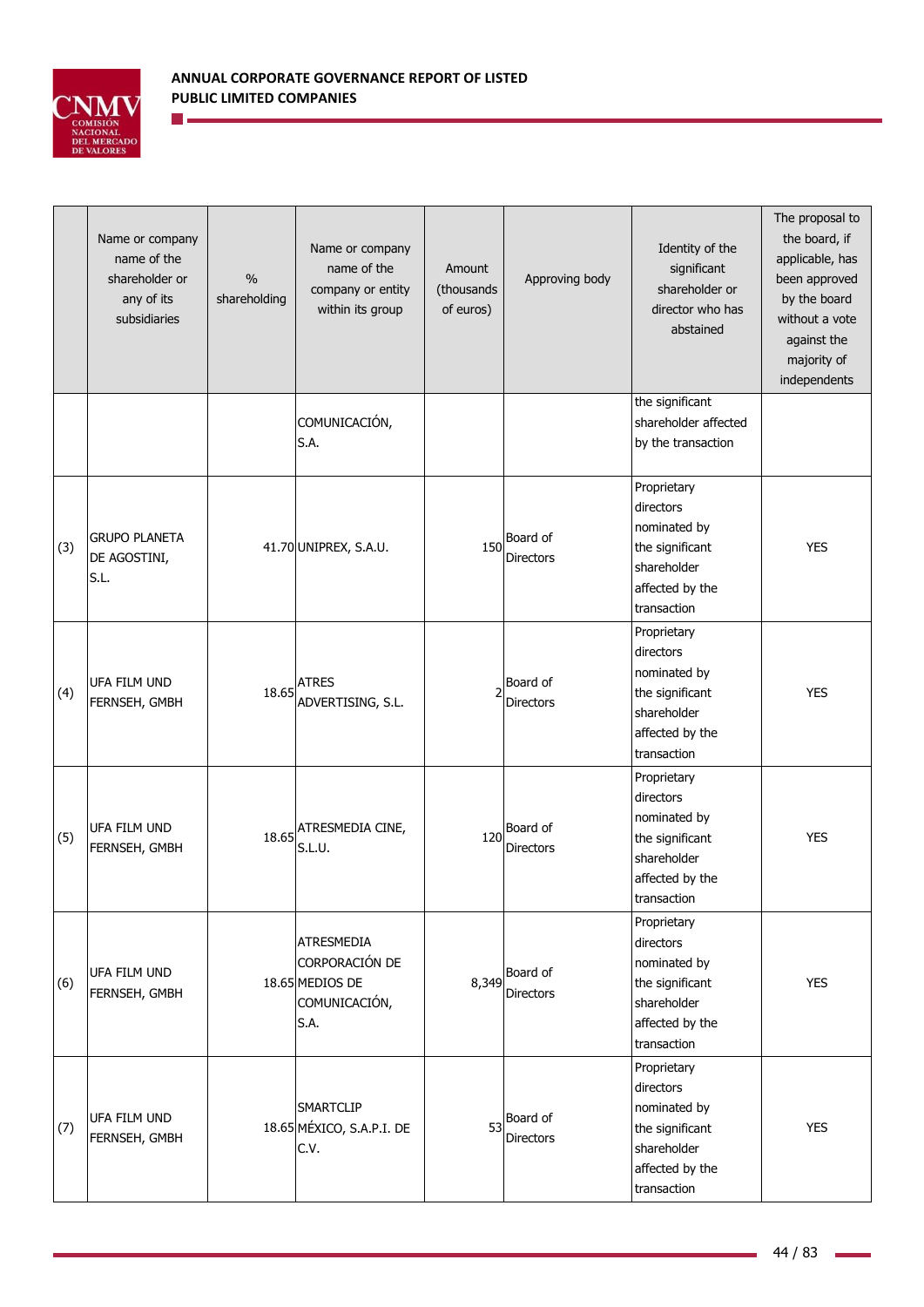| | Name or company name of the shareholder or any of its subsidiaries | % shareholding | Name or company name of the company or entity within its group | Amount (thousands of euros) | Approving body | Identity of the significant shareholder or director who has abstained | The proposal to the board, if applicable, has been approved by the board without a vote against the majority of independents |
|---|---|---|---|---|---|---|---|
| | | | COMUNICACIÓN, S.A. | | | the significant shareholder affected by the transaction | |
| (3) | GRUPO PLANETA DE AGOSTINI, S.L. | 41.70 | UNIPREX, S.A.U. | 150 | Board of Directors | Proprietary directors nominated by the significant shareholder affected by the transaction | YES |
| (4) | UFA FILM UND FERNSEH, GMBH | 18.65 | ATRES ADVERTISING, S.L. | 2 | Board of Directors | Proprietary directors nominated by the significant shareholder affected by the transaction | YES |
| (5) | UFA FILM UND FERNSEH, GMBH | 18.65 | ATRESMEDIA CINE, S.L.U. | 120 | Board of Directors | Proprietary directors nominated by the significant shareholder affected by the transaction | YES |
| (6) | UFA FILM UND FERNSEH, GMBH | 18.65 | ATRESMEDIA CORPORACIÓN DE MEDIOS DE COMUNICACIÓN, S.A. | 8,349 | Board of Directors | Proprietary directors nominated by the significant shareholder affected by the transaction | YES |
| (7) | UFA FILM UND FERNSEH, GMBH | 18.65 | SMARTCLIP MÉXICO, S.A.P.I. DE C.V. | 53 | Board of Directors | Proprietary directors nominated by the significant shareholder affected by the transaction | YES |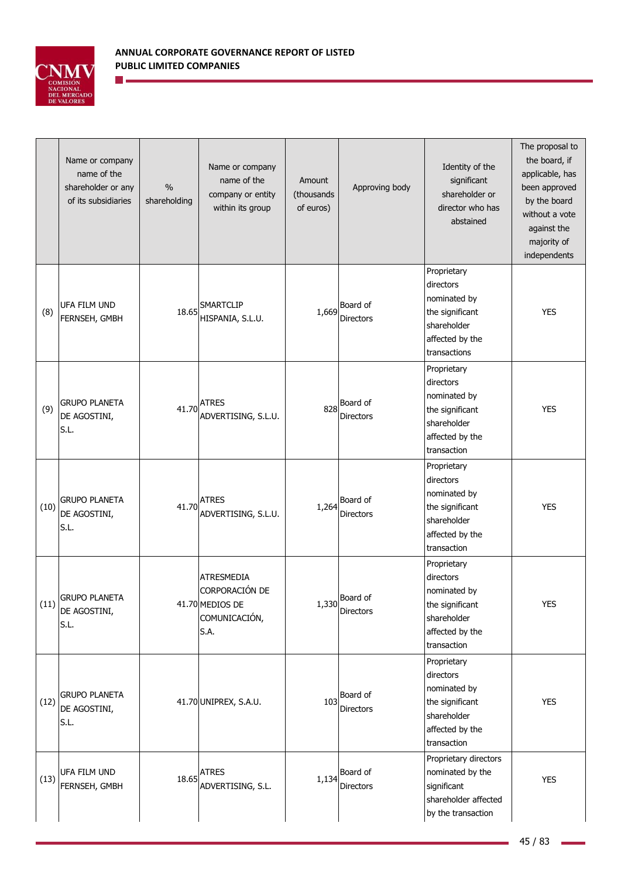| | Name or company name of the shareholder or any of its subsidiaries | % shareholding | Name or company name of the company or entity within its group | Amount (thousands of euros) | Approving body | Identity of the significant shareholder or director who has abstained | The proposal to the board, if applicable, has been approved by the board without a vote against the majority of independents |
|---|---|---|---|---|---|---|---|
| (8) | UFA FILM UND FERNSEH, GMBH | 18.65 | SMARTCLIP HISPANIA, S.L.U. | 1,669 | Board of Directors | Proprietary directors nominated by the significant shareholder affected by the transactions | YES |
| (9) | GRUPO PLANETA DE AGOSTINI, S.L. | 41.70 | ATRES ADVERTISING, S.L.U. | 828 | Board of Directors | Proprietary directors nominated by the significant shareholder affected by the transaction | YES |
| (10) | GRUPO PLANETA DE AGOSTINI, S.L. | 41.70 | ATRES ADVERTISING, S.L.U. | 1,264 | Board of Directors | Proprietary directors nominated by the significant shareholder affected by the transaction | YES |
| (11) | GRUPO PLANETA DE AGOSTINI, S.L. | 41.70 | ATRESMEDIA CORPORACIÓN DE MEDIOS DE COMUNICACIÓN, S.A. | 1,330 | Board of Directors | Proprietary directors nominated by the significant shareholder affected by the transaction | YES |
| (12) | GRUPO PLANETA DE AGOSTINI, S.L. | 41.70 | UNIPREX, S.A.U. | 103 | Board of Directors | Proprietary directors nominated by the significant shareholder affected by the transaction | YES |
| (13) | UFA FILM UND FERNSEH, GMBH | 18.65 | ATRES ADVERTISING, S.L. | 1,134 | Board of Directors | Proprietary directors nominated by the significant shareholder affected by the transaction | YES |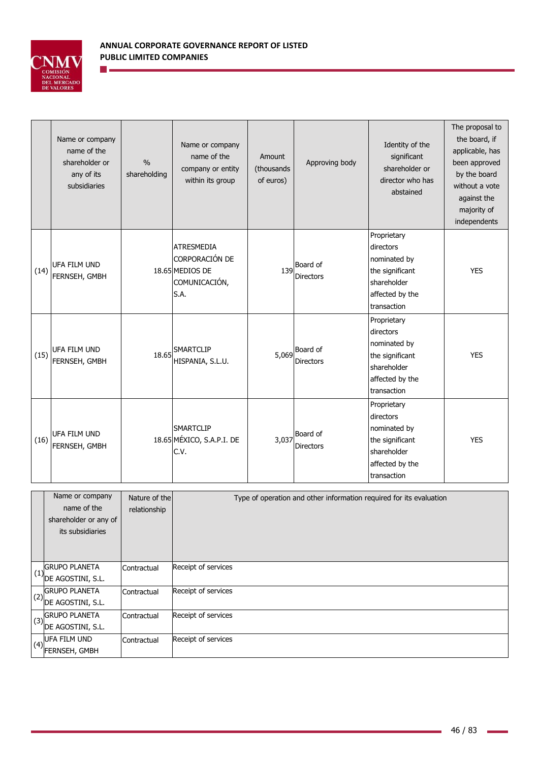| | Name or company name of the shareholder or any of its subsidiaries | % shareholding | Name or company name of the company or entity within its group | Amount (thousands of euros) | Approving body | Identity of the significant shareholder or director who has abstained | The proposal to the board, if applicable, has been approved by the board without a vote against the majority of independents |
|---|---|---|---|---|---|---|---|
| (14) | UFA FILM UND FERNSEH, GMBH | 18.65 | ATRESMEDIA CORPORACIÓN DE MEDIOS DE COMUNICACIÓN, S.A. | 139 | Board of Directors | Proprietary directors nominated by the significant shareholder affected by the transaction | YES |
| (15) | UFA FILM UND FERNSEH, GMBH | 18.65 | SMARTCLIP HISPANIA, S.L.U. | 5,069 | Board of Directors | Proprietary directors nominated by the significant shareholder affected by the transaction | YES |
| (16) | UFA FILM UND FERNSEH, GMBH | 18.65 | SMARTCLIP MÉXICO, S.A.P.I. DE C.V. | 3,037 | Board of Directors | Proprietary directors nominated by the significant shareholder affected by the transaction | YES |

| | Name or company name of the shareholder or any of its subsidiaries | Nature of the relationship | Type of operation and other information required for its evaluation |
|---|---|---|---|
| (1) | GRUPO PLANETA DE AGOSTINI, S.L. | Contractual | Receipt of services |
| (2) | GRUPO PLANETA DE AGOSTINI, S.L. | Contractual | Receipt of services |
| (3) | GRUPO PLANETA DE AGOSTINI, S.L. | Contractual | Receipt of services |
| (4) | UFA FILM UND FERNSEH, GMBH | Contractual | Receipt of services |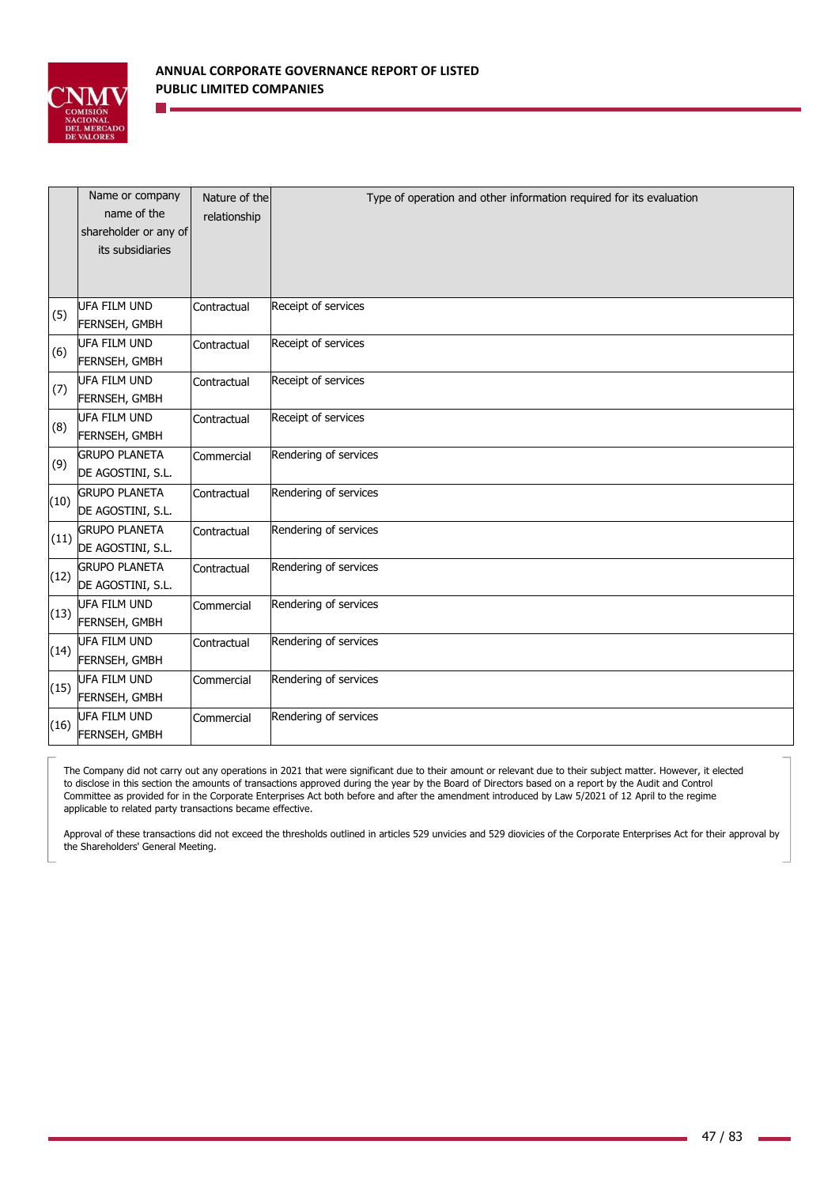| | Name or company name of the shareholder or any of its subsidiaries | Nature of the relationship | Type of operation and other information required for its evaluation |
|---|---|---|---|
| (5) | UFA FILM UND FERNSEH, GMBH | Contractual | Receipt of services |
| (6) | UFA FILM UND FERNSEH, GMBH | Contractual | Receipt of services |
| (7) | UFA FILM UND FERNSEH, GMBH | Contractual | Receipt of services |
| (8) | UFA FILM UND FERNSEH, GMBH | Contractual | Receipt of services |
| (9) | GRUPO PLANETA DE AGOSTINI, S.L. | Commercial | Rendering of services |
| (10) | GRUPO PLANETA DE AGOSTINI, S.L. | Contractual | Rendering of services |
| (11) | GRUPO PLANETA DE AGOSTINI, S.L. | Contractual | Rendering of services |
| (12) | GRUPO PLANETA DE AGOSTINI, S.L. | Contractual | Rendering of services |
| (13) | UFA FILM UND FERNSEH, GMBH | Commercial | Rendering of services |
| (14) | UFA FILM UND FERNSEH, GMBH | Contractual | Rendering of services |
| (15) | UFA FILM UND FERNSEH, GMBH | Commercial | Rendering of services |
| (16) | UFA FILM UND FERNSEH, GMBH | Commercial | Rendering of services |

The Company did not carry out any operations in 2021 that were significant due to their amount or relevant due to their subject matter. However, it elected to disclose in this section the amounts of transactions approved during the year by the Board of Directors based on a report by the Audit and Control Committee as provided for in the Corporate Enterprises Act both before and after the amendment introduced by Law 5/2021 of 12 April to the regime applicable to related party transactions became effective.

Approval of these transactions did not exceed the thresholds outlined in articles 529 unvicies and 529 diovicies of the Corporate Enterprises Act for their approval by the Shareholders' General Meeting.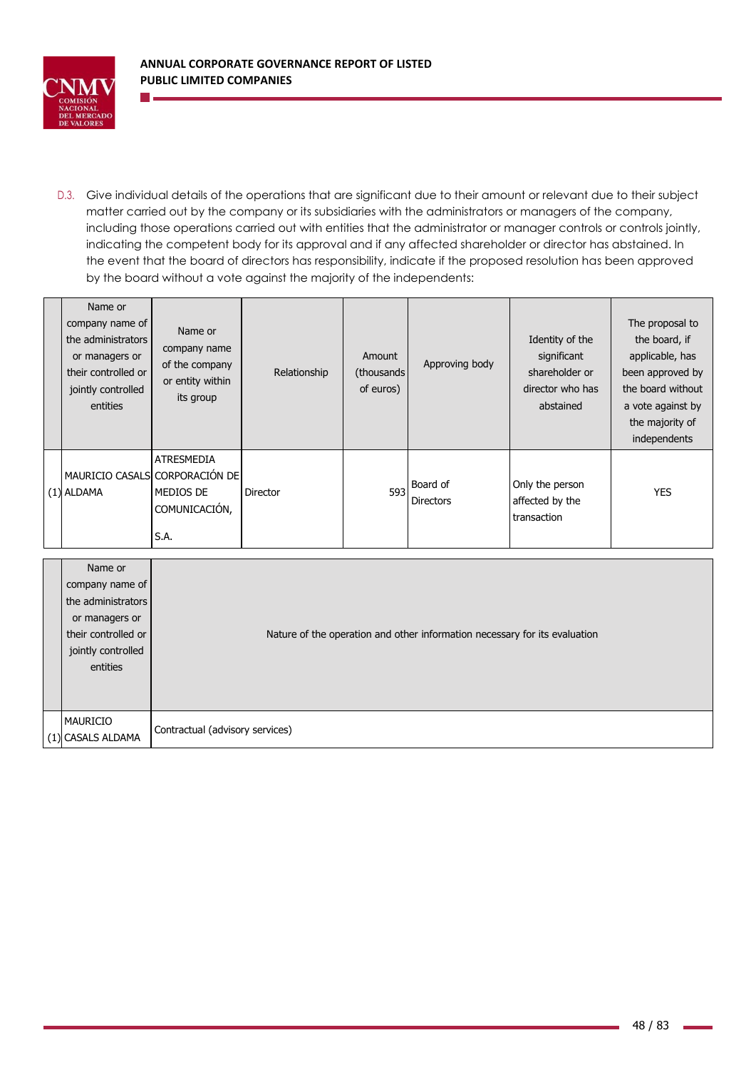D.3. Give individual details of the operations that are significant due to their amount or relevant due to their subject matter carried out by the company or its subsidiaries with the administrators or managers of the company, including those operations carried out with entities that the administrator or manager controls or controls jointly, indicating the competent body for its approval and if any affected shareholder or director has abstained. In the event that the board of directors has responsibility, indicate if the proposed resolution has been approved by the board without a vote against the majority of the independents:

| | Name or company name of the administrators or managers or their controlled or jointly controlled entities | Name or company name of the company or entity within its group | Relationship | Amount (thousands of euros) | Approving body | Identity of the significant shareholder or director who has abstained | The proposal to the board, if applicable, has been approved by the board without a vote against by the majority of independents |
|---|---|---|---|---|---|---|---|
| (1) | MAURICIO CASALS ALDAMA | ATRESMEDIA CORPORACIÓN DE MEDIOS DE COMUNICACIÓN, S.A. | Director | 593 | Board of Directors | Only the person affected by the transaction | YES |

| | Name or company name of the administrators or managers or their controlled or jointly controlled entities | Nature of the operation and other information necessary for its evaluation |
|---|---|---|
| (1) | MAURICIO CASALS ALDAMA | Contractual (advisory services) |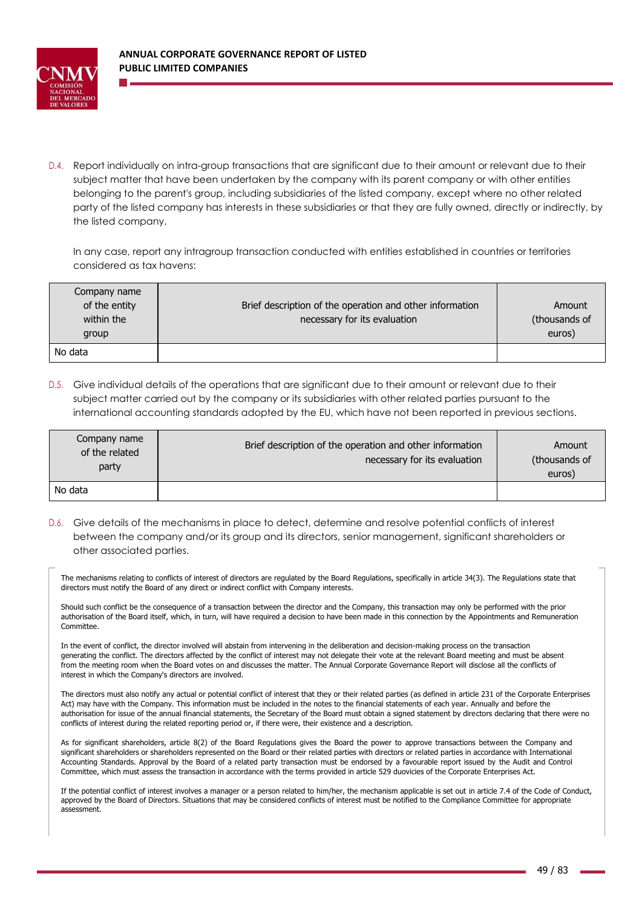D.4. Report individually on intra-group transactions that are significant due to their amount or relevant due to their subject matter that have been undertaken by the company with its parent company or with other entities belonging to the parent's group, including subsidiaries of the listed company, except where no other related party of the listed company has interests in these subsidiaries or that they are fully owned, directly or indirectly, by the listed company.

In any case, report any intragroup transaction conducted with entities established in countries or territories considered as tax havens:

| Company name of the entity within the group | Brief description of the operation and other information necessary for its evaluation | Amount (thousands of euros) |
|---|---|---|
| No data | | |

D.5. Give individual details of the operations that are significant due to their amount or relevant due to their subject matter carried out by the company or its subsidiaries with other related parties pursuant to the international accounting standards adopted by the EU, which have not been reported in previous sections.

| Company name of the related party | Brief description of the operation and other information necessary for its evaluation | Amount (thousands of euros) |
|---|---|---|
| No data | | |

D.6. Give details of the mechanisms in place to detect, determine and resolve potential conflicts of interest between the company and/or its group and its directors, senior management, significant shareholders or other associated parties.

The mechanisms relating to conflicts of interest of directors are regulated by the Board Regulations, specifically in article 34(3). The Regulations state that directors must notify the Board of any direct or indirect conflict with Company interests.

Should such conflict be the consequence of a transaction between the director and the Company, this transaction may only be performed with the prior authorisation of the Board itself, which, in turn, will have required a decision to have been made in this connection by the Appointments and Remuneration Committee.

In the event of conflict, the director involved will abstain from intervening in the deliberation and decision-making process on the transaction generating the conflict. The directors affected by the conflict of interest may not delegate their vote at the relevant Board meeting and must be absent from the meeting room when the Board votes on and discusses the matter. The Annual Corporate Governance Report will disclose all the conflicts of interest in which the Company's directors are involved.

The directors must also notify any actual or potential conflict of interest that they or their related parties (as defined in article 231 of the Corporate Enterprises Act) may have with the Company. This information must be included in the notes to the financial statements of each year. Annually and before the authorisation for issue of the annual financial statements, the Secretary of the Board must obtain a signed statement by directors declaring that there were no conflicts of interest during the related reporting period or, if there were, their existence and a description.

As for significant shareholders, article 8(2) of the Board Regulations gives the Board the power to approve transactions between the Company and significant shareholders or shareholders represented on the Board or their related parties with directors or related parties in accordance with International Accounting Standards. Approval by the Board of a related party transaction must be endorsed by a favourable report issued by the Audit and Control Committee, which must assess the transaction in accordance with the terms provided in article 529 duovicies of the Corporate Enterprises Act.

If the potential conflict of interest involves a manager or a person related to him/her, the mechanism applicable is set out in article 7.4 of the Code of Conduct, approved by the Board of Directors. Situations that may be considered conflicts of interest must be notified to the Compliance Committee for appropriate assessment.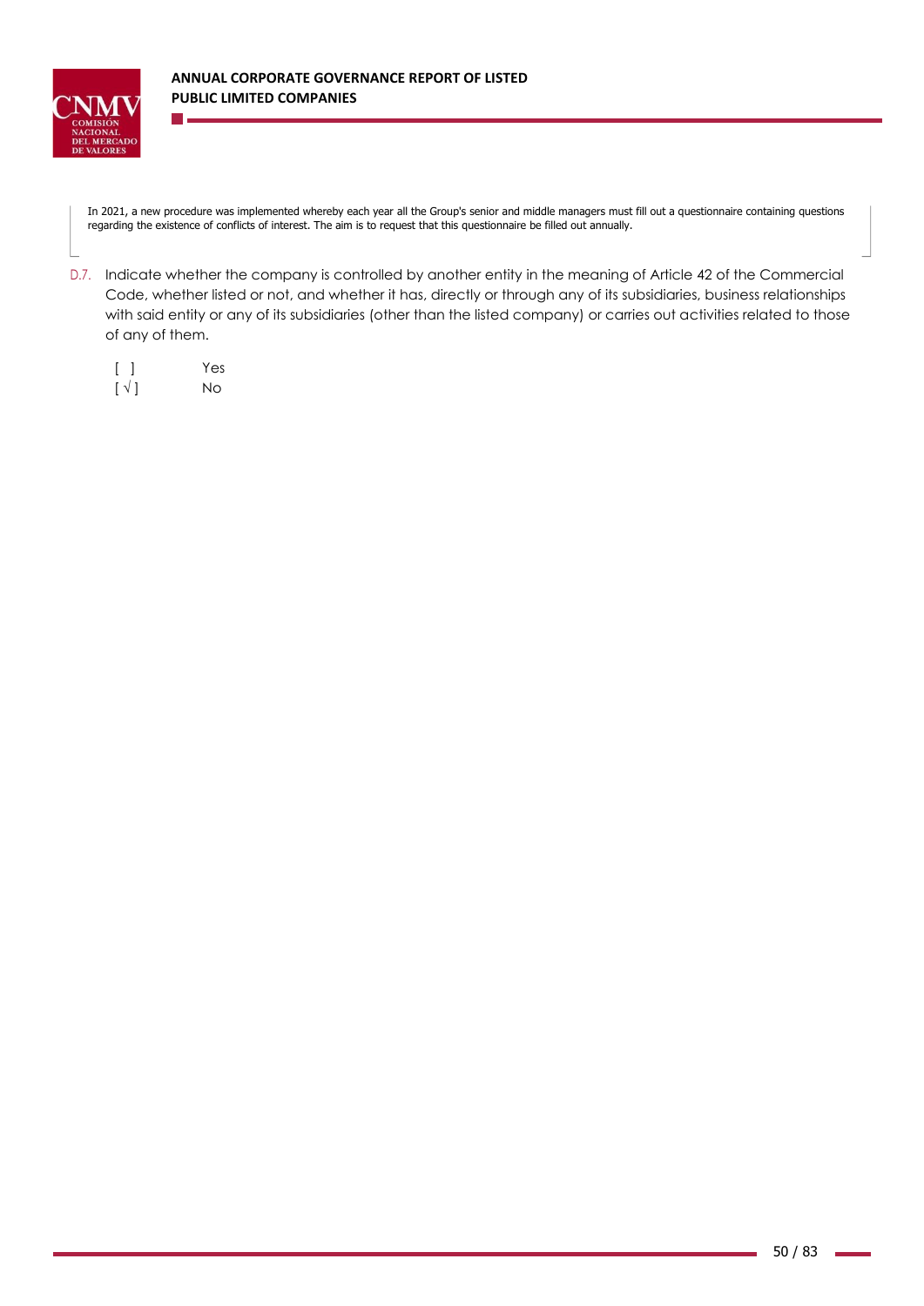In 2021, a new procedure was implemented whereby each year all the Group's senior and middle managers must fill out a questionnaire containing questions regarding the existence of conflicts of interest. The aim is to request that this questionnaire be filled out annually.

D.7. Indicate whether the company is controlled by another entity in the meaning of Article 42 of the Commercial Code, whether listed or not, and whether it has, directly or through any of its subsidiaries, business relationships with said entity or any of its subsidiaries (other than the listed company) or carries out activities related to those of any of them.

[ ] Yes
[ √ ] No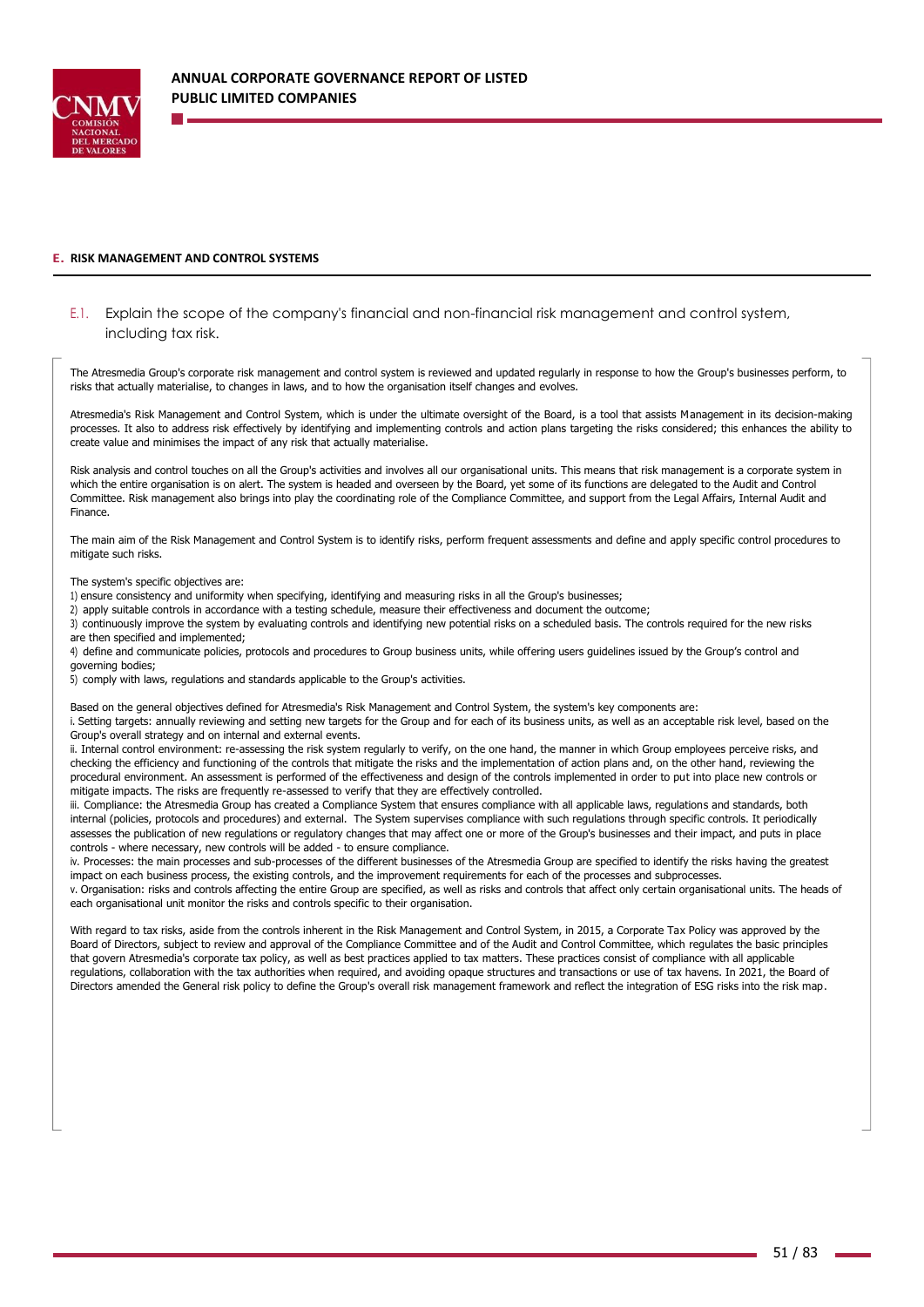## E. RISK MANAGEMENT AND CONTROL SYSTEMS

E.1. Explain the scope of the company's financial and non-financial risk management and control system, including tax risk.

The Atresmedia Group's corporate risk management and control system is reviewed and updated regularly in response to how the Group's businesses perform, to risks that actually materialise, to changes in laws, and to how the organisation itself changes and evolves.

Atresmedia's Risk Management and Control System, which is under the ultimate oversight of the Board, is a tool that assists Management in its decision-making processes. It also to address risk effectively by identifying and implementing controls and action plans targeting the risks considered; this enhances the ability to create value and minimises the impact of any risk that actually materialise.

Risk analysis and control touches on all the Group's activities and involves all our organisational units. This means that risk management is a corporate system in which the entire organisation is on alert. The system is headed and overseen by the Board, yet some of its functions are delegated to the Audit and Control Committee. Risk management also brings into play the coordinating role of the Compliance Committee, and support from the Legal Affairs, Internal Audit and Finance.

The main aim of the Risk Management and Control System is to identify risks, perform frequent assessments and define and apply specific control procedures to mitigate such risks.

The system's specific objectives are:

1) ensure consistency and uniformity when specifying, identifying and measuring risks in all the Group's businesses;
2) apply suitable controls in accordance with a testing schedule, measure their effectiveness and document the outcome;
3) continuously improve the system by evaluating controls and identifying new potential risks on a scheduled basis. The controls required for the new risks are then specified and implemented;
4) define and communicate policies, protocols and procedures to Group business units, while offering users guidelines issued by the Group's control and governing bodies;
5) comply with laws, regulations and standards applicable to the Group's activities.

Based on the general objectives defined for Atresmedia's Risk Management and Control System, the system's key components are:

i. Setting targets: annually reviewing and setting new targets for the Group and for each of its business units, as well as an acceptable risk level, based on the Group's overall strategy and on internal and external events.

ii. Internal control environment: re-assessing the risk system regularly to verify, on the one hand, the manner in which Group employees perceive risks, and checking the efficiency and functioning of the controls that mitigate the risks and the implementation of action plans and, on the other hand, reviewing the procedural environment. An assessment is performed of the effectiveness and design of the controls implemented in order to put into place new controls or mitigate impacts. The risks are frequently re-assessed to verify that they are effectively controlled.

iii. Compliance: the Atresmedia Group has created a Compliance System that ensures compliance with all applicable laws, regulations and standards, both internal (policies, protocols and procedures) and external. The System supervises compliance with such regulations through specific controls. It periodically assesses the publication of new regulations or regulatory changes that may affect one or more of the Group's businesses and their impact, and puts in place controls - where necessary, new controls will be added - to ensure compliance.

iv. Processes: the main processes and sub-processes of the different businesses of the Atresmedia Group are specified to identify the risks having the greatest impact on each business process, the existing controls, and the improvement requirements for each of the processes and subprocesses.

v. Organisation: risks and controls affecting the entire Group are specified, as well as risks and controls that affect only certain organisational units. The heads of each organisational unit monitor the risks and controls specific to their organisation.

With regard to tax risks, aside from the controls inherent in the Risk Management and Control System, in 2015, a Corporate Tax Policy was approved by the Board of Directors, subject to review and approval of the Compliance Committee and of the Audit and Control Committee, which regulates the basic principles that govern Atresmedia's corporate tax policy, as well as best practices applied to tax matters. These practices consist of compliance with all applicable regulations, collaboration with the tax authorities when required, and avoiding opaque structures and transactions or use of tax havens. In 2021, the Board of Directors amended the General risk policy to define the Group's overall risk management framework and reflect the integration of ESG risks into the risk map.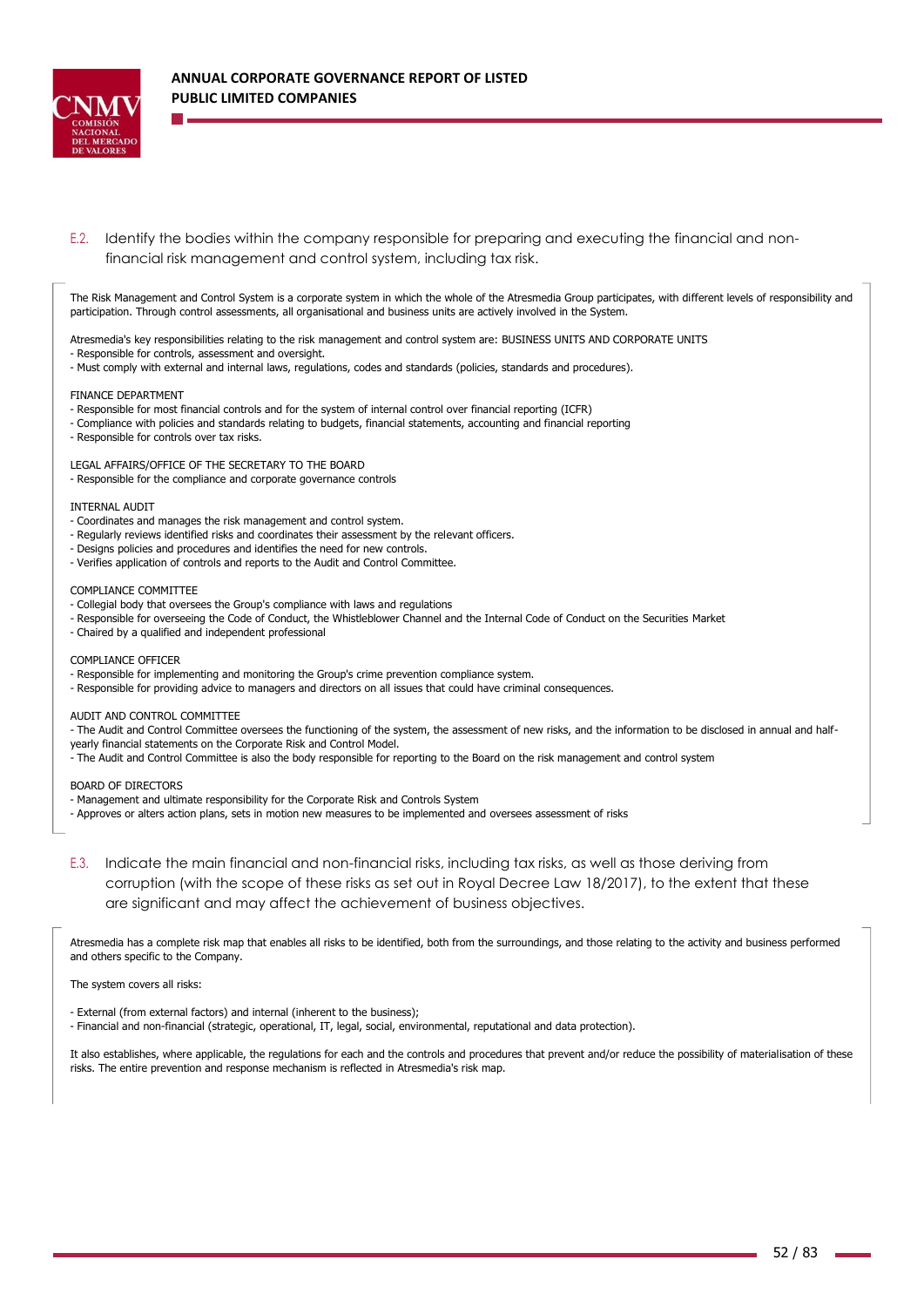E.2. Identify the bodies within the company responsible for preparing and executing the financial and non-financial risk management and control system, including tax risk.

The Risk Management and Control System is a corporate system in which the whole of the Atresmedia Group participates, with different levels of responsibility and participation. Through control assessments, all organisational and business units are actively involved in the System.

Atresmedia's key responsibilities relating to the risk management and control system are: BUSINESS UNITS AND CORPORATE UNITS
- Responsible for controls, assessment and oversight.
- Must comply with external and internal laws, regulations, codes and standards (policies, standards and procedures).

FINANCE DEPARTMENT
- Responsible for most financial controls and for the system of internal control over financial reporting (ICFR)
- Compliance with policies and standards relating to budgets, financial statements, accounting and financial reporting
- Responsible for controls over tax risks.

LEGAL AFFAIRS/OFFICE OF THE SECRETARY TO THE BOARD
- Responsible for the compliance and corporate governance controls

INTERNAL AUDIT
- Coordinates and manages the risk management and control system.
- Regularly reviews identified risks and coordinates their assessment by the relevant officers.
- Designs policies and procedures and identifies the need for new controls.
- Verifies application of controls and reports to the Audit and Control Committee.

COMPLIANCE COMMITTEE
- Collegial body that oversees the Group's compliance with laws and regulations
- Responsible for overseeing the Code of Conduct, the Whistleblower Channel and the Internal Code of Conduct on the Securities Market
- Chaired by a qualified and independent professional

COMPLIANCE OFFICER
- Responsible for implementing and monitoring the Group's crime prevention compliance system.
- Responsible for providing advice to managers and directors on all issues that could have criminal consequences.

AUDIT AND CONTROL COMMITTEE
- The Audit and Control Committee oversees the functioning of the system, the assessment of new risks, and the information to be disclosed in annual and half-yearly financial statements on the Corporate Risk and Control Model.
- The Audit and Control Committee is also the body responsible for reporting to the Board on the risk management and control system

BOARD OF DIRECTORS
- Management and ultimate responsibility for the Corporate Risk and Controls System
- Approves or alters action plans, sets in motion new measures to be implemented and oversees assessment of risks

E.3. Indicate the main financial and non-financial risks, including tax risks, as well as those deriving from corruption (with the scope of these risks as set out in Royal Decree Law 18/2017), to the extent that these are significant and may affect the achievement of business objectives.

Atresmedia has a complete risk map that enables all risks to be identified, both from the surroundings, and those relating to the activity and business performed and others specific to the Company.

The system covers all risks:

- External (from external factors) and internal (inherent to the business);
- Financial and non-financial (strategic, operational, IT, legal, social, environmental, reputational and data protection).

It also establishes, where applicable, the regulations for each and the controls and procedures that prevent and/or reduce the possibility of materialisation of these risks. The entire prevention and response mechanism is reflected in Atresmedia's risk map.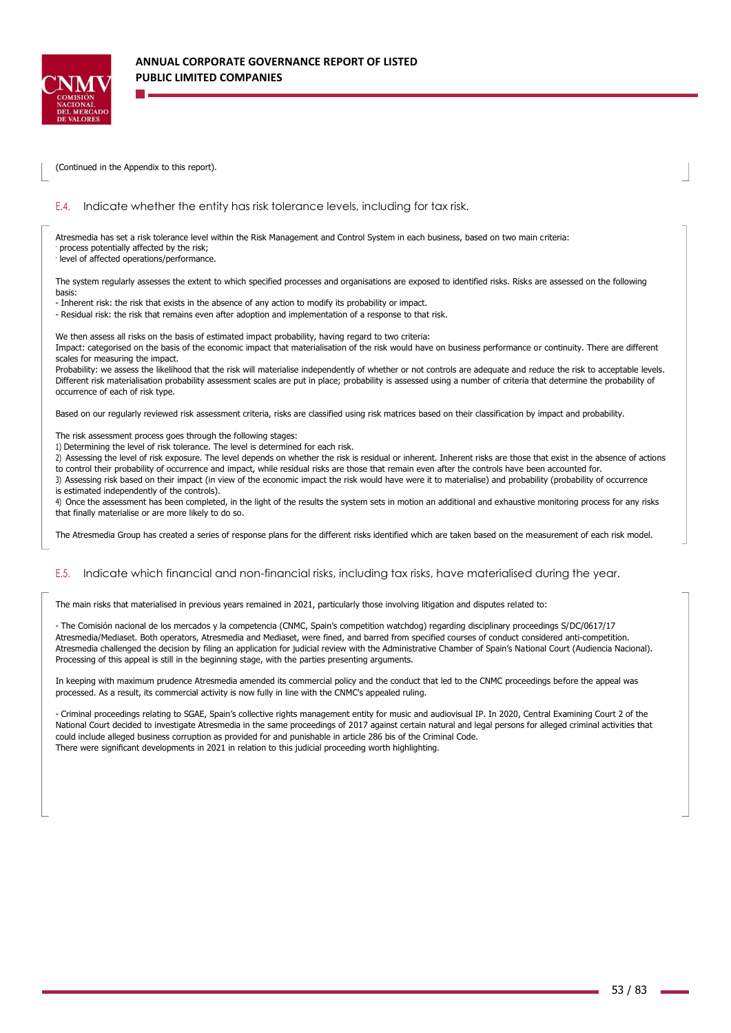(Continued in the Appendix to this report).

## E.4. Indicate whether the entity has risk tolerance levels, including for tax risk.

Atresmedia has set a risk tolerance level within the Risk Management and Control System in each business, based on two main criteria:
· process potentially affected by the risk;
· level of affected operations/performance.

The system regularly assesses the extent to which specified processes and organisations are exposed to identified risks. Risks are assessed on the following basis:
- Inherent risk: the risk that exists in the absence of any action to modify its probability or impact.
- Residual risk: the risk that remains even after adoption and implementation of a response to that risk.

We then assess all risks on the basis of estimated impact probability, having regard to two criteria:
Impact: categorised on the basis of the economic impact that materialisation of the risk would have on business performance or continuity. There are different scales for measuring the impact.
Probability: we assess the likelihood that the risk will materialise independently of whether or not controls are adequate and reduce the risk to acceptable levels. Different risk materialisation probability assessment scales are put in place; probability is assessed using a number of criteria that determine the probability of occurrence of each of risk type.

Based on our regularly reviewed risk assessment criteria, risks are classified using risk matrices based on their classification by impact and probability.

The risk assessment process goes through the following stages:
1) Determining the level of risk tolerance. The level is determined for each risk.
2) Assessing the level of risk exposure. The level depends on whether the risk is residual or inherent. Inherent risks are those that exist in the absence of actions to control their probability of occurrence and impact, while residual risks are those that remain even after the controls have been accounted for.
3) Assessing risk based on their impact (in view of the economic impact the risk would have were it to materialise) and probability (probability of occurrence is estimated independently of the controls).
4) Once the assessment has been completed, in the light of the results the system sets in motion an additional and exhaustive monitoring process for any risks that finally materialise or are more likely to do so.

The Atresmedia Group has created a series of response plans for the different risks identified which are taken based on the measurement of each risk model.

## E.5. Indicate which financial and non-financial risks, including tax risks, have materialised during the year.

The main risks that materialised in previous years remained in 2021, particularly those involving litigation and disputes related to:

- The Comisión nacional de los mercados y la competencia (CNMC, Spain's competition watchdog) regarding disciplinary proceedings S/DC/0617/17 Atresmedia/Mediaset. Both operators, Atresmedia and Mediaset, were fined, and barred from specified courses of conduct considered anti-competition. Atresmedia challenged the decision by filing an application for judicial review with the Administrative Chamber of Spain's National Court (Audiencia Nacional). Processing of this appeal is still in the beginning stage, with the parties presenting arguments.

In keeping with maximum prudence Atresmedia amended its commercial policy and the conduct that led to the CNMC proceedings before the appeal was processed. As a result, its commercial activity is now fully in line with the CNMC's appealed ruling.

- Criminal proceedings relating to SGAE, Spain's collective rights management entity for music and audiovisual IP. In 2020, Central Examining Court 2 of the National Court decided to investigate Atresmedia in the same proceedings of 2017 against certain natural and legal persons for alleged criminal activities that could include alleged business corruption as provided for and punishable in article 286 bis of the Criminal Code.
There were significant developments in 2021 in relation to this judicial proceeding worth highlighting.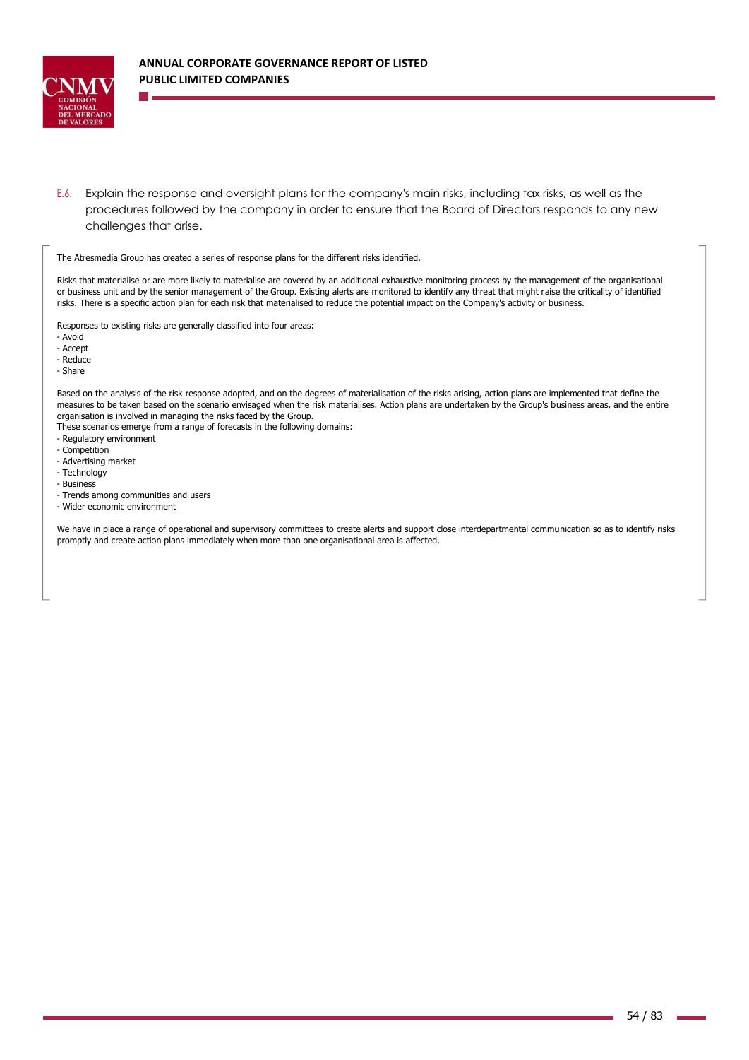E.6. Explain the response and oversight plans for the company's main risks, including tax risks, as well as the procedures followed by the company in order to ensure that the Board of Directors responds to any new challenges that arise.

The Atresmedia Group has created a series of response plans for the different risks identified.

Risks that materialise or are more likely to materialise are covered by an additional exhaustive monitoring process by the management of the organisational or business unit and by the senior management of the Group. Existing alerts are monitored to identify any threat that might raise the criticality of identified risks. There is a specific action plan for each risk that materialised to reduce the potential impact on the Company's activity or business.

Responses to existing risks are generally classified into four areas:

- Avoid
- Accept
- Reduce
- Share

Based on the analysis of the risk response adopted, and on the degrees of materialisation of the risks arising, action plans are implemented that define the measures to be taken based on the scenario envisaged when the risk materialises. Action plans are undertaken by the Group's business areas, and the entire organisation is involved in managing the risks faced by the Group.

These scenarios emerge from a range of forecasts in the following domains:

- Regulatory environment
- Competition
- Advertising market
- Technology
- Business
- Trends among communities and users
- Wider economic environment

We have in place a range of operational and supervisory committees to create alerts and support close interdepartmental communication so as to identify risks promptly and create action plans immediately when more than one organisational area is affected.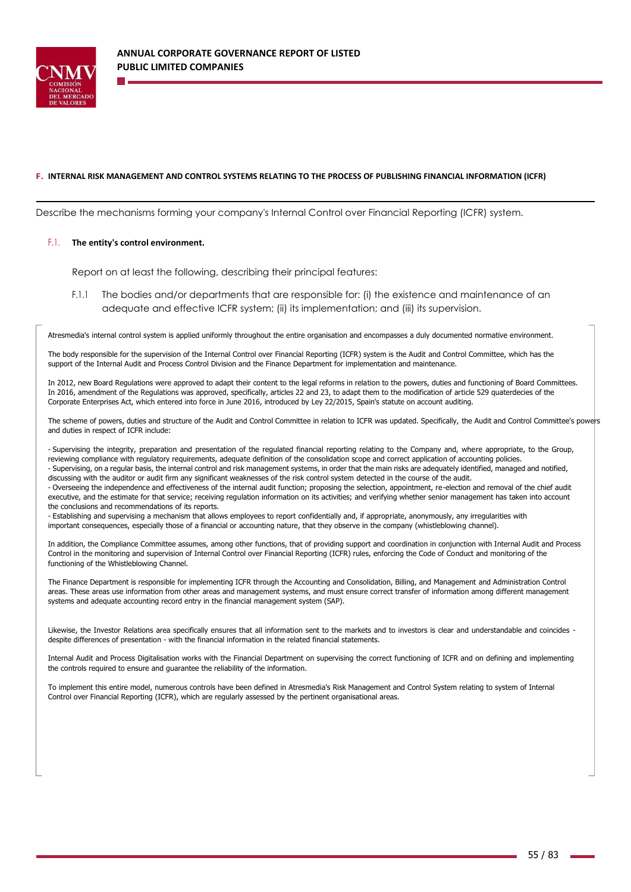## F. INTERNAL RISK MANAGEMENT AND CONTROL SYSTEMS RELATING TO THE PROCESS OF PUBLISHING FINANCIAL INFORMATION (ICFR)

Describe the mechanisms forming your company's Internal Control over Financial Reporting (ICFR) system.

### F.1. The entity's control environment.

Report on at least the following, describing their principal features:

F.1.1 The bodies and/or departments that are responsible for: (i) the existence and maintenance of an adequate and effective ICFR system; (ii) its implementation; and (iii) its supervision.

Atresmedia's internal control system is applied uniformly throughout the entire organisation and encompasses a duly documented normative environment.

The body responsible for the supervision of the Internal Control over Financial Reporting (ICFR) system is the Audit and Control Committee, which has the support of the Internal Audit and Process Control Division and the Finance Department for implementation and maintenance.

In 2012, new Board Regulations were approved to adapt their content to the legal reforms in relation to the powers, duties and functioning of Board Committees. In 2016, amendment of the Regulations was approved, specifically, articles 22 and 23, to adapt them to the modification of article 529 quaterdecies of the Corporate Enterprises Act, which entered into force in June 2016, introduced by Ley 22/2015, Spain's statute on account auditing.

The scheme of powers, duties and structure of the Audit and Control Committee in relation to ICFR was updated. Specifically, the Audit and Control Committee's powers and duties in respect of ICFR include:

- Supervising the integrity, preparation and presentation of the regulated financial reporting relating to the Company and, where appropriate, to the Group, reviewing compliance with regulatory requirements, adequate definition of the consolidation scope and correct application of accounting policies.
- Supervising, on a regular basis, the internal control and risk management systems, in order that the main risks are adequately identified, managed and notified, discussing with the auditor or audit firm any significant weaknesses of the risk control system detected in the course of the audit.
- Overseeing the independence and effectiveness of the internal audit function; proposing the selection, appointment, re-election and removal of the chief audit executive, and the estimate for that service; receiving regulation information on its activities; and verifying whether senior management has taken into account the conclusions and recommendations of its reports.
- Establishing and supervising a mechanism that allows employees to report confidentially and, if appropriate, anonymously, any irregularities with important consequences, especially those of a financial or accounting nature, that they observe in the company (whistleblowing channel).

In addition, the Compliance Committee assumes, among other functions, that of providing support and coordination in conjunction with Internal Audit and Process Control in the monitoring and supervision of Internal Control over Financial Reporting (ICFR) rules, enforcing the Code of Conduct and monitoring of the functioning of the Whistleblowing Channel.

The Finance Department is responsible for implementing ICFR through the Accounting and Consolidation, Billing, and Management and Administration Control areas. These areas use information from other areas and management systems, and must ensure correct transfer of information among different management systems and adequate accounting record entry in the financial management system (SAP).

Likewise, the Investor Relations area specifically ensures that all information sent to the markets and to investors is clear and understandable and coincides - despite differences of presentation - with the financial information in the related financial statements.

Internal Audit and Process Digitalisation works with the Financial Department on supervising the correct functioning of ICFR and on defining and implementing the controls required to ensure and guarantee the reliability of the information.

To implement this entire model, numerous controls have been defined in Atresmedia's Risk Management and Control System relating to system of Internal Control over Financial Reporting (ICFR), which are regularly assessed by the pertinent organisational areas.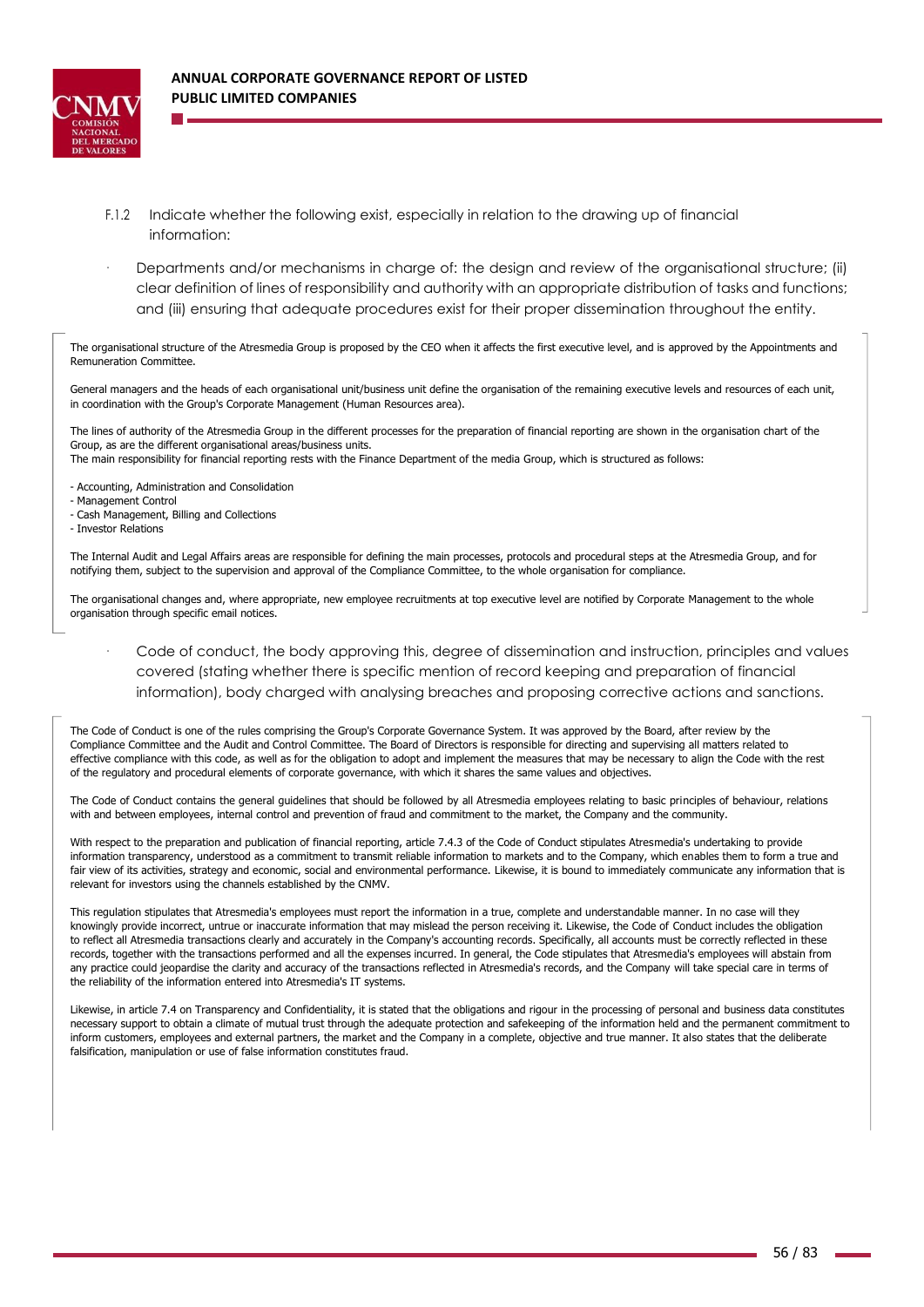F.1.2 Indicate whether the following exist, especially in relation to the drawing up of financial information:

- Departments and/or mechanisms in charge of: the design and review of the organisational structure; (ii) clear definition of lines of responsibility and authority with an appropriate distribution of tasks and functions; and (iii) ensuring that adequate procedures exist for their proper dissemination throughout the entity.

The organisational structure of the Atresmedia Group is proposed by the CEO when it affects the first executive level, and is approved by the Appointments and Remuneration Committee.

General managers and the heads of each organisational unit/business unit define the organisation of the remaining executive levels and resources of each unit, in coordination with the Group's Corporate Management (Human Resources area).

The lines of authority of the Atresmedia Group in the different processes for the preparation of financial reporting are shown in the organisation chart of the Group, as are the different organisational areas/business units.
The main responsibility for financial reporting rests with the Finance Department of the media Group, which is structured as follows:

- Accounting, Administration and Consolidation
- Management Control
- Cash Management, Billing and Collections
- Investor Relations

The Internal Audit and Legal Affairs areas are responsible for defining the main processes, protocols and procedural steps at the Atresmedia Group, and for notifying them, subject to the supervision and approval of the Compliance Committee, to the whole organisation for compliance.

The organisational changes and, where appropriate, new employee recruitments at top executive level are notified by Corporate Management to the whole organisation through specific email notices.

- Code of conduct, the body approving this, degree of dissemination and instruction, principles and values covered (stating whether there is specific mention of record keeping and preparation of financial information), body charged with analysing breaches and proposing corrective actions and sanctions.

The Code of Conduct is one of the rules comprising the Group's Corporate Governance System. It was approved by the Board, after review by the Compliance Committee and the Audit and Control Committee. The Board of Directors is responsible for directing and supervising all matters related to effective compliance with this code, as well as for the obligation to adopt and implement the measures that may be necessary to align the Code with the rest of the regulatory and procedural elements of corporate governance, with which it shares the same values and objectives.

The Code of Conduct contains the general guidelines that should be followed by all Atresmedia employees relating to basic principles of behaviour, relations with and between employees, internal control and prevention of fraud and commitment to the market, the Company and the community.

With respect to the preparation and publication of financial reporting, article 7.4.3 of the Code of Conduct stipulates Atresmedia's undertaking to provide information transparency, understood as a commitment to transmit reliable information to markets and to the Company, which enables them to form a true and fair view of its activities, strategy and economic, social and environmental performance. Likewise, it is bound to immediately communicate any information that is relevant for investors using the channels established by the CNMV.

This regulation stipulates that Atresmedia's employees must report the information in a true, complete and understandable manner. In no case will they knowingly provide incorrect, untrue or inaccurate information that may mislead the person receiving it. Likewise, the Code of Conduct includes the obligation to reflect all Atresmedia transactions clearly and accurately in the Company's accounting records. Specifically, all accounts must be correctly reflected in these records, together with the transactions performed and all the expenses incurred. In general, the Code stipulates that Atresmedia's employees will abstain from any practice could jeopardise the clarity and accuracy of the transactions reflected in Atresmedia's records, and the Company will take special care in terms of the reliability of the information entered into Atresmedia's IT systems.

Likewise, in article 7.4 on Transparency and Confidentiality, it is stated that the obligations and rigour in the processing of personal and business data constitutes necessary support to obtain a climate of mutual trust through the adequate protection and safekeeping of the information held and the permanent commitment to inform customers, employees and external partners, the market and the Company in a complete, objective and true manner. It also states that the deliberate falsification, manipulation or use of false information constitutes fraud.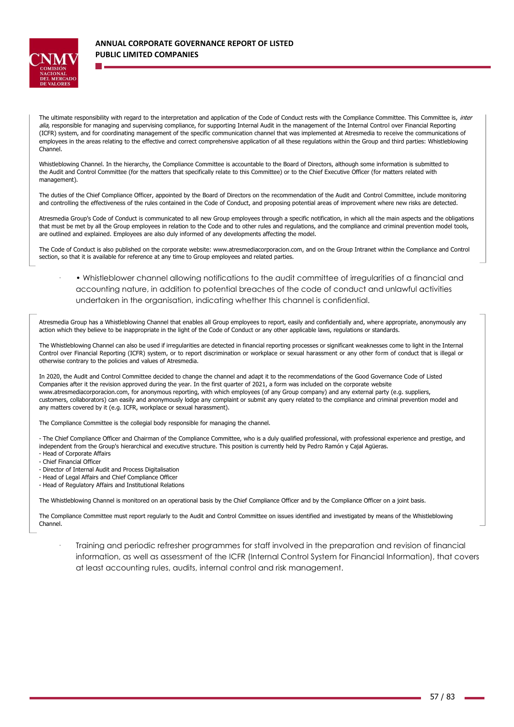The ultimate responsibility with regard to the interpretation and application of the Code of Conduct rests with the Compliance Committee. This Committee is, *inter alia*, responsible for managing and supervising compliance, for supporting Internal Audit in the management of the Internal Control over Financial Reporting (ICFR) system, and for coordinating management of the specific communication channel that was implemented at Atresmedia to receive the communications of employees in the areas relating to the effective and correct comprehensive application of all these regulations within the Group and third parties: Whistleblowing Channel.

Whistleblowing Channel. In the hierarchy, the Compliance Committee is accountable to the Board of Directors, although some information is submitted to the Audit and Control Committee (for the matters that specifically relate to this Committee) or to the Chief Executive Officer (for matters related with management).

The duties of the Chief Compliance Officer, appointed by the Board of Directors on the recommendation of the Audit and Control Committee, include monitoring and controlling the effectiveness of the rules contained in the Code of Conduct, and proposing potential areas of improvement where new risks are detected.

Atresmedia Group's Code of Conduct is communicated to all new Group employees through a specific notification, in which all the main aspects and the obligations that must be met by all the Group employees in relation to the Code and to other rules and regulations, and the compliance and criminal prevention model tools, are outlined and explained. Employees are also duly informed of any developments affecting the model.

The Code of Conduct is also published on the corporate website: www.atresmediacorporacion.com, and on the Group Intranet within the Compliance and Control section, so that it is available for reference at any time to Group employees and related parties.

- • Whistleblower channel allowing notifications to the audit committee of irregularities of a financial and accounting nature, in addition to potential breaches of the code of conduct and unlawful activities undertaken in the organisation, indicating whether this channel is confidential.

Atresmedia Group has a Whistleblowing Channel that enables all Group employees to report, easily and confidentially and, where appropriate, anonymously any action which they believe to be inappropriate in the light of the Code of Conduct or any other applicable laws, regulations or standards.

The Whistleblowing Channel can also be used if irregularities are detected in financial reporting processes or significant weaknesses come to light in the Internal Control over Financial Reporting (ICFR) system, or to report discrimination or workplace or sexual harassment or any other form of conduct that is illegal or otherwise contrary to the policies and values of Atresmedia.

In 2020, the Audit and Control Committee decided to change the channel and adapt it to the recommendations of the Good Governance Code of Listed Companies after it the revision approved during the year. In the first quarter of 2021, a form was included on the corporate website www.atresmediacorporacion.com, for anonymous reporting, with which employees (of any Group company) and any external party (e.g. suppliers, customers, collaborators) can easily and anonymously lodge any complaint or submit any query related to the compliance and criminal prevention model and any matters covered by it (e.g. ICFR, workplace or sexual harassment).

The Compliance Committee is the collegial body responsible for managing the channel.

- The Chief Compliance Officer and Chairman of the Compliance Committee, who is a duly qualified professional, with professional experience and prestige, and independent from the Group's hierarchical and executive structure. This position is currently held by Pedro Ramón y Cajal Agüeras.
- Head of Corporate Affairs
- Chief Financial Officer
- Director of Internal Audit and Process Digitalisation
- Head of Legal Affairs and Chief Compliance Officer
- Head of Regulatory Affairs and Institutional Relations

The Whistleblowing Channel is monitored on an operational basis by the Chief Compliance Officer and by the Compliance Officer on a joint basis.

The Compliance Committee must report regularly to the Audit and Control Committee on issues identified and investigated by means of the Whistleblowing Channel.

- Training and periodic refresher programmes for staff involved in the preparation and revision of financial information, as well as assessment of the ICFR (Internal Control System for Financial Information), that covers at least accounting rules, audits, internal control and risk management.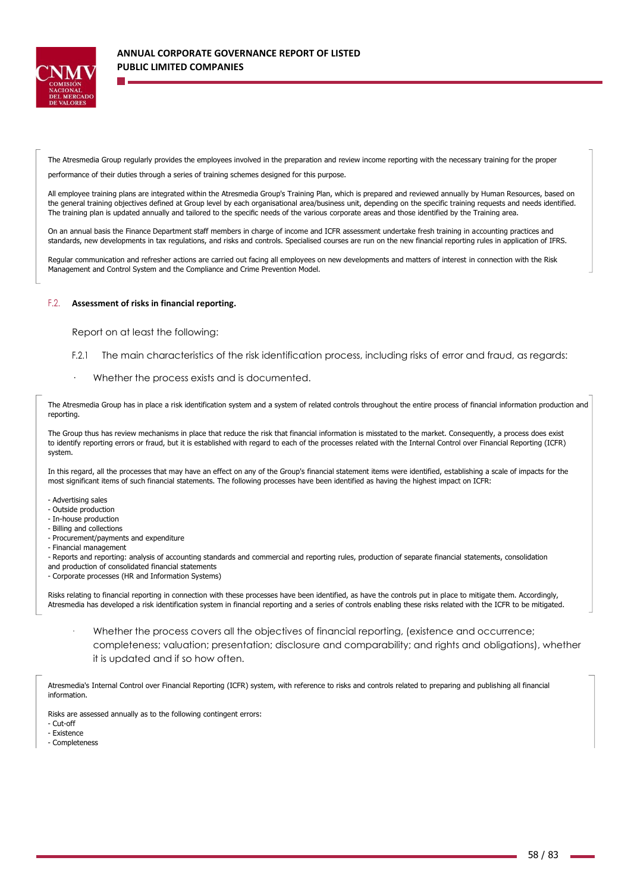The Atresmedia Group regularly provides the employees involved in the preparation and review income reporting with the necessary training for the proper performance of their duties through a series of training schemes designed for this purpose.

All employee training plans are integrated within the Atresmedia Group's Training Plan, which is prepared and reviewed annually by Human Resources, based on the general training objectives defined at Group level by each organisational area/business unit, depending on the specific training requests and needs identified. The training plan is updated annually and tailored to the specific needs of the various corporate areas and those identified by the Training area.

On an annual basis the Finance Department staff members in charge of income and ICFR assessment undertake fresh training in accounting practices and standards, new developments in tax regulations, and risks and controls. Specialised courses are run on the new financial reporting rules in application of IFRS.

Regular communication and refresher actions are carried out facing all employees on new developments and matters of interest in connection with the Risk Management and Control System and the Compliance and Crime Prevention Model.

### F.2. Assessment of risks in financial reporting.

Report on at least the following:

F.2.1 The main characteristics of the risk identification process, including risks of error and fraud, as regards:

· Whether the process exists and is documented.

The Atresmedia Group has in place a risk identification system and a system of related controls throughout the entire process of financial information production and reporting.

The Group thus has review mechanisms in place that reduce the risk that financial information is misstated to the market. Consequently, a process does exist to identify reporting errors or fraud, but it is established with regard to each of the processes related with the Internal Control over Financial Reporting (ICFR) system.

In this regard, all the processes that may have an effect on any of the Group's financial statement items were identified, establishing a scale of impacts for the most significant items of such financial statements. The following processes have been identified as having the highest impact on ICFR:

- Advertising sales
- Outside production
- In-house production
- Billing and collections
- Procurement/payments and expenditure
- Financial management
- Reports and reporting: analysis of accounting standards and commercial and reporting rules, production of separate financial statements, consolidation and production of consolidated financial statements
- Corporate processes (HR and Information Systems)

Risks relating to financial reporting in connection with these processes have been identified, as have the controls put in place to mitigate them. Accordingly, Atresmedia has developed a risk identification system in financial reporting and a series of controls enabling these risks related with the ICFR to be mitigated.

· Whether the process covers all the objectives of financial reporting, (existence and occurrence; completeness; valuation; presentation; disclosure and comparability; and rights and obligations), whether it is updated and if so how often.

Atresmedia's Internal Control over Financial Reporting (ICFR) system, with reference to risks and controls related to preparing and publishing all financial information.

Risks are assessed annually as to the following contingent errors:

- Cut-off
- Existence
- Completeness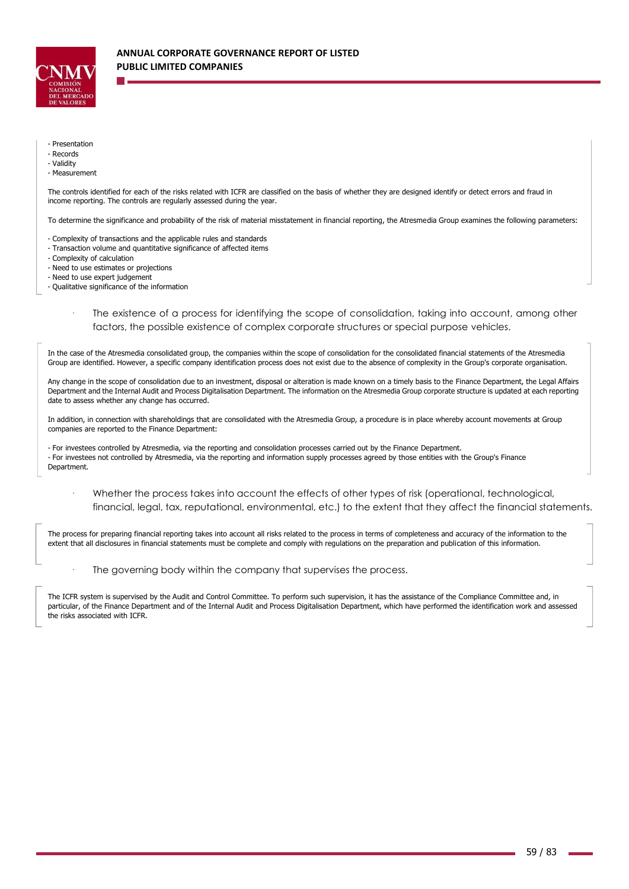- Presentation
- Records
- Validity
- Measurement

The controls identified for each of the risks related with ICFR are classified on the basis of whether they are designed identify or detect errors and fraud in income reporting. The controls are regularly assessed during the year.

To determine the significance and probability of the risk of material misstatement in financial reporting, the Atresmedia Group examines the following parameters:

- Complexity of transactions and the applicable rules and standards
- Transaction volume and quantitative significance of affected items
- Complexity of calculation
- Need to use estimates or projections
- Need to use expert judgement
- Qualitative significance of the information

· The existence of a process for identifying the scope of consolidation, taking into account, among other factors, the possible existence of complex corporate structures or special purpose vehicles.

In the case of the Atresmedia consolidated group, the companies within the scope of consolidation for the consolidated financial statements of the Atresmedia Group are identified. However, a specific company identification process does not exist due to the absence of complexity in the Group's corporate organisation.

Any change in the scope of consolidation due to an investment, disposal or alteration is made known on a timely basis to the Finance Department, the Legal Affairs Department and the Internal Audit and Process Digitalisation Department. The information on the Atresmedia Group corporate structure is updated at each reporting date to assess whether any change has occurred.

In addition, in connection with shareholdings that are consolidated with the Atresmedia Group, a procedure is in place whereby account movements at Group companies are reported to the Finance Department:

- For investees controlled by Atresmedia, via the reporting and consolidation processes carried out by the Finance Department.
- For investees not controlled by Atresmedia, via the reporting and information supply processes agreed by those entities with the Group's Finance Department.

· Whether the process takes into account the effects of other types of risk (operational, technological, financial, legal, tax, reputational, environmental, etc.) to the extent that they affect the financial statements.

The process for preparing financial reporting takes into account all risks related to the process in terms of completeness and accuracy of the information to the extent that all disclosures in financial statements must be complete and comply with regulations on the preparation and publication of this information.

· The governing body within the company that supervises the process.

The ICFR system is supervised by the Audit and Control Committee. To perform such supervision, it has the assistance of the Compliance Committee and, in particular, of the Finance Department and of the Internal Audit and Process Digitalisation Department, which have performed the identification work and assessed the risks associated with ICFR.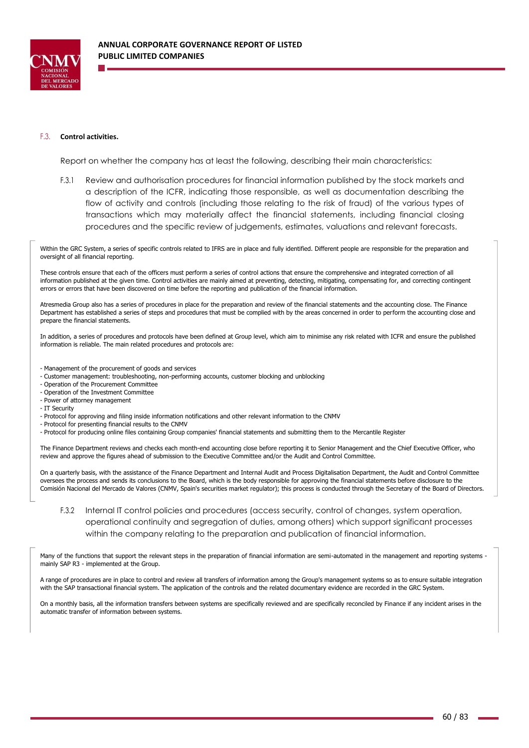## F.3. Control activities.

Report on whether the company has at least the following, describing their main characteristics:

F.3.1 Review and authorisation procedures for financial information published by the stock markets and a description of the ICFR, indicating those responsible, as well as documentation describing the flow of activity and controls (including those relating to the risk of fraud) of the various types of transactions which may materially affect the financial statements, including financial closing procedures and the specific review of judgements, estimates, valuations and relevant forecasts.

Within the GRC System, a series of specific controls related to IFRS are in place and fully identified. Different people are responsible for the preparation and oversight of all financial reporting.

These controls ensure that each of the officers must perform a series of control actions that ensure the comprehensive and integrated correction of all information published at the given time. Control activities are mainly aimed at preventing, detecting, mitigating, compensating for, and correcting contingent errors or errors that have been discovered on time before the reporting and publication of the financial information.

Atresmedia Group also has a series of procedures in place for the preparation and review of the financial statements and the accounting close. The Finance Department has established a series of steps and procedures that must be complied with by the areas concerned in order to perform the accounting close and prepare the financial statements.

In addition, a series of procedures and protocols have been defined at Group level, which aim to minimise any risk related with ICFR and ensure the published information is reliable. The main related procedures and protocols are:

- Management of the procurement of goods and services
- Customer management: troubleshooting, non-performing accounts, customer blocking and unblocking
- Operation of the Procurement Committee
- Operation of the Investment Committee
- Power of attorney management
- IT Security
- Protocol for approving and filing inside information notifications and other relevant information to the CNMV
- Protocol for presenting financial results to the CNMV
- Protocol for producing online files containing Group companies' financial statements and submitting them to the Mercantile Register

The Finance Department reviews and checks each month-end accounting close before reporting it to Senior Management and the Chief Executive Officer, who review and approve the figures ahead of submission to the Executive Committee and/or the Audit and Control Committee.

On a quarterly basis, with the assistance of the Finance Department and Internal Audit and Process Digitalisation Department, the Audit and Control Committee oversees the process and sends its conclusions to the Board, which is the body responsible for approving the financial statements before disclosure to the Comisión Nacional del Mercado de Valores (CNMV, Spain's securities market regulator); this process is conducted through the Secretary of the Board of Directors.

F.3.2 Internal IT control policies and procedures (access security, control of changes, system operation, operational continuity and segregation of duties, among others) which support significant processes within the company relating to the preparation and publication of financial information.

Many of the functions that support the relevant steps in the preparation of financial information are semi-automated in the management and reporting systems - mainly SAP R3 - implemented at the Group.

A range of procedures are in place to control and review all transfers of information among the Group's management systems so as to ensure suitable integration with the SAP transactional financial system. The application of the controls and the related documentary evidence are recorded in the GRC System.

On a monthly basis, all the information transfers between systems are specifically reviewed and are specifically reconciled by Finance if any incident arises in the automatic transfer of information between systems.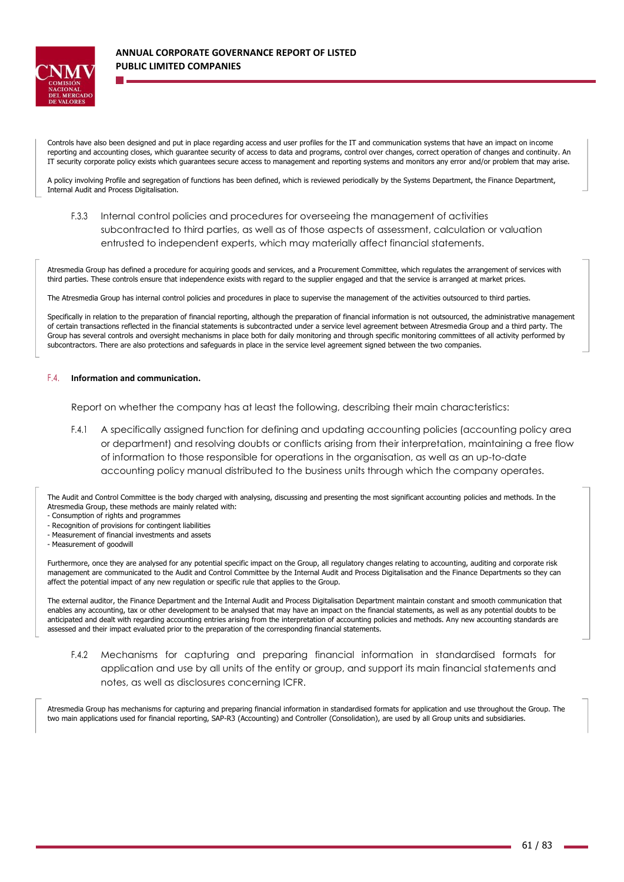Controls have also been designed and put in place regarding access and user profiles for the IT and communication systems that have an impact on income reporting and accounting closes, which guarantee security of access to data and programs, control over changes, correct operation of changes and continuity. An IT security corporate policy exists which guarantees secure access to management and reporting systems and monitors any error and/or problem that may arise.

A policy involving Profile and segregation of functions has been defined, which is reviewed periodically by the Systems Department, the Finance Department, Internal Audit and Process Digitalisation.

F.3.3 Internal control policies and procedures for overseeing the management of activities subcontracted to third parties, as well as of those aspects of assessment, calculation or valuation entrusted to independent experts, which may materially affect financial statements.

Atresmedia Group has defined a procedure for acquiring goods and services, and a Procurement Committee, which regulates the arrangement of services with third parties. These controls ensure that independence exists with regard to the supplier engaged and that the service is arranged at market prices.

The Atresmedia Group has internal control policies and procedures in place to supervise the management of the activities outsourced to third parties.

Specifically in relation to the preparation of financial reporting, although the preparation of financial information is not outsourced, the administrative management of certain transactions reflected in the financial statements is subcontracted under a service level agreement between Atresmedia Group and a third party. The Group has several controls and oversight mechanisms in place both for daily monitoring and through specific monitoring committees of all activity performed by subcontractors. There are also protections and safeguards in place in the service level agreement signed between the two companies.

## F.4. Information and communication.

Report on whether the company has at least the following, describing their main characteristics:

F.4.1 A specifically assigned function for defining and updating accounting policies (accounting policy area or department) and resolving doubts or conflicts arising from their interpretation, maintaining a free flow of information to those responsible for operations in the organisation, as well as an up-to-date accounting policy manual distributed to the business units through which the company operates.

The Audit and Control Committee is the body charged with analysing, discussing and presenting the most significant accounting policies and methods. In the Atresmedia Group, these methods are mainly related with:

- Consumption of rights and programmes
- Recognition of provisions for contingent liabilities
- Measurement of financial investments and assets
- Measurement of goodwill

Furthermore, once they are analysed for any potential specific impact on the Group, all regulatory changes relating to accounting, auditing and corporate risk management are communicated to the Audit and Control Committee by the Internal Audit and Process Digitalisation and the Finance Departments so they can affect the potential impact of any new regulation or specific rule that applies to the Group.

The external auditor, the Finance Department and the Internal Audit and Process Digitalisation Department maintain constant and smooth communication that enables any accounting, tax or other development to be analysed that may have an impact on the financial statements, as well as any potential doubts to be anticipated and dealt with regarding accounting entries arising from the interpretation of accounting policies and methods. Any new accounting standards are assessed and their impact evaluated prior to the preparation of the corresponding financial statements.

F.4.2 Mechanisms for capturing and preparing financial information in standardised formats for application and use by all units of the entity or group, and support its main financial statements and notes, as well as disclosures concerning ICFR.

Atresmedia Group has mechanisms for capturing and preparing financial information in standardised formats for application and use throughout the Group. The two main applications used for financial reporting, SAP-R3 (Accounting) and Controller (Consolidation), are used by all Group units and subsidiaries.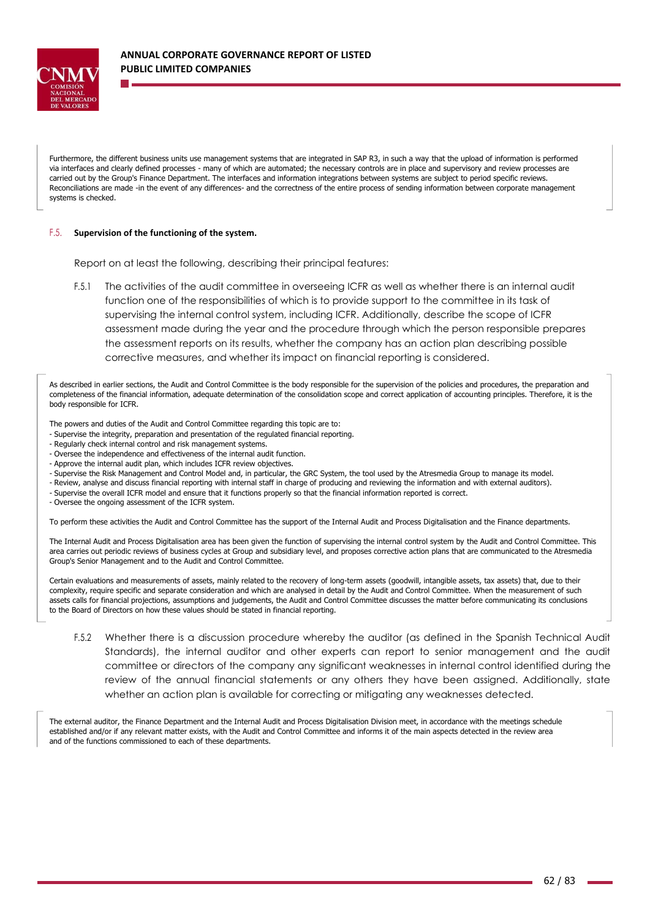Furthermore, the different business units use management systems that are integrated in SAP R3, in such a way that the upload of information is performed via interfaces and clearly defined processes - many of which are automated; the necessary controls are in place and supervisory and review processes are carried out by the Group's Finance Department. The interfaces and information integrations between systems are subject to period specific reviews. Reconciliations are made -in the event of any differences- and the correctness of the entire process of sending information between corporate management systems is checked.

## F.5. Supervision of the functioning of the system.

Report on at least the following, describing their principal features:

F.5.1 The activities of the audit committee in overseeing ICFR as well as whether there is an internal audit function one of the responsibilities of which is to provide support to the committee in its task of supervising the internal control system, including ICFR. Additionally, describe the scope of ICFR assessment made during the year and the procedure through which the person responsible prepares the assessment reports on its results, whether the company has an action plan describing possible corrective measures, and whether its impact on financial reporting is considered.

As described in earlier sections, the Audit and Control Committee is the body responsible for the supervision of the policies and procedures, the preparation and completeness of the financial information, adequate determination of the consolidation scope and correct application of accounting principles. Therefore, it is the body responsible for ICFR.

The powers and duties of the Audit and Control Committee regarding this topic are to:

- Supervise the integrity, preparation and presentation of the regulated financial reporting.
- Regularly check internal control and risk management systems.
- Oversee the independence and effectiveness of the internal audit function.
- Approve the internal audit plan, which includes ICFR review objectives.
- Supervise the Risk Management and Control Model and, in particular, the GRC System, the tool used by the Atresmedia Group to manage its model.
- Review, analyse and discuss financial reporting with internal staff in charge of producing and reviewing the information and with external auditors).
- Supervise the overall ICFR model and ensure that it functions properly so that the financial information reported is correct.
- Oversee the ongoing assessment of the ICFR system.

To perform these activities the Audit and Control Committee has the support of the Internal Audit and Process Digitalisation and the Finance departments.

The Internal Audit and Process Digitalisation area has been given the function of supervising the internal control system by the Audit and Control Committee. This area carries out periodic reviews of business cycles at Group and subsidiary level, and proposes corrective action plans that are communicated to the Atresmedia Group's Senior Management and to the Audit and Control Committee.

Certain evaluations and measurements of assets, mainly related to the recovery of long-term assets (goodwill, intangible assets, tax assets) that, due to their complexity, require specific and separate consideration and which are analysed in detail by the Audit and Control Committee. When the measurement of such assets calls for financial projections, assumptions and judgements, the Audit and Control Committee discusses the matter before communicating its conclusions to the Board of Directors on how these values should be stated in financial reporting.

F.5.2 Whether there is a discussion procedure whereby the auditor (as defined in the Spanish Technical Audit Standards), the internal auditor and other experts can report to senior management and the audit committee or directors of the company any significant weaknesses in internal control identified during the review of the annual financial statements or any others they have been assigned. Additionally, state whether an action plan is available for correcting or mitigating any weaknesses detected.

The external auditor, the Finance Department and the Internal Audit and Process Digitalisation Division meet, in accordance with the meetings schedule established and/or if any relevant matter exists, with the Audit and Control Committee and informs it of the main aspects detected in the review area and of the functions commissioned to each of these departments.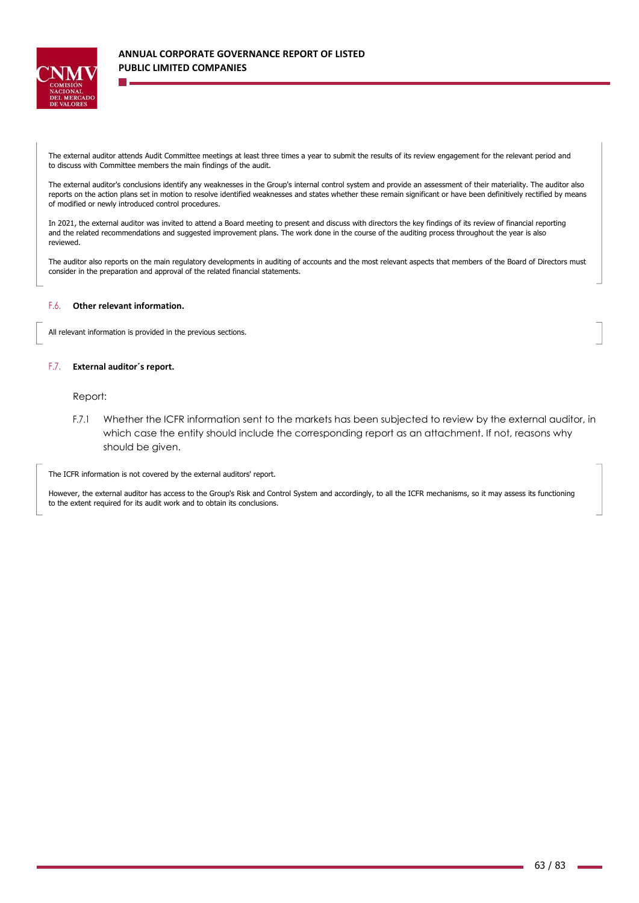The external auditor attends Audit Committee meetings at least three times a year to submit the results of its review engagement for the relevant period and to discuss with Committee members the main findings of the audit.

The external auditor's conclusions identify any weaknesses in the Group's internal control system and provide an assessment of their materiality. The auditor also reports on the action plans set in motion to resolve identified weaknesses and states whether these remain significant or have been definitively rectified by means of modified or newly introduced control procedures.

In 2021, the external auditor was invited to attend a Board meeting to present and discuss with directors the key findings of its review of financial reporting and the related recommendations and suggested improvement plans. The work done in the course of the auditing process throughout the year is also reviewed.

The auditor also reports on the main regulatory developments in auditing of accounts and the most relevant aspects that members of the Board of Directors must consider in the preparation and approval of the related financial statements.

### F.6. Other relevant information.

All relevant information is provided in the previous sections.

### F.7. External auditor´s report.

Report:

F.7.1 Whether the ICFR information sent to the markets has been subjected to review by the external auditor, in which case the entity should include the corresponding report as an attachment. If not, reasons why should be given.

The ICFR information is not covered by the external auditors' report.

However, the external auditor has access to the Group's Risk and Control System and accordingly, to all the ICFR mechanisms, so it may assess its functioning to the extent required for its audit work and to obtain its conclusions.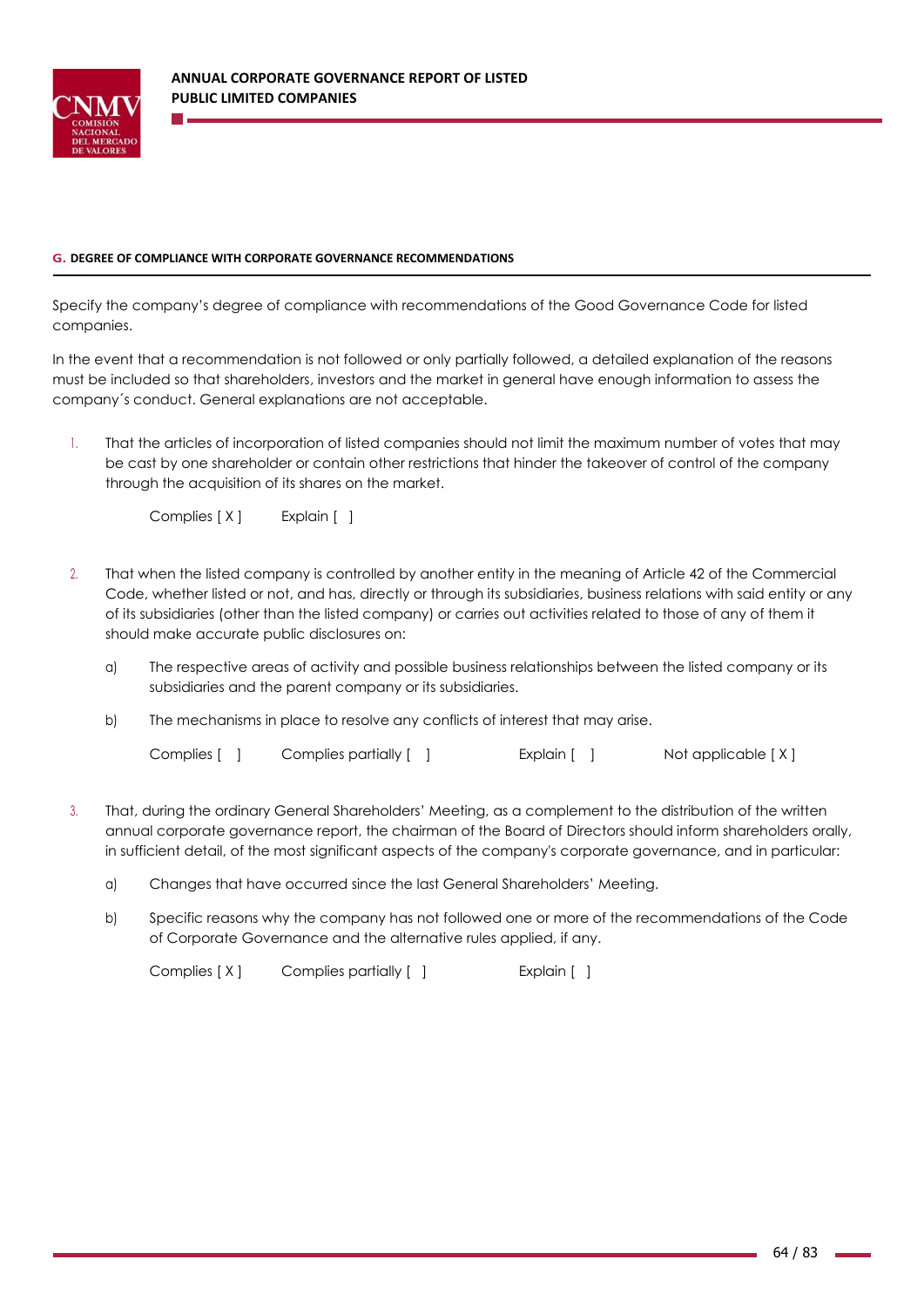## G. DEGREE OF COMPLIANCE WITH CORPORATE GOVERNANCE RECOMMENDATIONS

Specify the company's degree of compliance with recommendations of the Good Governance Code for listed companies.

In the event that a recommendation is not followed or only partially followed, a detailed explanation of the reasons must be included so that shareholders, investors and the market in general have enough information to assess the company´s conduct. General explanations are not acceptable.

1. That the articles of incorporation of listed companies should not limit the maximum number of votes that may be cast by one shareholder or contain other restrictions that hinder the takeover of control of the company through the acquisition of its shares on the market.

   Complies [ X ]     Explain [ ]

2. That when the listed company is controlled by another entity in the meaning of Article 42 of the Commercial Code, whether listed or not, and has, directly or through its subsidiaries, business relations with said entity or any of its subsidiaries (other than the listed company) or carries out activities related to those of any of them it should make accurate public disclosures on:

   a) The respective areas of activity and possible business relationships between the listed company or its subsidiaries and the parent company or its subsidiaries.

   b) The mechanisms in place to resolve any conflicts of interest that may arise.

   Complies [ ]     Complies partially [ ]     Explain [ ]     Not applicable [ X ]

3. That, during the ordinary General Shareholders' Meeting, as a complement to the distribution of the written annual corporate governance report, the chairman of the Board of Directors should inform shareholders orally, in sufficient detail, of the most significant aspects of the company's corporate governance, and in particular:

   a) Changes that have occurred since the last General Shareholders' Meeting.

   b) Specific reasons why the company has not followed one or more of the recommendations of the Code of Corporate Governance and the alternative rules applied, if any.

   Complies [ X ]     Complies partially [ ]     Explain [ ]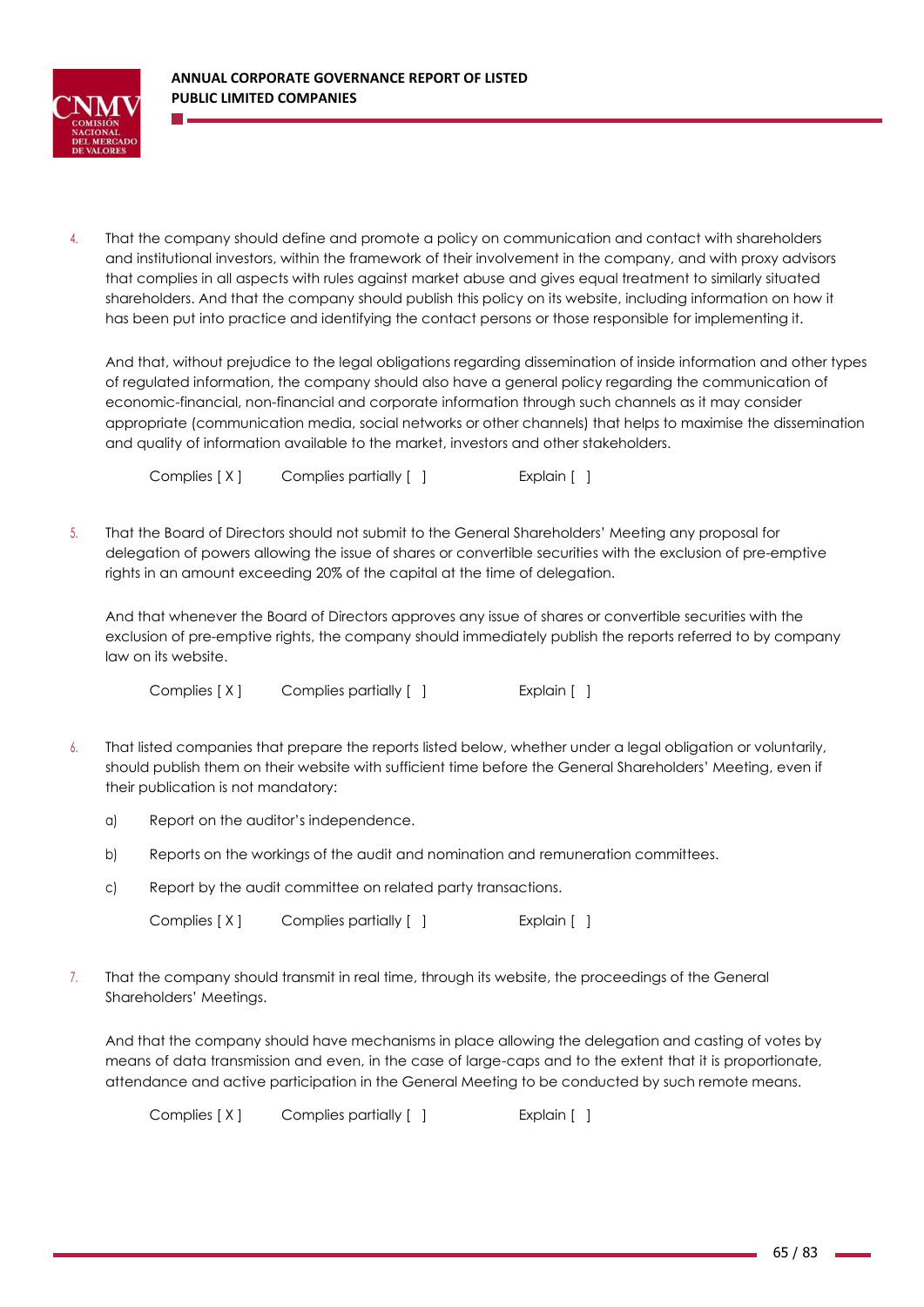4. That the company should define and promote a policy on communication and contact with shareholders and institutional investors, within the framework of their involvement in the company, and with proxy advisors that complies in all aspects with rules against market abuse and gives equal treatment to similarly situated shareholders. And that the company should publish this policy on its website, including information on how it has been put into practice and identifying the contact persons or those responsible for implementing it.

   And that, without prejudice to the legal obligations regarding dissemination of inside information and other types of regulated information, the company should also have a general policy regarding the communication of economic-financial, non-financial and corporate information through such channels as it may consider appropriate (communication media, social networks or other channels) that helps to maximise the dissemination and quality of information available to the market, investors and other stakeholders.

   Complies [ X ]      Complies partially [ ]      Explain [ ]

5. That the Board of Directors should not submit to the General Shareholders' Meeting any proposal for delegation of powers allowing the issue of shares or convertible securities with the exclusion of pre-emptive rights in an amount exceeding 20% of the capital at the time of delegation.

   And that whenever the Board of Directors approves any issue of shares or convertible securities with the exclusion of pre-emptive rights, the company should immediately publish the reports referred to by company law on its website.

   Complies [ X ]      Complies partially [ ]      Explain [ ]

6. That listed companies that prepare the reports listed below, whether under a legal obligation or voluntarily, should publish them on their website with sufficient time before the General Shareholders' Meeting, even if their publication is not mandatory:

   a) Report on the auditor's independence.

   b) Reports on the workings of the audit and nomination and remuneration committees.

   c) Report by the audit committee on related party transactions.

   Complies [ X ]      Complies partially [ ]      Explain [ ]

7. That the company should transmit in real time, through its website, the proceedings of the General Shareholders' Meetings.

   And that the company should have mechanisms in place allowing the delegation and casting of votes by means of data transmission and even, in the case of large-caps and to the extent that it is proportionate, attendance and active participation in the General Meeting to be conducted by such remote means.

   Complies [ X ]      Complies partially [ ]      Explain [ ]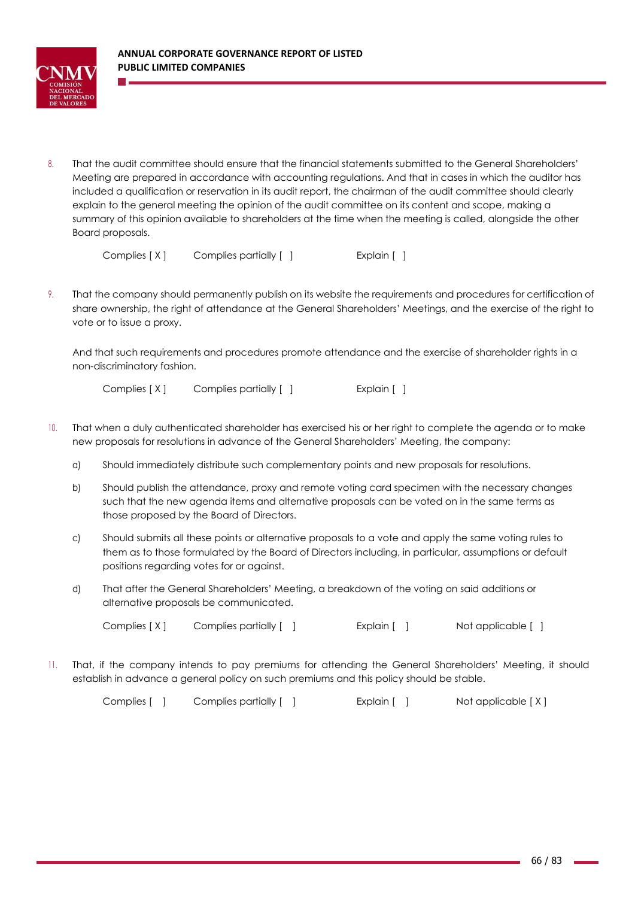8. That the audit committee should ensure that the financial statements submitted to the General Shareholders' Meeting are prepared in accordance with accounting regulations. And that in cases in which the auditor has included a qualification or reservation in its audit report, the chairman of the audit committee should clearly explain to the general meeting the opinion of the audit committee on its content and scope, making a summary of this opinion available to shareholders at the time when the meeting is called, alongside the other Board proposals.

   Complies [ X ]   Complies partially [ ]   Explain [ ]

9. That the company should permanently publish on its website the requirements and procedures for certification of share ownership, the right of attendance at the General Shareholders' Meetings, and the exercise of the right to vote or to issue a proxy.

   And that such requirements and procedures promote attendance and the exercise of shareholder rights in a non-discriminatory fashion.

   Complies [ X ]   Complies partially [ ]   Explain [ ]

10. That when a duly authenticated shareholder has exercised his or her right to complete the agenda or to make new proposals for resolutions in advance of the General Shareholders' Meeting, the company:

    a) Should immediately distribute such complementary points and new proposals for resolutions.

    b) Should publish the attendance, proxy and remote voting card specimen with the necessary changes such that the new agenda items and alternative proposals can be voted on in the same terms as those proposed by the Board of Directors.

    c) Should submits all these points or alternative proposals to a vote and apply the same voting rules to them as to those formulated by the Board of Directors including, in particular, assumptions or default positions regarding votes for or against.

    d) That after the General Shareholders' Meeting, a breakdown of the voting on said additions or alternative proposals be communicated.

    Complies [ X ]   Complies partially [ ]   Explain [ ]   Not applicable [ ]

11. That, if the company intends to pay premiums for attending the General Shareholders' Meeting, it should establish in advance a general policy on such premiums and this policy should be stable.

    Complies [ ]   Complies partially [ ]   Explain [ ]   Not applicable [ X ]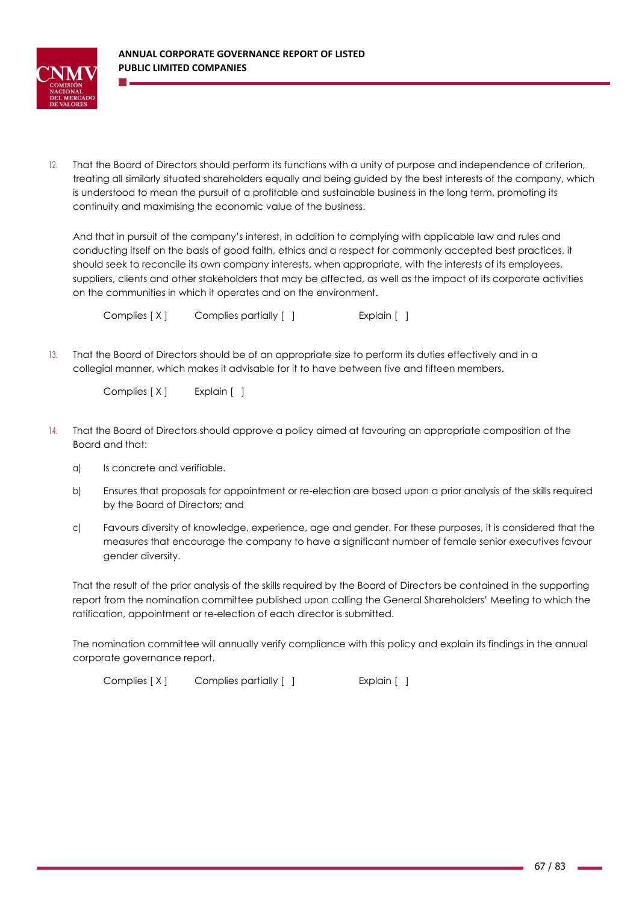12. That the Board of Directors should perform its functions with a unity of purpose and independence of criterion, treating all similarly situated shareholders equally and being guided by the best interests of the company, which is understood to mean the pursuit of a profitable and sustainable business in the long term, promoting its continuity and maximising the economic value of the business.

    And that in pursuit of the company's interest, in addition to complying with applicable law and rules and conducting itself on the basis of good faith, ethics and a respect for commonly accepted best practices, it should seek to reconcile its own company interests, when appropriate, with the interests of its employees, suppliers, clients and other stakeholders that may be affected, as well as the impact of its corporate activities on the communities in which it operates and on the environment.

    Complies [ X ]    Complies partially [ ]    Explain [ ]

13. That the Board of Directors should be of an appropriate size to perform its duties effectively and in a collegial manner, which makes it advisable for it to have between five and fifteen members.

    Complies [ X ]    Explain [ ]

14. That the Board of Directors should approve a policy aimed at favouring an appropriate composition of the Board and that:

    a) Is concrete and verifiable.

    b) Ensures that proposals for appointment or re-election are based upon a prior analysis of the skills required by the Board of Directors; and

    c) Favours diversity of knowledge, experience, age and gender. For these purposes, it is considered that the measures that encourage the company to have a significant number of female senior executives favour gender diversity.

    That the result of the prior analysis of the skills required by the Board of Directors be contained in the supporting report from the nomination committee published upon calling the General Shareholders' Meeting to which the ratification, appointment or re-election of each director is submitted.

    The nomination committee will annually verify compliance with this policy and explain its findings in the annual corporate governance report.

    Complies [ X ]    Complies partially [ ]    Explain [ ]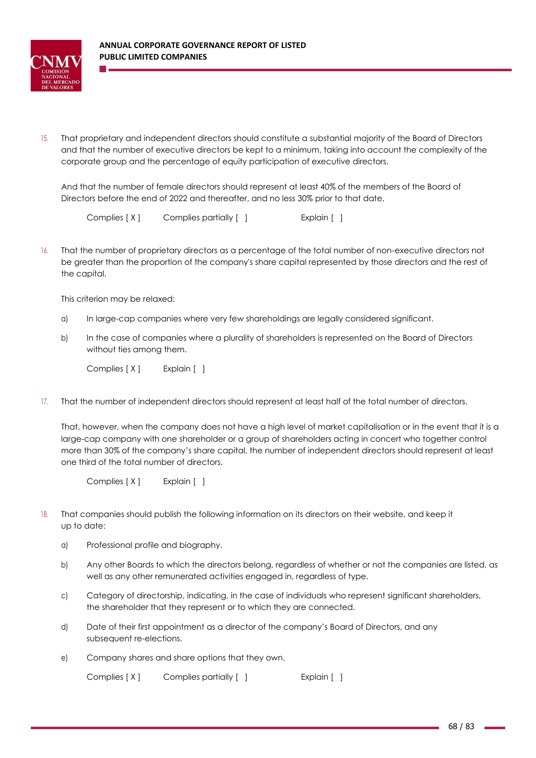15. That proprietary and independent directors should constitute a substantial majority of the Board of Directors and that the number of executive directors be kept to a minimum, taking into account the complexity of the corporate group and the percentage of equity participation of executive directors.

    And that the number of female directors should represent at least 40% of the members of the Board of Directors before the end of 2022 and thereafter, and no less 30% prior to that date.

    Complies [ X ]  Complies partially [ ]  Explain [ ]

16. That the number of proprietary directors as a percentage of the total number of non-executive directors not be greater than the proportion of the company's share capital represented by those directors and the rest of the capital.

    This criterion may be relaxed:

    a) In large-cap companies where very few shareholdings are legally considered significant.

    b) In the case of companies where a plurality of shareholders is represented on the Board of Directors without ties among them.

    Complies [ X ]  Explain [ ]

17. That the number of independent directors should represent at least half of the total number of directors.

    That, however, when the company does not have a high level of market capitalisation or in the event that it is a large-cap company with one shareholder or a group of shareholders acting in concert who together control more than 30% of the company's share capital, the number of independent directors should represent at least one third of the total number of directors.

    Complies [ X ]  Explain [ ]

18. That companies should publish the following information on its directors on their website, and keep it up to date:

    a) Professional profile and biography.

    b) Any other Boards to which the directors belong, regardless of whether or not the companies are listed, as well as any other remunerated activities engaged in, regardless of type.

    c) Category of directorship, indicating, in the case of individuals who represent significant shareholders, the shareholder that they represent or to which they are connected.

    d) Date of their first appointment as a director of the company's Board of Directors, and any subsequent re-elections.

    e) Company shares and share options that they own.

    Complies [ X ]  Complies partially [ ]  Explain [ ]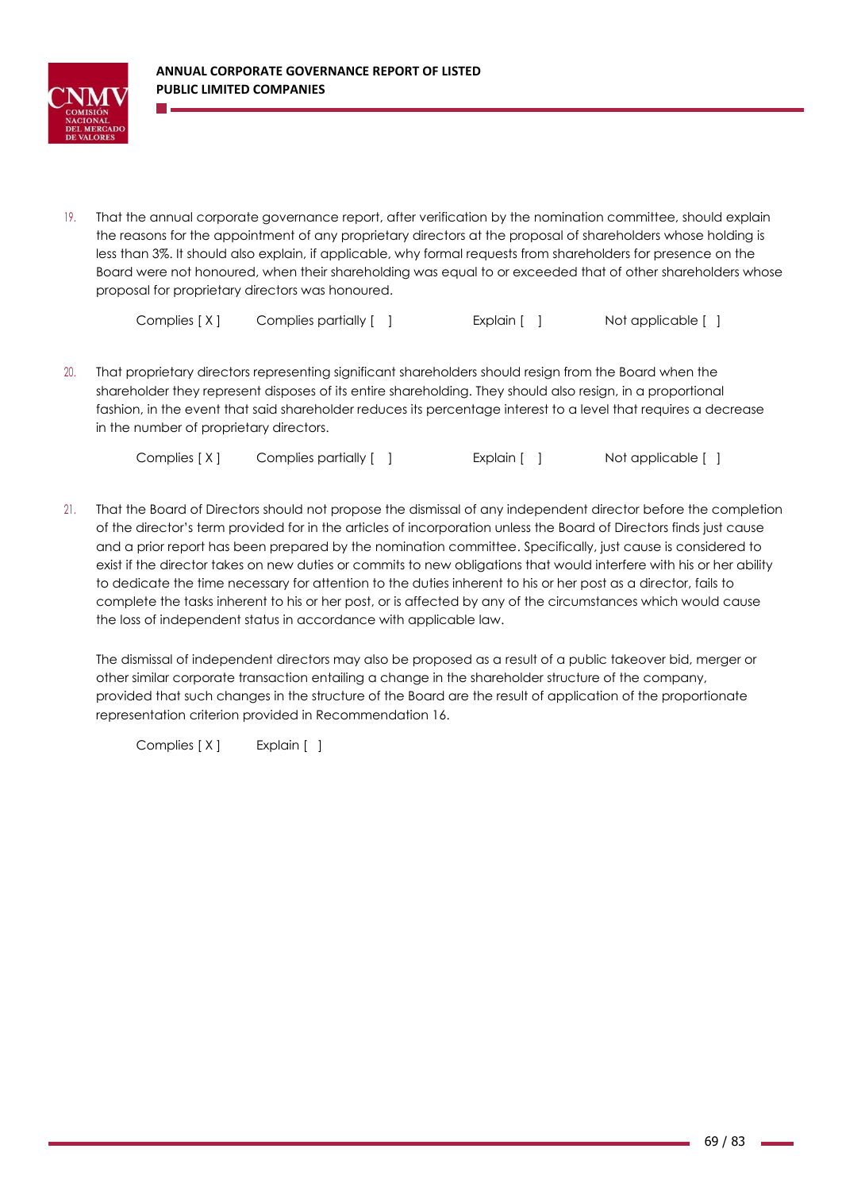19. That the annual corporate governance report, after verification by the nomination committee, should explain the reasons for the appointment of any proprietary directors at the proposal of shareholders whose holding is less than 3%. It should also explain, if applicable, why formal requests from shareholders for presence on the Board were not honoured, when their shareholding was equal to or exceeded that of other shareholders whose proposal for proprietary directors was honoured.

    Complies [ X ]   Complies partially [ ]   Explain [ ]   Not applicable [ ]

20. That proprietary directors representing significant shareholders should resign from the Board when the shareholder they represent disposes of its entire shareholding. They should also resign, in a proportional fashion, in the event that said shareholder reduces its percentage interest to a level that requires a decrease in the number of proprietary directors.

    Complies [ X ]   Complies partially [ ]   Explain [ ]   Not applicable [ ]

21. That the Board of Directors should not propose the dismissal of any independent director before the completion of the director's term provided for in the articles of incorporation unless the Board of Directors finds just cause and a prior report has been prepared by the nomination committee. Specifically, just cause is considered to exist if the director takes on new duties or commits to new obligations that would interfere with his or her ability to dedicate the time necessary for attention to the duties inherent to his or her post as a director, fails to complete the tasks inherent to his or her post, or is affected by any of the circumstances which would cause the loss of independent status in accordance with applicable law.

    The dismissal of independent directors may also be proposed as a result of a public takeover bid, merger or other similar corporate transaction entailing a change in the shareholder structure of the company, provided that such changes in the structure of the Board are the result of application of the proportionate representation criterion provided in Recommendation 16.

    Complies [ X ]   Explain [ ]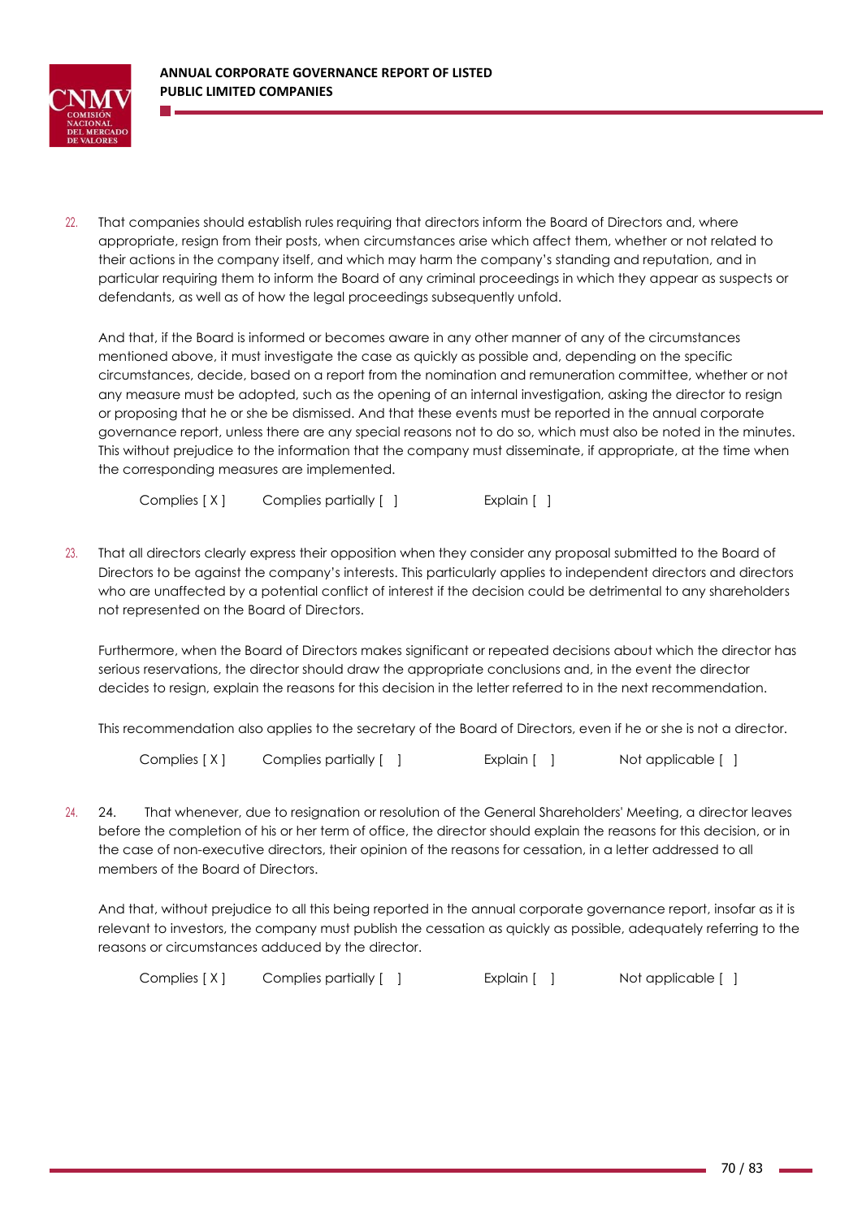22. That companies should establish rules requiring that directors inform the Board of Directors and, where appropriate, resign from their posts, when circumstances arise which affect them, whether or not related to their actions in the company itself, and which may harm the company's standing and reputation, and in particular requiring them to inform the Board of any criminal proceedings in which they appear as suspects or defendants, as well as of how the legal proceedings subsequently unfold.

    And that, if the Board is informed or becomes aware in any other manner of any of the circumstances mentioned above, it must investigate the case as quickly as possible and, depending on the specific circumstances, decide, based on a report from the nomination and remuneration committee, whether or not any measure must be adopted, such as the opening of an internal investigation, asking the director to resign or proposing that he or she be dismissed. And that these events must be reported in the annual corporate governance report, unless there are any special reasons not to do so, which must also be noted in the minutes. This without prejudice to the information that the company must disseminate, if appropriate, at the time when the corresponding measures are implemented.

    Complies [ X ] Complies partially [ ] Explain [ ]

23. That all directors clearly express their opposition when they consider any proposal submitted to the Board of Directors to be against the company's interests. This particularly applies to independent directors and directors who are unaffected by a potential conflict of interest if the decision could be detrimental to any shareholders not represented on the Board of Directors.

    Furthermore, when the Board of Directors makes significant or repeated decisions about which the director has serious reservations, the director should draw the appropriate conclusions and, in the event the director decides to resign, explain the reasons for this decision in the letter referred to in the next recommendation.

    This recommendation also applies to the secretary of the Board of Directors, even if he or she is not a director.

    Complies [ X ] Complies partially [ ] Explain [ ] Not applicable [ ]

24. 24. That whenever, due to resignation or resolution of the General Shareholders' Meeting, a director leaves before the completion of his or her term of office, the director should explain the reasons for this decision, or in the case of non-executive directors, their opinion of the reasons for cessation, in a letter addressed to all members of the Board of Directors.

    And that, without prejudice to all this being reported in the annual corporate governance report, insofar as it is relevant to investors, the company must publish the cessation as quickly as possible, adequately referring to the reasons or circumstances adduced by the director.

    Complies [ X ] Complies partially [ ] Explain [ ] Not applicable [ ]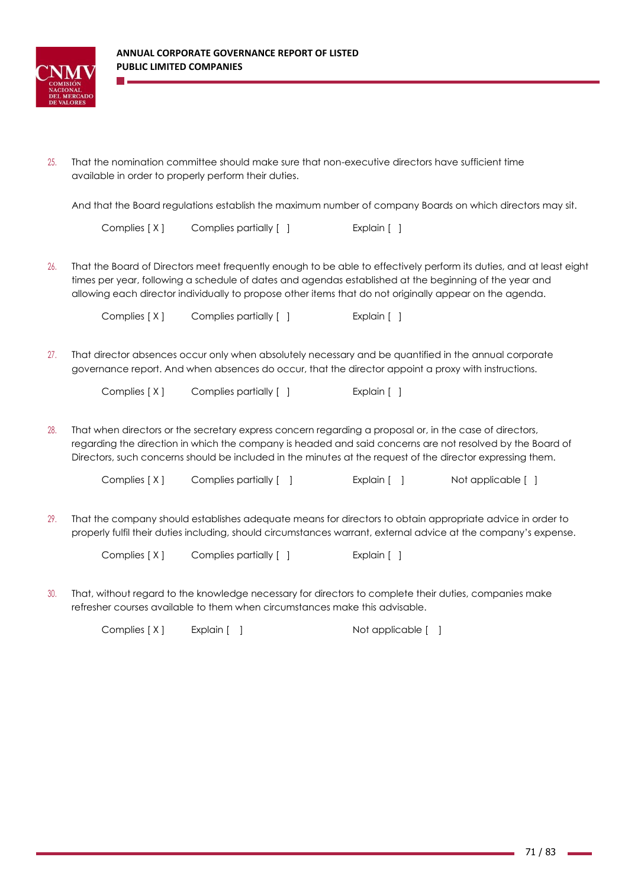25. That the nomination committee should make sure that non-executive directors have sufficient time available in order to properly perform their duties.

    And that the Board regulations establish the maximum number of company Boards on which directors may sit.

    Complies [ X ]    Complies partially [ ]    Explain [ ]

26. That the Board of Directors meet frequently enough to be able to effectively perform its duties, and at least eight times per year, following a schedule of dates and agendas established at the beginning of the year and allowing each director individually to propose other items that do not originally appear on the agenda.

    Complies [ X ]    Complies partially [ ]    Explain [ ]

27. That director absences occur only when absolutely necessary and be quantified in the annual corporate governance report. And when absences do occur, that the director appoint a proxy with instructions.

    Complies [ X ]    Complies partially [ ]    Explain [ ]

28. That when directors or the secretary express concern regarding a proposal or, in the case of directors, regarding the direction in which the company is headed and said concerns are not resolved by the Board of Directors, such concerns should be included in the minutes at the request of the director expressing them.

    Complies [ X ]    Complies partially [ ]    Explain [ ]    Not applicable [ ]

29. That the company should establishes adequate means for directors to obtain appropriate advice in order to properly fulfil their duties including, should circumstances warrant, external advice at the company's expense.

    Complies [ X ]    Complies partially [ ]    Explain [ ]

30. That, without regard to the knowledge necessary for directors to complete their duties, companies make refresher courses available to them when circumstances make this advisable.

    Complies [ X ]    Explain [ ]    Not applicable [ ]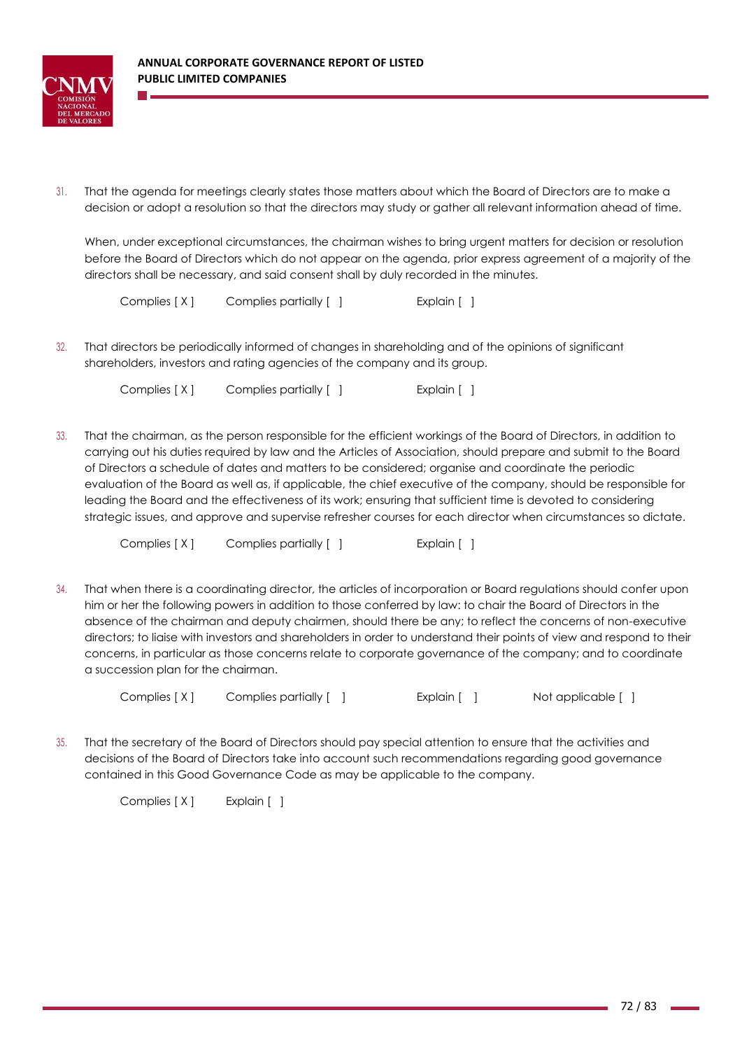31. That the agenda for meetings clearly states those matters about which the Board of Directors are to make a decision or adopt a resolution so that the directors may study or gather all relevant information ahead of time.

    When, under exceptional circumstances, the chairman wishes to bring urgent matters for decision or resolution before the Board of Directors which do not appear on the agenda, prior express agreement of a majority of the directors shall be necessary, and said consent shall by duly recorded in the minutes.

    Complies [ X ]   Complies partially [ ]   Explain [ ]

32. That directors be periodically informed of changes in shareholding and of the opinions of significant shareholders, investors and rating agencies of the company and its group.

    Complies [ X ]   Complies partially [ ]   Explain [ ]

33. That the chairman, as the person responsible for the efficient workings of the Board of Directors, in addition to carrying out his duties required by law and the Articles of Association, should prepare and submit to the Board of Directors a schedule of dates and matters to be considered; organise and coordinate the periodic evaluation of the Board as well as, if applicable, the chief executive of the company, should be responsible for leading the Board and the effectiveness of its work; ensuring that sufficient time is devoted to considering strategic issues, and approve and supervise refresher courses for each director when circumstances so dictate.

    Complies [ X ]   Complies partially [ ]   Explain [ ]

34. That when there is a coordinating director, the articles of incorporation or Board regulations should confer upon him or her the following powers in addition to those conferred by law: to chair the Board of Directors in the absence of the chairman and deputy chairmen, should there be any; to reflect the concerns of non-executive directors; to liaise with investors and shareholders in order to understand their points of view and respond to their concerns, in particular as those concerns relate to corporate governance of the company; and to coordinate a succession plan for the chairman.

    Complies [ X ]   Complies partially [ ]   Explain [ ]   Not applicable [ ]

35. That the secretary of the Board of Directors should pay special attention to ensure that the activities and decisions of the Board of Directors take into account such recommendations regarding good governance contained in this Good Governance Code as may be applicable to the company.

    Complies [ X ]   Explain [ ]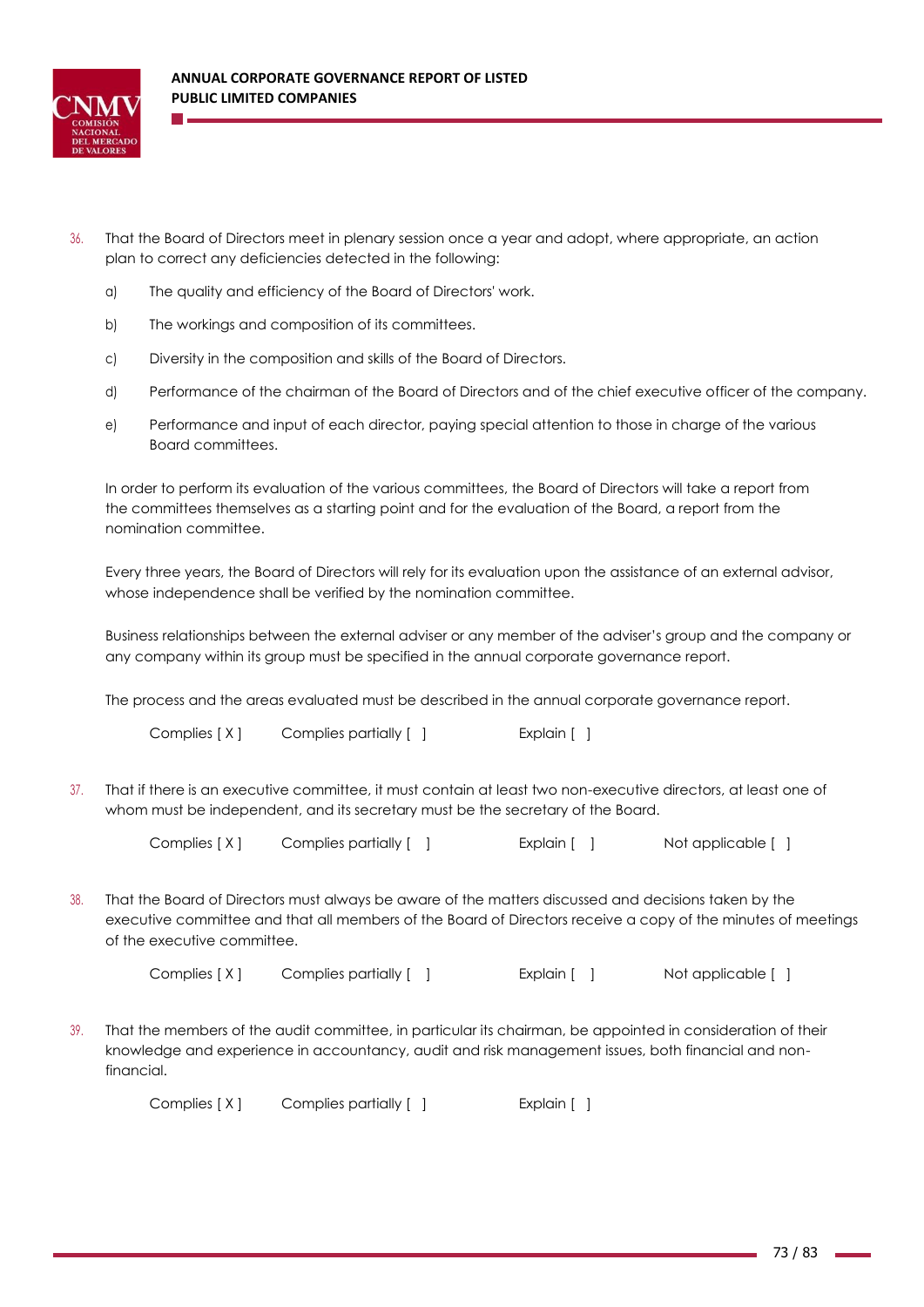36. That the Board of Directors meet in plenary session once a year and adopt, where appropriate, an action plan to correct any deficiencies detected in the following:

    a) The quality and efficiency of the Board of Directors' work.

    b) The workings and composition of its committees.

    c) Diversity in the composition and skills of the Board of Directors.

    d) Performance of the chairman of the Board of Directors and of the chief executive officer of the company.

    e) Performance and input of each director, paying special attention to those in charge of the various Board committees.

    In order to perform its evaluation of the various committees, the Board of Directors will take a report from the committees themselves as a starting point and for the evaluation of the Board, a report from the nomination committee.

    Every three years, the Board of Directors will rely for its evaluation upon the assistance of an external advisor, whose independence shall be verified by the nomination committee.

    Business relationships between the external adviser or any member of the adviser's group and the company or any company within its group must be specified in the annual corporate governance report.

    The process and the areas evaluated must be described in the annual corporate governance report.

    Complies [ X ]     Complies partially [ ]     Explain [ ]

37. That if there is an executive committee, it must contain at least two non-executive directors, at least one of whom must be independent, and its secretary must be the secretary of the Board.

    Complies [ X ]     Complies partially [ ]     Explain [ ]     Not applicable [ ]

38. That the Board of Directors must always be aware of the matters discussed and decisions taken by the executive committee and that all members of the Board of Directors receive a copy of the minutes of meetings of the executive committee.

    Complies [ X ]     Complies partially [ ]     Explain [ ]     Not applicable [ ]

39. That the members of the audit committee, in particular its chairman, be appointed in consideration of their knowledge and experience in accountancy, audit and risk management issues, both financial and non-financial.

    Complies [ X ]     Complies partially [ ]     Explain [ ]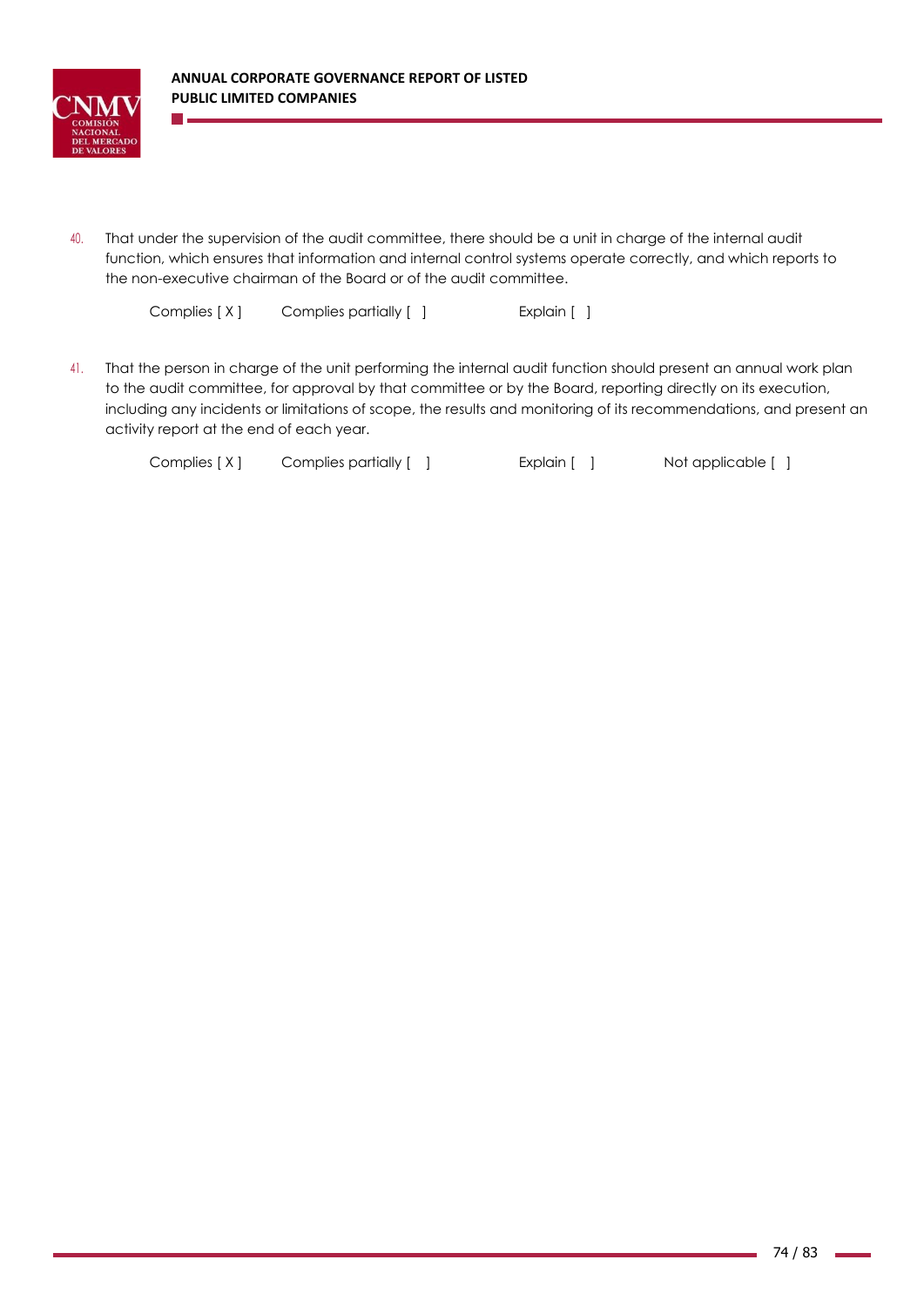40. That under the supervision of the audit committee, there should be a unit in charge of the internal audit function, which ensures that information and internal control systems operate correctly, and which reports to the non-executive chairman of the Board or of the audit committee.

    Complies [ X ]      Complies partially [ ]      Explain [ ]

41. That the person in charge of the unit performing the internal audit function should present an annual work plan to the audit committee, for approval by that committee or by the Board, reporting directly on its execution, including any incidents or limitations of scope, the results and monitoring of its recommendations, and present an activity report at the end of each year.

    Complies [ X ]      Complies partially [ ]      Explain [ ]      Not applicable [ ]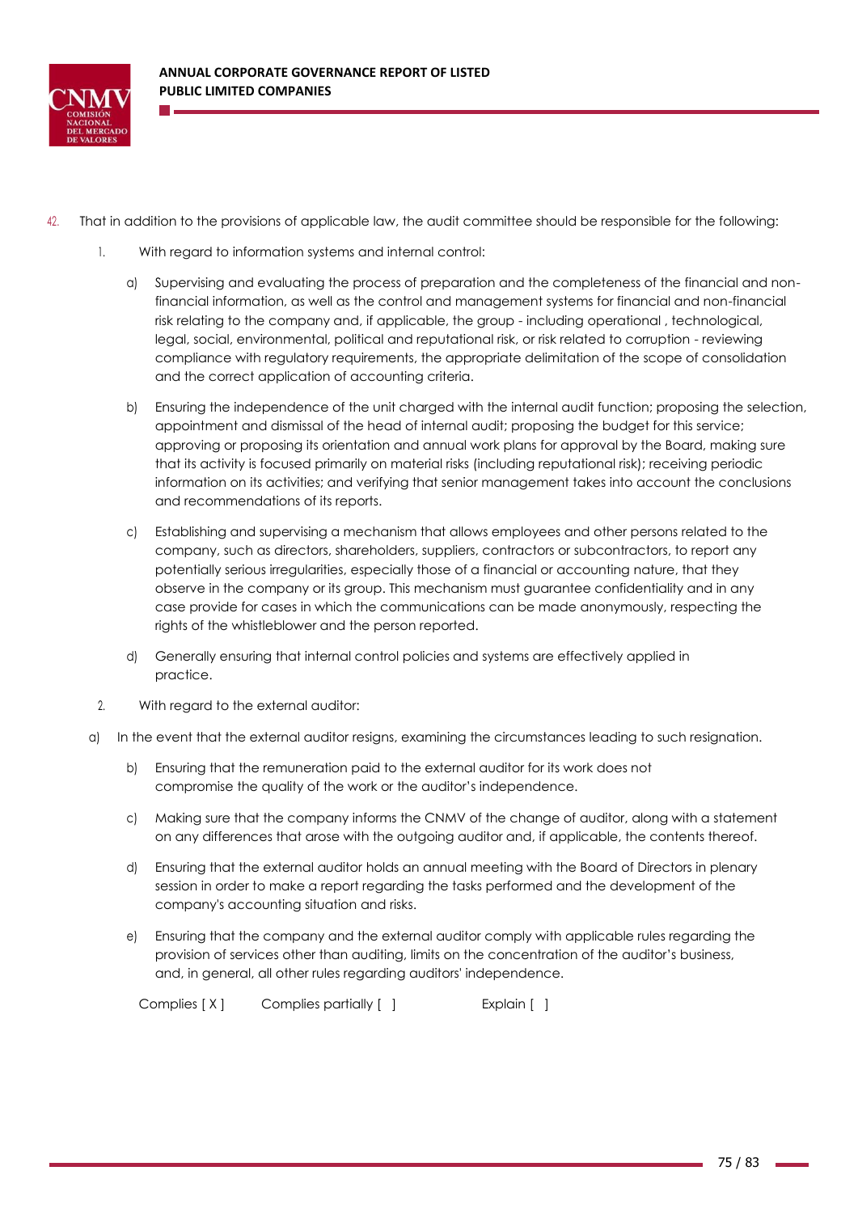42. That in addition to the provisions of applicable law, the audit committee should be responsible for the following:

   1. With regard to information systems and internal control:

      a) Supervising and evaluating the process of preparation and the completeness of the financial and non-financial information, as well as the control and management systems for financial and non-financial risk relating to the company and, if applicable, the group - including operational , technological, legal, social, environmental, political and reputational risk, or risk related to corruption - reviewing compliance with regulatory requirements, the appropriate delimitation of the scope of consolidation and the correct application of accounting criteria.

      b) Ensuring the independence of the unit charged with the internal audit function; proposing the selection, appointment and dismissal of the head of internal audit; proposing the budget for this service; approving or proposing its orientation and annual work plans for approval by the Board, making sure that its activity is focused primarily on material risks (including reputational risk); receiving periodic information on its activities; and verifying that senior management takes into account the conclusions and recommendations of its reports.

      c) Establishing and supervising a mechanism that allows employees and other persons related to the company, such as directors, shareholders, suppliers, contractors or subcontractors, to report any potentially serious irregularities, especially those of a financial or accounting nature, that they observe in the company or its group. This mechanism must guarantee confidentiality and in any case provide for cases in which the communications can be made anonymously, respecting the rights of the whistleblower and the person reported.

      d) Generally ensuring that internal control policies and systems are effectively applied in practice.

   2. With regard to the external auditor:

      a) In the event that the external auditor resigns, examining the circumstances leading to such resignation.

      b) Ensuring that the remuneration paid to the external auditor for its work does not compromise the quality of the work or the auditor's independence.

      c) Making sure that the company informs the CNMV of the change of auditor, along with a statement on any differences that arose with the outgoing auditor and, if applicable, the contents thereof.

      d) Ensuring that the external auditor holds an annual meeting with the Board of Directors in plenary session in order to make a report regarding the tasks performed and the development of the company's accounting situation and risks.

      e) Ensuring that the company and the external auditor comply with applicable rules regarding the provision of services other than auditing, limits on the concentration of the auditor's business, and, in general, all other rules regarding auditors' independence.

Complies [ X ]     Complies partially [ ]     Explain [ ]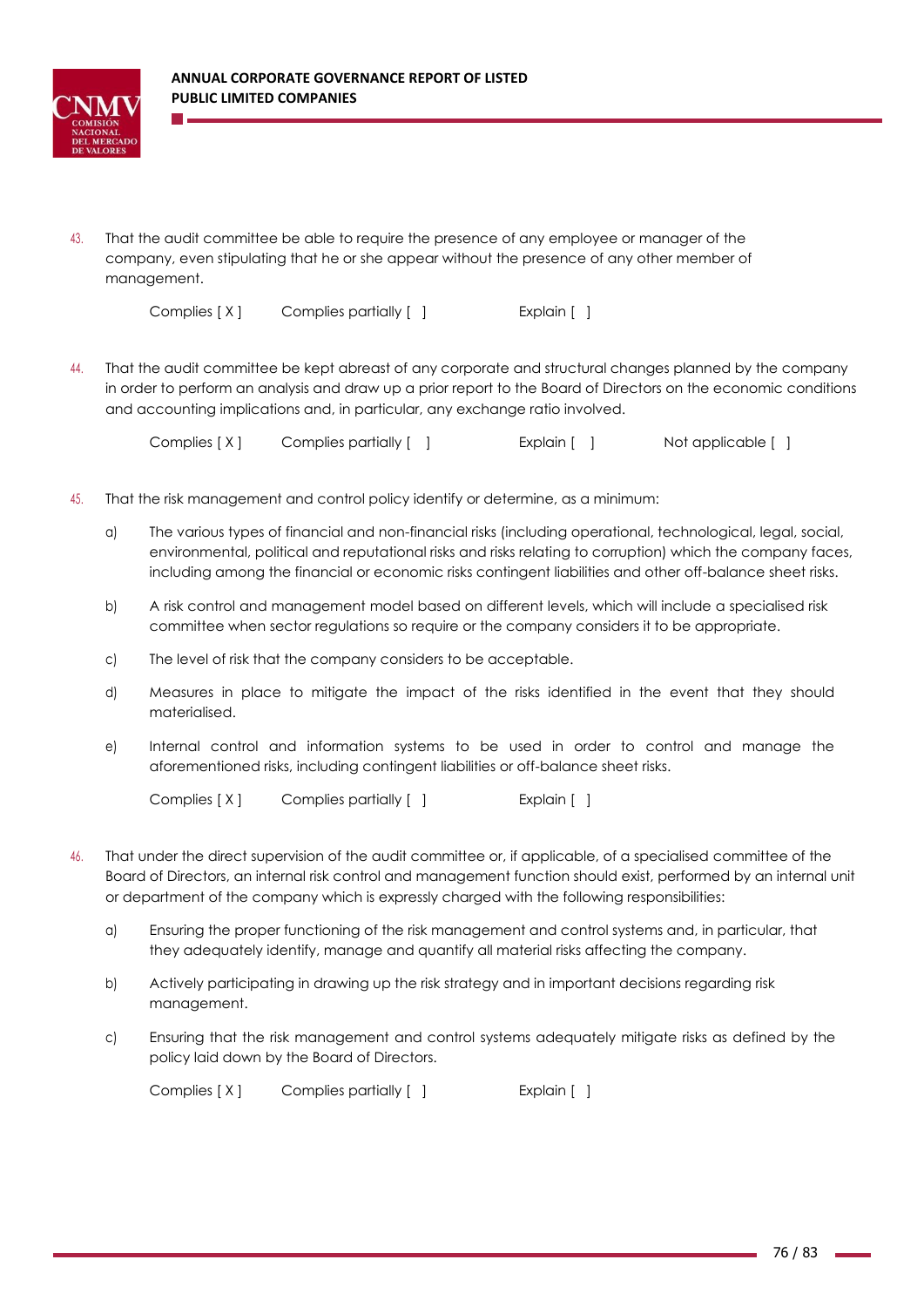43. That the audit committee be able to require the presence of any employee or manager of the company, even stipulating that he or she appear without the presence of any other member of management.

    Complies [ X ]    Complies partially [ ]    Explain [ ]

44. That the audit committee be kept abreast of any corporate and structural changes planned by the company in order to perform an analysis and draw up a prior report to the Board of Directors on the economic conditions and accounting implications and, in particular, any exchange ratio involved.

    Complies [ X ]    Complies partially [ ]    Explain [ ]    Not applicable [ ]

45. That the risk management and control policy identify or determine, as a minimum:

    a) The various types of financial and non-financial risks (including operational, technological, legal, social, environmental, political and reputational risks and risks relating to corruption) which the company faces, including among the financial or economic risks contingent liabilities and other off-balance sheet risks.

    b) A risk control and management model based on different levels, which will include a specialised risk committee when sector regulations so require or the company considers it to be appropriate.

    c) The level of risk that the company considers to be acceptable.

    d) Measures in place to mitigate the impact of the risks identified in the event that they should materialised.

    e) Internal control and information systems to be used in order to control and manage the aforementioned risks, including contingent liabilities or off-balance sheet risks.

    Complies [ X ]    Complies partially [ ]    Explain [ ]

46. That under the direct supervision of the audit committee or, if applicable, of a specialised committee of the Board of Directors, an internal risk control and management function should exist, performed by an internal unit or department of the company which is expressly charged with the following responsibilities:

    a) Ensuring the proper functioning of the risk management and control systems and, in particular, that they adequately identify, manage and quantify all material risks affecting the company.

    b) Actively participating in drawing up the risk strategy and in important decisions regarding risk management.

    c) Ensuring that the risk management and control systems adequately mitigate risks as defined by the policy laid down by the Board of Directors.

    Complies [ X ]    Complies partially [ ]    Explain [ ]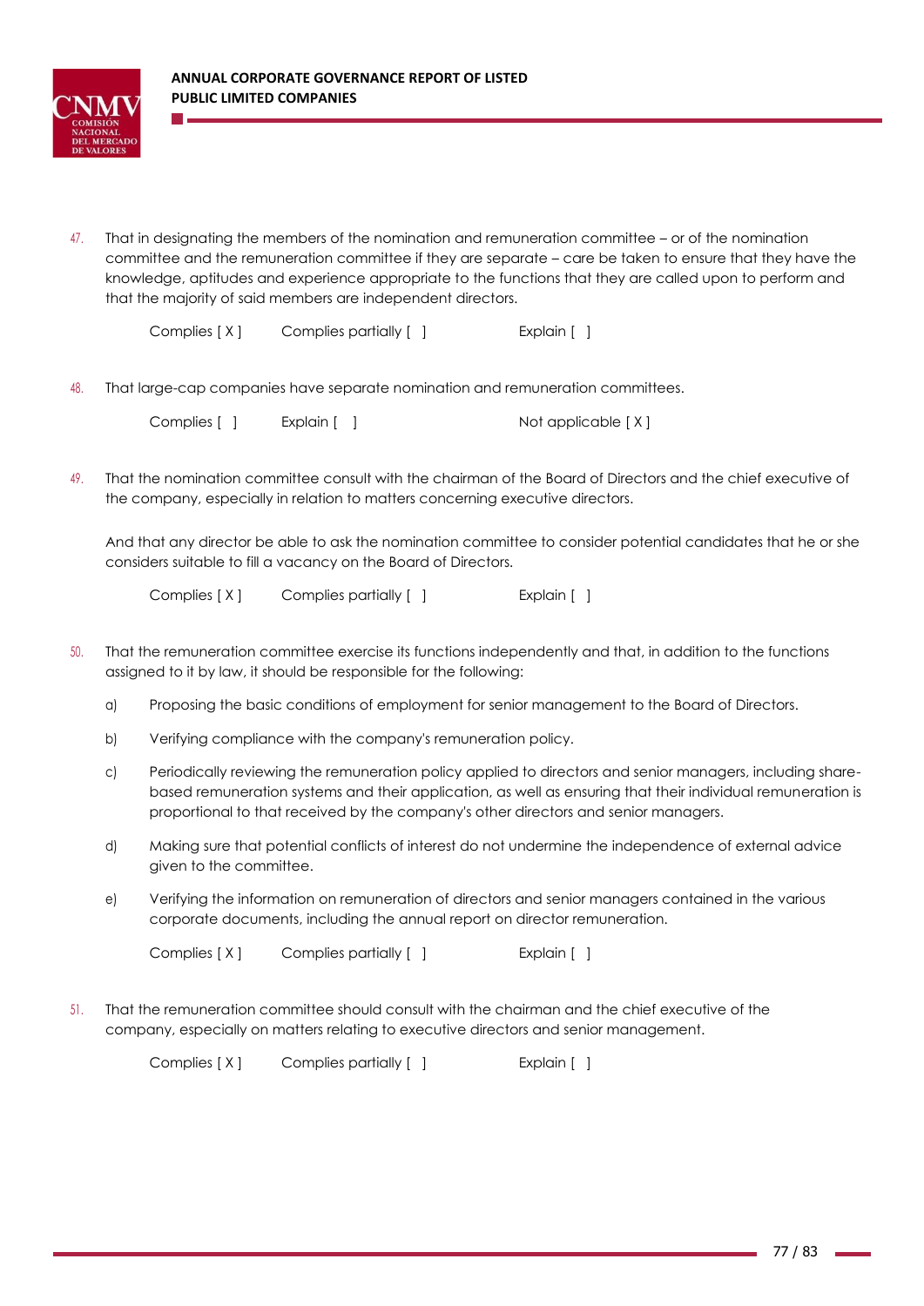47. That in designating the members of the nomination and remuneration committee – or of the nomination committee and the remuneration committee if they are separate – care be taken to ensure that they have the knowledge, aptitudes and experience appropriate to the functions that they are called upon to perform and that the majority of said members are independent directors.

    Complies [ X ]  Complies partially [ ]  Explain [ ]

48. That large-cap companies have separate nomination and remuneration committees.

    Complies [ ]  Explain [ ]  Not applicable [ X ]

49. That the nomination committee consult with the chairman of the Board of Directors and the chief executive of the company, especially in relation to matters concerning executive directors.

    And that any director be able to ask the nomination committee to consider potential candidates that he or she considers suitable to fill a vacancy on the Board of Directors.

    Complies [ X ]  Complies partially [ ]  Explain [ ]

50. That the remuneration committee exercise its functions independently and that, in addition to the functions assigned to it by law, it should be responsible for the following:

    a) Proposing the basic conditions of employment for senior management to the Board of Directors.

    b) Verifying compliance with the company's remuneration policy.

    c) Periodically reviewing the remuneration policy applied to directors and senior managers, including share-based remuneration systems and their application, as well as ensuring that their individual remuneration is proportional to that received by the company's other directors and senior managers.

    d) Making sure that potential conflicts of interest do not undermine the independence of external advice given to the committee.

    e) Verifying the information on remuneration of directors and senior managers contained in the various corporate documents, including the annual report on director remuneration.

    Complies [ X ]  Complies partially [ ]  Explain [ ]

51. That the remuneration committee should consult with the chairman and the chief executive of the company, especially on matters relating to executive directors and senior management.

    Complies [ X ]  Complies partially [ ]  Explain [ ]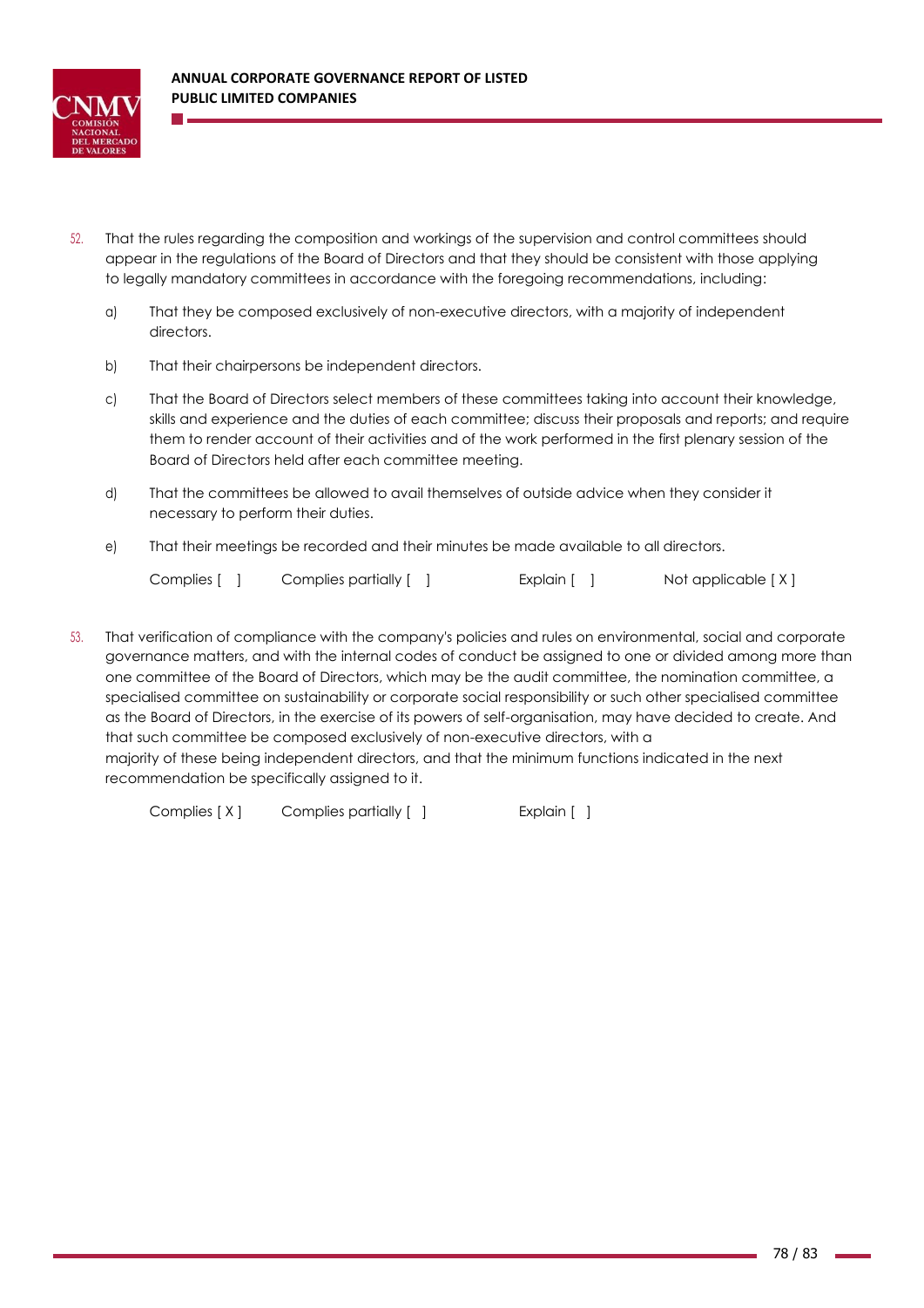52. That the rules regarding the composition and workings of the supervision and control committees should appear in the regulations of the Board of Directors and that they should be consistent with those applying to legally mandatory committees in accordance with the foregoing recommendations, including:

    a) That they be composed exclusively of non-executive directors, with a majority of independent directors.

    b) That their chairpersons be independent directors.

    c) That the Board of Directors select members of these committees taking into account their knowledge, skills and experience and the duties of each committee; discuss their proposals and reports; and require them to render account of their activities and of the work performed in the first plenary session of the Board of Directors held after each committee meeting.

    d) That the committees be allowed to avail themselves of outside advice when they consider it necessary to perform their duties.

    e) That their meetings be recorded and their minutes be made available to all directors.

    Complies [ ]     Complies partially [ ]     Explain [ ]     Not applicable [ X ]

53. That verification of compliance with the company's policies and rules on environmental, social and corporate governance matters, and with the internal codes of conduct be assigned to one or divided among more than one committee of the Board of Directors, which may be the audit committee, the nomination committee, a specialised committee on sustainability or corporate social responsibility or such other specialised committee as the Board of Directors, in the exercise of its powers of self-organisation, may have decided to create. And that such committee be composed exclusively of non-executive directors, with a majority of these being independent directors, and that the minimum functions indicated in the next recommendation be specifically assigned to it.

    Complies [ X ]     Complies partially [ ]     Explain [ ]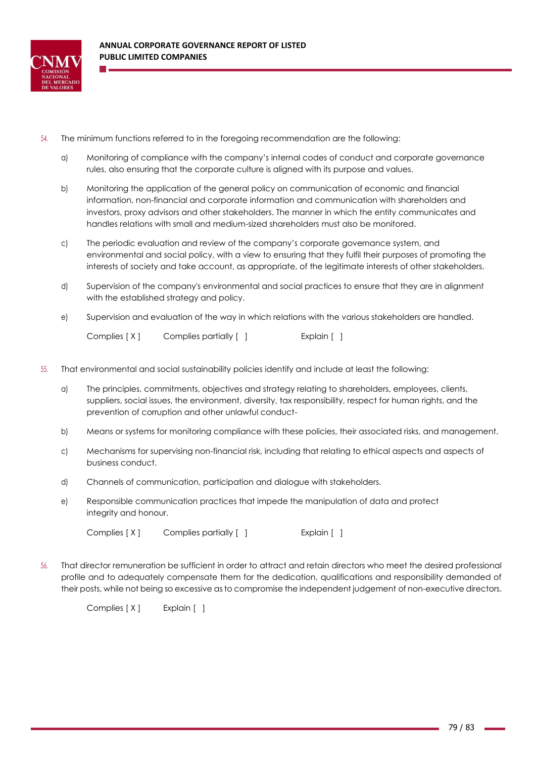54. The minimum functions referred to in the foregoing recommendation are the following:

    a) Monitoring of compliance with the company's internal codes of conduct and corporate governance rules, also ensuring that the corporate culture is aligned with its purpose and values.

    b) Monitoring the application of the general policy on communication of economic and financial information, non-financial and corporate information and communication with shareholders and investors, proxy advisors and other stakeholders. The manner in which the entity communicates and handles relations with small and medium-sized shareholders must also be monitored.

    c) The periodic evaluation and review of the company's corporate governance system, and environmental and social policy, with a view to ensuring that they fulfil their purposes of promoting the interests of society and take account, as appropriate, of the legitimate interests of other stakeholders.

    d) Supervision of the company's environmental and social practices to ensure that they are in alignment with the established strategy and policy.

    e) Supervision and evaluation of the way in which relations with the various stakeholders are handled.

    Complies [ X ]     Complies partially [ ]     Explain [ ]

55. That environmental and social sustainability policies identify and include at least the following:

    a) The principles, commitments, objectives and strategy relating to shareholders, employees, clients, suppliers, social issues, the environment, diversity, tax responsibility, respect for human rights, and the prevention of corruption and other unlawful conduct-

    b) Means or systems for monitoring compliance with these policies, their associated risks, and management.

    c) Mechanisms for supervising non-financial risk, including that relating to ethical aspects and aspects of business conduct.

    d) Channels of communication, participation and dialogue with stakeholders.

    e) Responsible communication practices that impede the manipulation of data and protect integrity and honour.

    Complies [ X ]     Complies partially [ ]     Explain [ ]

56. That director remuneration be sufficient in order to attract and retain directors who meet the desired professional profile and to adequately compensate them for the dedication, qualifications and responsibility demanded of their posts, while not being so excessive as to compromise the independent judgement of non-executive directors.

    Complies [ X ]     Explain [ ]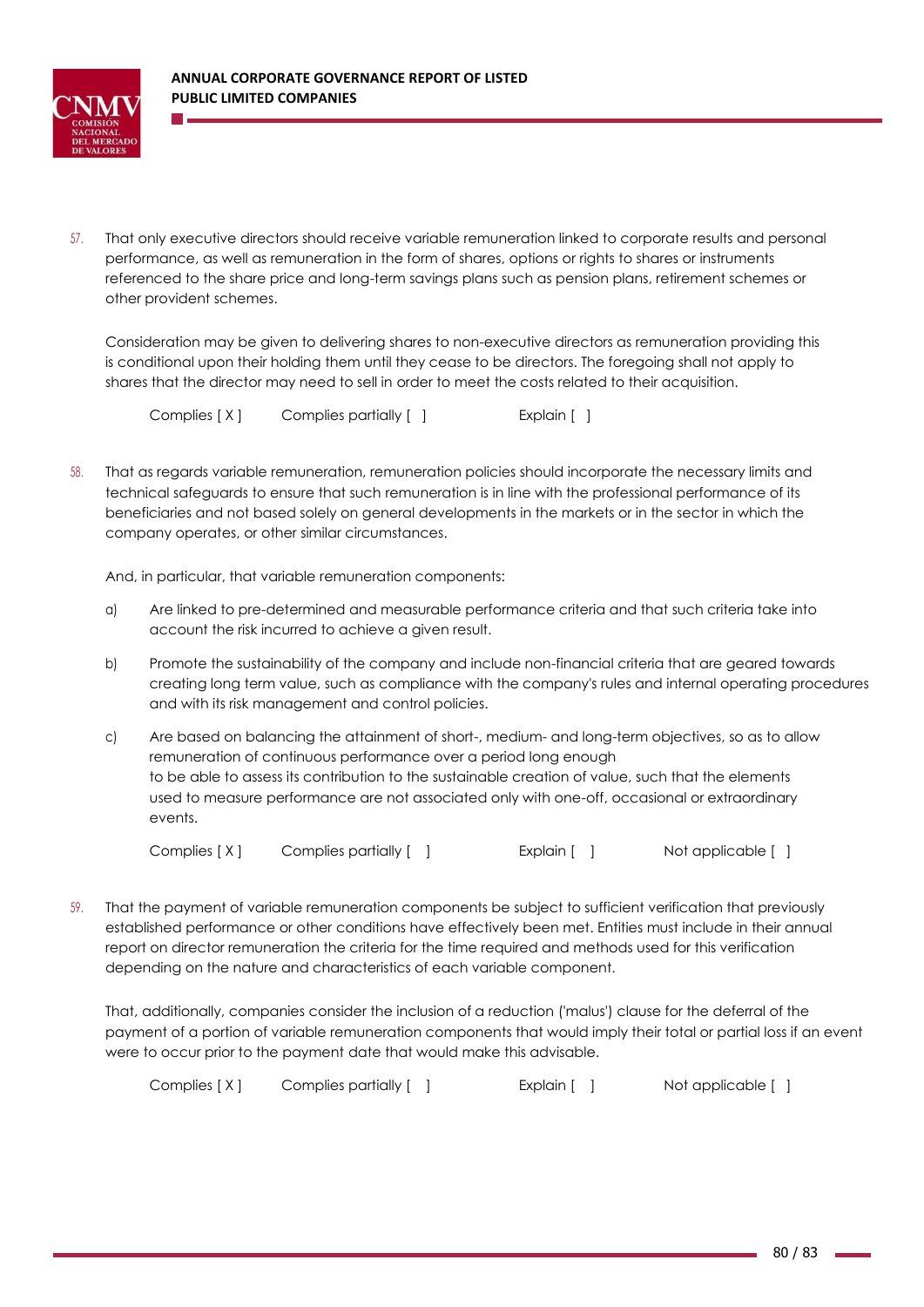57. That only executive directors should receive variable remuneration linked to corporate results and personal performance, as well as remuneration in the form of shares, options or rights to shares or instruments referenced to the share price and long-term savings plans such as pension plans, retirement schemes or other provident schemes.

    Consideration may be given to delivering shares to non-executive directors as remuneration providing this is conditional upon their holding them until they cease to be directors. The foregoing shall not apply to shares that the director may need to sell in order to meet the costs related to their acquisition.

    Complies [ X ]    Complies partially [ ]    Explain [ ]

58. That as regards variable remuneration, remuneration policies should incorporate the necessary limits and technical safeguards to ensure that such remuneration is in line with the professional performance of its beneficiaries and not based solely on general developments in the markets or in the sector in which the company operates, or other similar circumstances.

    And, in particular, that variable remuneration components:

    a) Are linked to pre-determined and measurable performance criteria and that such criteria take into account the risk incurred to achieve a given result.

    b) Promote the sustainability of the company and include non-financial criteria that are geared towards creating long term value, such as compliance with the company's rules and internal operating procedures and with its risk management and control policies.

    c) Are based on balancing the attainment of short-, medium- and long-term objectives, so as to allow remuneration of continuous performance over a period long enough to be able to assess its contribution to the sustainable creation of value, such that the elements used to measure performance are not associated only with one-off, occasional or extraordinary events.

    Complies [ X ]    Complies partially [ ]    Explain [ ]    Not applicable [ ]

59. That the payment of variable remuneration components be subject to sufficient verification that previously established performance or other conditions have effectively been met. Entities must include in their annual report on director remuneration the criteria for the time required and methods used for this verification depending on the nature and characteristics of each variable component.

    That, additionally, companies consider the inclusion of a reduction ('malus') clause for the deferral of the payment of a portion of variable remuneration components that would imply their total or partial loss if an event were to occur prior to the payment date that would make this advisable.

    Complies [ X ]    Complies partially [ ]    Explain [ ]    Not applicable [ ]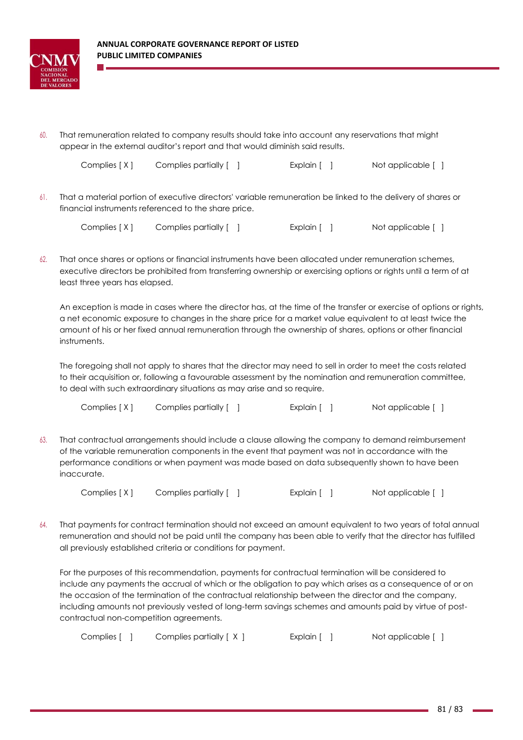60. That remuneration related to company results should take into account any reservations that might appear in the external auditor's report and that would diminish said results.

Complies [ X ]   Complies partially [ ]   Explain [ ]   Not applicable [ ]

61. That a material portion of executive directors' variable remuneration be linked to the delivery of shares or financial instruments referenced to the share price.

Complies [ X ]   Complies partially [ ]   Explain [ ]   Not applicable [ ]

62. That once shares or options or financial instruments have been allocated under remuneration schemes, executive directors be prohibited from transferring ownership or exercising options or rights until a term of at least three years has elapsed.

An exception is made in cases where the director has, at the time of the transfer or exercise of options or rights, a net economic exposure to changes in the share price for a market value equivalent to at least twice the amount of his or her fixed annual remuneration through the ownership of shares, options or other financial instruments.

The foregoing shall not apply to shares that the director may need to sell in order to meet the costs related to their acquisition or, following a favourable assessment by the nomination and remuneration committee, to deal with such extraordinary situations as may arise and so require.

Complies [ X ]   Complies partially [ ]   Explain [ ]   Not applicable [ ]

63. That contractual arrangements should include a clause allowing the company to demand reimbursement of the variable remuneration components in the event that payment was not in accordance with the performance conditions or when payment was made based on data subsequently shown to have been inaccurate.

Complies [ X ]   Complies partially [ ]   Explain [ ]   Not applicable [ ]

64. That payments for contract termination should not exceed an amount equivalent to two years of total annual remuneration and should not be paid until the company has been able to verify that the director has fulfilled all previously established criteria or conditions for payment.

For the purposes of this recommendation, payments for contractual termination will be considered to include any payments the accrual of which or the obligation to pay which arises as a consequence of or on the occasion of the termination of the contractual relationship between the director and the company, including amounts not previously vested of long-term savings schemes and amounts paid by virtue of post-contractual non-competition agreements.

Complies [ ]   Complies partially [ X ]   Explain [ ]   Not applicable [ ]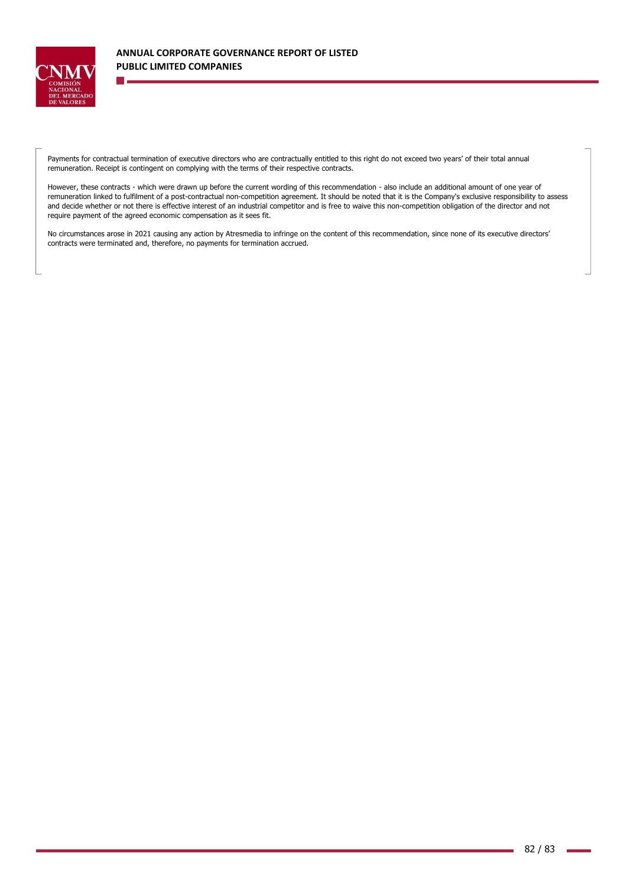Payments for contractual termination of executive directors who are contractually entitled to this right do not exceed two years' of their total annual remuneration. Receipt is contingent on complying with the terms of their respective contracts.

However, these contracts - which were drawn up before the current wording of this recommendation - also include an additional amount of one year of remuneration linked to fulfilment of a post-contractual non-competition agreement. It should be noted that it is the Company's exclusive responsibility to assess and decide whether or not there is effective interest of an industrial competitor and is free to waive this non-competition obligation of the director and not require payment of the agreed economic compensation as it sees fit.

No circumstances arose in 2021 causing any action by Atresmedia to infringe on the content of this recommendation, since none of its executive directors' contracts were terminated and, therefore, no payments for termination accrued.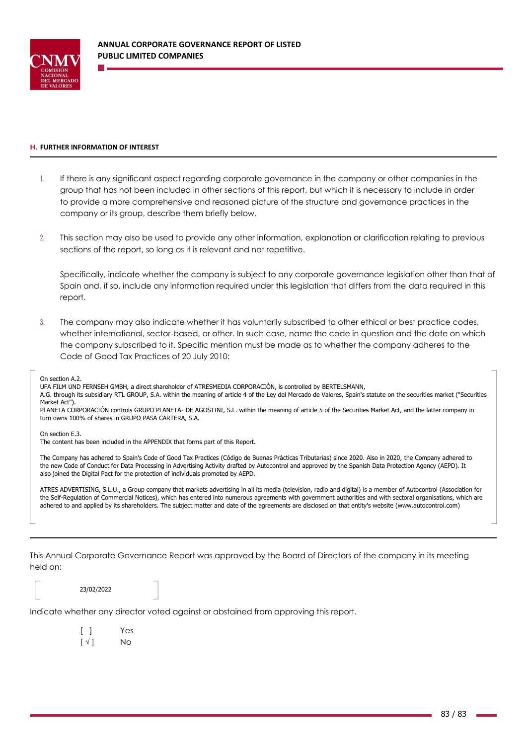## H. FURTHER INFORMATION OF INTEREST

1. If there is any significant aspect regarding corporate governance in the company or other companies in the group that has not been included in other sections of this report, but which it is necessary to include in order to provide a more comprehensive and reasoned picture of the structure and governance practices in the company or its group, describe them briefly below.

2. This section may also be used to provide any other information, explanation or clarification relating to previous sections of the report, so long as it is relevant and not repetitive.

   Specifically, indicate whether the company is subject to any corporate governance legislation other than that of Spain and, if so, include any information required under this legislation that differs from the data required in this report.

3. The company may also indicate whether it has voluntarily subscribed to other ethical or best practice codes, whether international, sector-based, or other. In such case, name the code in question and the date on which the company subscribed to it. Specific mention must be made as to whether the company adheres to the Code of Good Tax Practices of 20 July 2010:

On section A.2.
UFA FILM UND FERNSEH GMBH, a direct shareholder of ATRESMEDIA CORPORACIÓN, is controlled by BERTELSMANN, A.G. through its subsidiary RTL GROUP, S.A. within the meaning of article 4 of the Ley del Mercado de Valores, Spain's statute on the securities market ("Securities Market Act").
PLANETA CORPORACIÓN controls GRUPO PLANETA- DE AGOSTINI, S.L. within the meaning of article 5 of the Securities Market Act, and the latter company in turn owns 100% of shares in GRUPO PASA CARTERA, S.A.

On section E.3.
The content has been included in the APPENDIX that forms part of this Report.

The Company has adhered to Spain's Code of Good Tax Practices (Código de Buenas Prácticas Tributarias) since 2020. Also in 2020, the Company adhered to the new Code of Conduct for Data Processing in Advertising Activity drafted by Autocontrol and approved by the Spanish Data Protection Agency (AEPD). It also joined the Digital Pact for the protection of individuals promoted by AEPD.

ATRES ADVERTISING, S.L.U., a Group company that markets advertising in all its media (television, radio and digital) is a member of Autocontrol (Association for the Self-Regulation of Commercial Notices), which has entered into numerous agreements with government authorities and with sectoral organisations, which are adhered to and applied by its shareholders. The subject matter and date of the agreements are disclosed on that entity's website (www.autocontrol.com)

---

This Annual Corporate Governance Report was approved by the Board of Directors of the company in its meeting held on:

23/02/2022

Indicate whether any director voted against or abstained from approving this report.

[ ] Yes
[ √ ] No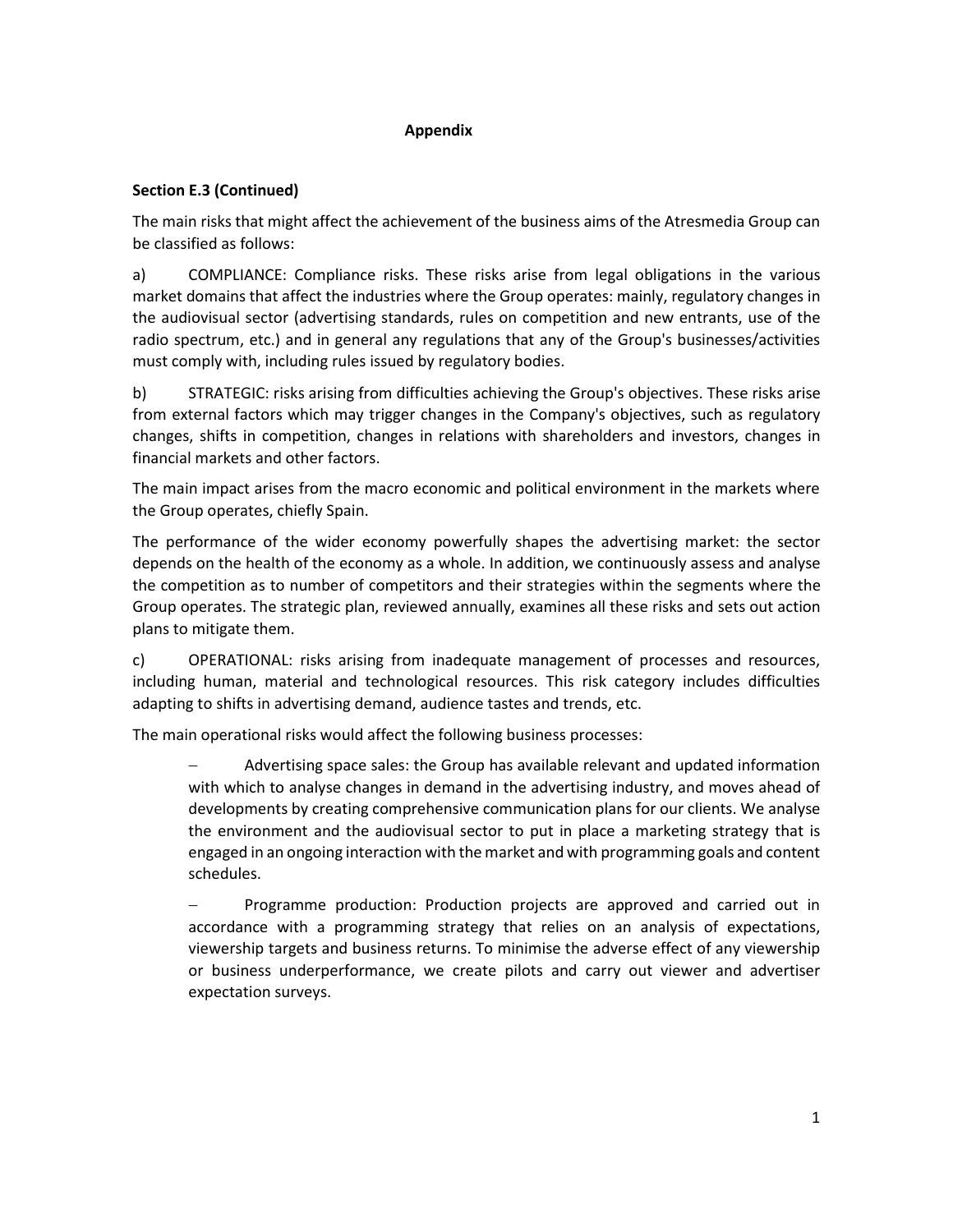## Appendix

### Section E.3 (Continued)

The main risks that might affect the achievement of the business aims of the Atresmedia Group can be classified as follows:

a) COMPLIANCE: Compliance risks. These risks arise from legal obligations in the various market domains that affect the industries where the Group operates: mainly, regulatory changes in the audiovisual sector (advertising standards, rules on competition and new entrants, use of the radio spectrum, etc.) and in general any regulations that any of the Group's businesses/activities must comply with, including rules issued by regulatory bodies.

b) STRATEGIC: risks arising from difficulties achieving the Group's objectives. These risks arise from external factors which may trigger changes in the Company's objectives, such as regulatory changes, shifts in competition, changes in relations with shareholders and investors, changes in financial markets and other factors.

The main impact arises from the macro economic and political environment in the markets where the Group operates, chiefly Spain.

The performance of the wider economy powerfully shapes the advertising market: the sector depends on the health of the economy as a whole. In addition, we continuously assess and analyse the competition as to number of competitors and their strategies within the segments where the Group operates. The strategic plan, reviewed annually, examines all these risks and sets out action plans to mitigate them.

c) OPERATIONAL: risks arising from inadequate management of processes and resources, including human, material and technological resources. This risk category includes difficulties adapting to shifts in advertising demand, audience tastes and trends, etc.

The main operational risks would affect the following business processes:

- Advertising space sales: the Group has available relevant and updated information with which to analyse changes in demand in the advertising industry, and moves ahead of developments by creating comprehensive communication plans for our clients. We analyse the environment and the audiovisual sector to put in place a marketing strategy that is engaged in an ongoing interaction with the market and with programming goals and content schedules.

- Programme production: Production projects are approved and carried out in accordance with a programming strategy that relies on an analysis of expectations, viewership targets and business returns. To minimise the adverse effect of any viewership or business underperformance, we create pilots and carry out viewer and advertiser expectation surveys.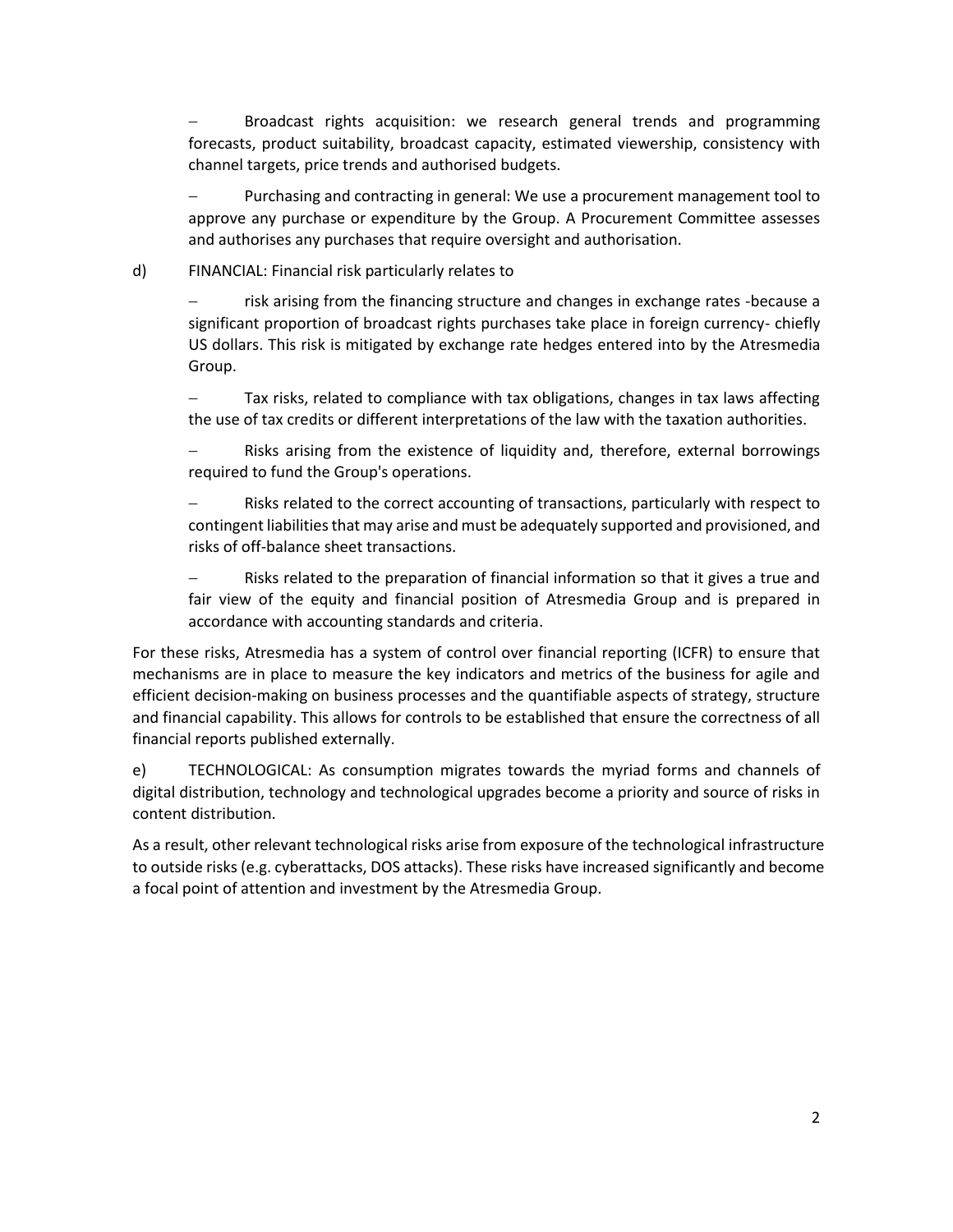- Broadcast rights acquisition: we research general trends and programming forecasts, product suitability, broadcast capacity, estimated viewership, consistency with channel targets, price trends and authorised budgets.

- Purchasing and contracting in general: We use a procurement management tool to approve any purchase or expenditure by the Group. A Procurement Committee assesses and authorises any purchases that require oversight and authorisation.

d) FINANCIAL: Financial risk particularly relates to

- risk arising from the financing structure and changes in exchange rates -because a significant proportion of broadcast rights purchases take place in foreign currency- chiefly US dollars. This risk is mitigated by exchange rate hedges entered into by the Atresmedia Group.

- Tax risks, related to compliance with tax obligations, changes in tax laws affecting the use of tax credits or different interpretations of the law with the taxation authorities.

- Risks arising from the existence of liquidity and, therefore, external borrowings required to fund the Group's operations.

- Risks related to the correct accounting of transactions, particularly with respect to contingent liabilities that may arise and must be adequately supported and provisioned, and risks of off-balance sheet transactions.

- Risks related to the preparation of financial information so that it gives a true and fair view of the equity and financial position of Atresmedia Group and is prepared in accordance with accounting standards and criteria.

For these risks, Atresmedia has a system of control over financial reporting (ICFR) to ensure that mechanisms are in place to measure the key indicators and metrics of the business for agile and efficient decision-making on business processes and the quantifiable aspects of strategy, structure and financial capability. This allows for controls to be established that ensure the correctness of all financial reports published externally.

e) TECHNOLOGICAL: As consumption migrates towards the myriad forms and channels of digital distribution, technology and technological upgrades become a priority and source of risks in content distribution.

As a result, other relevant technological risks arise from exposure of the technological infrastructure to outside risks (e.g. cyberattacks, DOS attacks). These risks have increased significantly and become a focal point of attention and investment by the Atresmedia Group.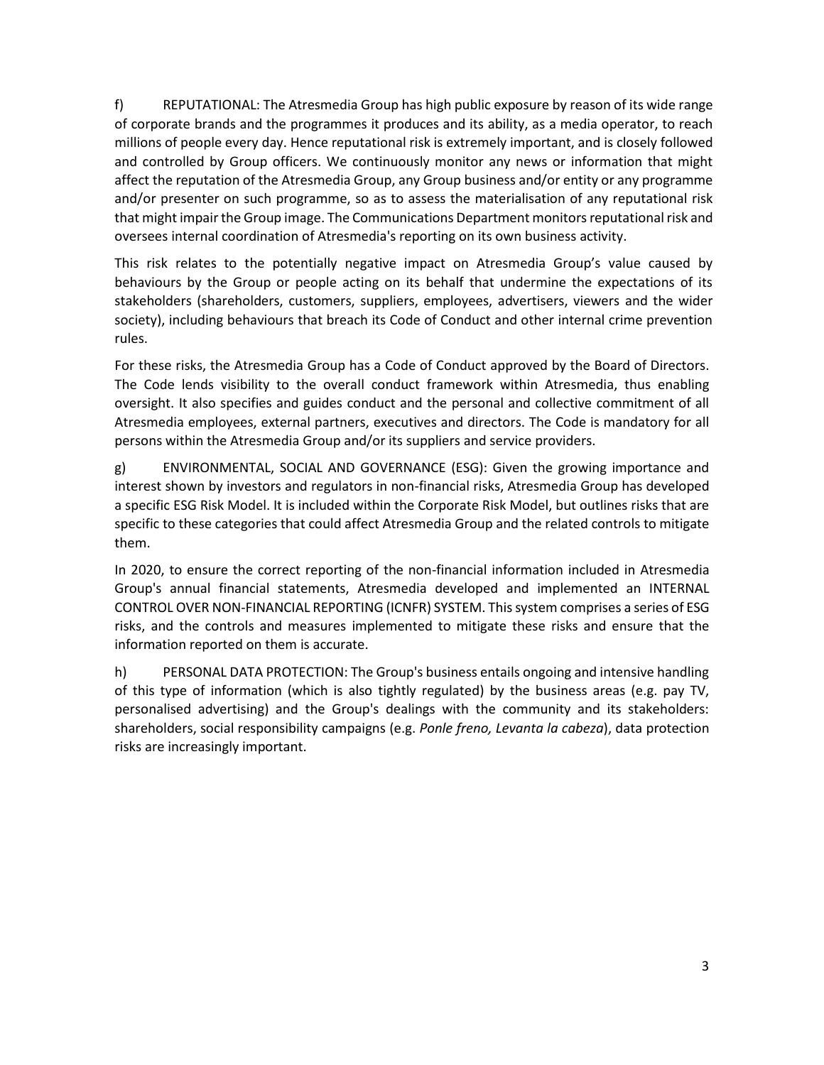f) REPUTATIONAL: The Atresmedia Group has high public exposure by reason of its wide range of corporate brands and the programmes it produces and its ability, as a media operator, to reach millions of people every day. Hence reputational risk is extremely important, and is closely followed and controlled by Group officers. We continuously monitor any news or information that might affect the reputation of the Atresmedia Group, any Group business and/or entity or any programme and/or presenter on such programme, so as to assess the materialisation of any reputational risk that might impair the Group image. The Communications Department monitors reputational risk and oversees internal coordination of Atresmedia's reporting on its own business activity.

This risk relates to the potentially negative impact on Atresmedia Group's value caused by behaviours by the Group or people acting on its behalf that undermine the expectations of its stakeholders (shareholders, customers, suppliers, employees, advertisers, viewers and the wider society), including behaviours that breach its Code of Conduct and other internal crime prevention rules.

For these risks, the Atresmedia Group has a Code of Conduct approved by the Board of Directors. The Code lends visibility to the overall conduct framework within Atresmedia, thus enabling oversight. It also specifies and guides conduct and the personal and collective commitment of all Atresmedia employees, external partners, executives and directors. The Code is mandatory for all persons within the Atresmedia Group and/or its suppliers and service providers.

g) ENVIRONMENTAL, SOCIAL AND GOVERNANCE (ESG): Given the growing importance and interest shown by investors and regulators in non-financial risks, Atresmedia Group has developed a specific ESG Risk Model. It is included within the Corporate Risk Model, but outlines risks that are specific to these categories that could affect Atresmedia Group and the related controls to mitigate them.

In 2020, to ensure the correct reporting of the non-financial information included in Atresmedia Group's annual financial statements, Atresmedia developed and implemented an INTERNAL CONTROL OVER NON-FINANCIAL REPORTING (ICNFR) SYSTEM. This system comprises a series of ESG risks, and the controls and measures implemented to mitigate these risks and ensure that the information reported on them is accurate.

h) PERSONAL DATA PROTECTION: The Group's business entails ongoing and intensive handling of this type of information (which is also tightly regulated) by the business areas (e.g. pay TV, personalised advertising) and the Group's dealings with the community and its stakeholders: shareholders, social responsibility campaigns (e.g. *Ponle freno, Levanta la cabeza*), data protection risks are increasingly important.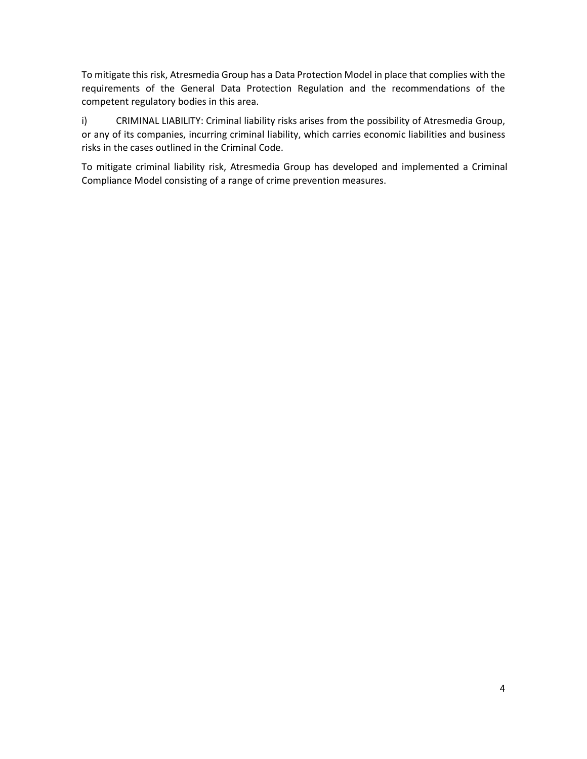To mitigate this risk, Atresmedia Group has a Data Protection Model in place that complies with the requirements of the General Data Protection Regulation and the recommendations of the competent regulatory bodies in this area.

i) CRIMINAL LIABILITY: Criminal liability risks arises from the possibility of Atresmedia Group, or any of its companies, incurring criminal liability, which carries economic liabilities and business risks in the cases outlined in the Criminal Code.

To mitigate criminal liability risk, Atresmedia Group has developed and implemented a Criminal Compliance Model consisting of a range of crime prevention measures.